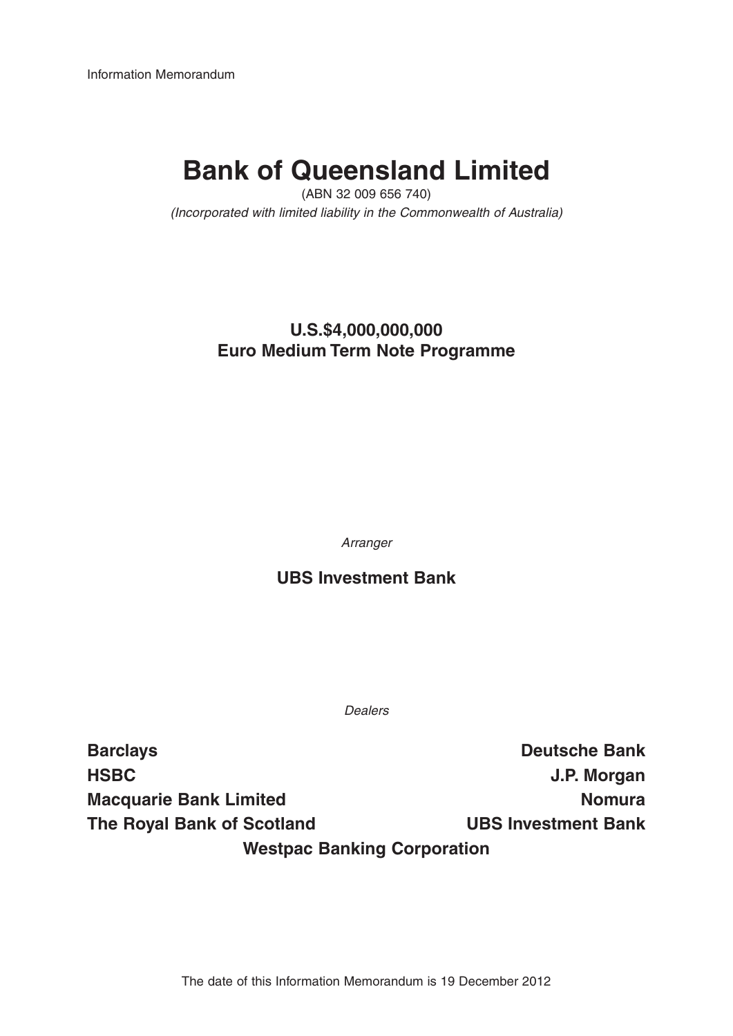Information Memorandum

# Bank of Queensland Limited

(ABN 32 009 656 740)

*(Incorporated with limited liability in the Commonwealth of Australia)*

## U.S.$4,000,000,000
## Euro Medium Term Note Programme

*Arranger*

**UBS Investment Bank**

*Dealers*

**Barclays**

**Deutsche Bank**

**HSBC**

**J.P. Morgan**

**Macquarie Bank Limited**

**Nomura**

**The Royal Bank of Scotland**

**UBS Investment Bank**

**Westpac Banking Corporation**

The date of this Information Memorandum is 19 December 2012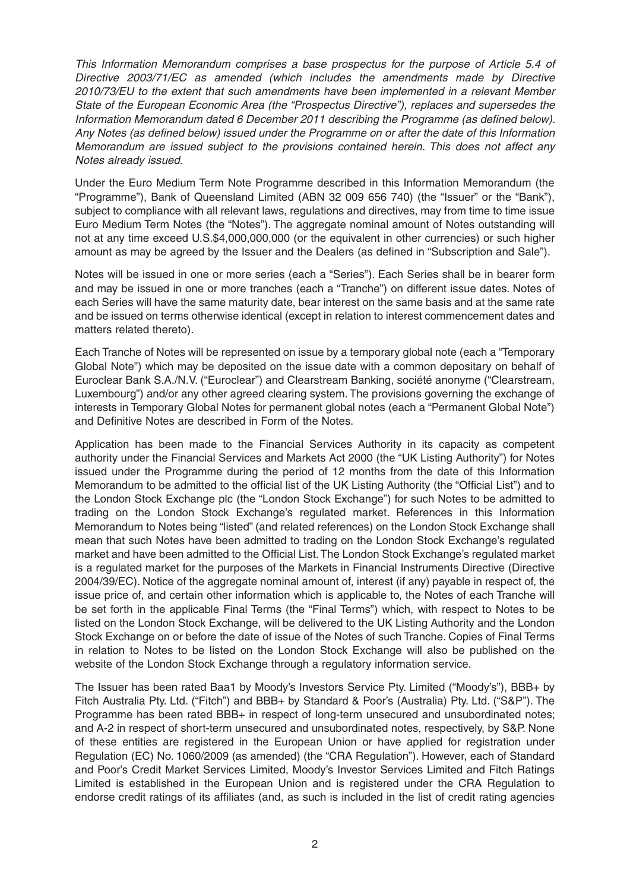*This Information Memorandum comprises a base prospectus for the purpose of Article 5.4 of Directive 2003/71/EC as amended (which includes the amendments made by Directive 2010/73/EU to the extent that such amendments have been implemented in a relevant Member State of the European Economic Area (the "Prospectus Directive"), replaces and supersedes the Information Memorandum dated 6 December 2011 describing the Programme (as defined below). Any Notes (as defined below) issued under the Programme on or after the date of this Information Memorandum are issued subject to the provisions contained herein. This does not affect any Notes already issued.*

Under the Euro Medium Term Note Programme described in this Information Memorandum (the "Programme"), Bank of Queensland Limited (ABN 32 009 656 740) (the "Issuer" or the "Bank"), subject to compliance with all relevant laws, regulations and directives, may from time to time issue Euro Medium Term Notes (the "Notes"). The aggregate nominal amount of Notes outstanding will not at any time exceed U.S.$4,000,000,000 (or the equivalent in other currencies) or such higher amount as may be agreed by the Issuer and the Dealers (as defined in "Subscription and Sale").

Notes will be issued in one or more series (each a "Series"). Each Series shall be in bearer form and may be issued in one or more tranches (each a "Tranche") on different issue dates. Notes of each Series will have the same maturity date, bear interest on the same basis and at the same rate and be issued on terms otherwise identical (except in relation to interest commencement dates and matters related thereto).

Each Tranche of Notes will be represented on issue by a temporary global note (each a "Temporary Global Note") which may be deposited on the issue date with a common depositary on behalf of Euroclear Bank S.A./N.V. ("Euroclear") and Clearstream Banking, société anonyme ("Clearstream, Luxembourg") and/or any other agreed clearing system. The provisions governing the exchange of interests in Temporary Global Notes for permanent global notes (each a "Permanent Global Note") and Definitive Notes are described in Form of the Notes.

Application has been made to the Financial Services Authority in its capacity as competent authority under the Financial Services and Markets Act 2000 (the "UK Listing Authority") for Notes issued under the Programme during the period of 12 months from the date of this Information Memorandum to be admitted to the official list of the UK Listing Authority (the "Official List") and to the London Stock Exchange plc (the "London Stock Exchange") for such Notes to be admitted to trading on the London Stock Exchange's regulated market. References in this Information Memorandum to Notes being "listed" (and related references) on the London Stock Exchange shall mean that such Notes have been admitted to trading on the London Stock Exchange's regulated market and have been admitted to the Official List. The London Stock Exchange's regulated market is a regulated market for the purposes of the Markets in Financial Instruments Directive (Directive 2004/39/EC). Notice of the aggregate nominal amount of, interest (if any) payable in respect of, the issue price of, and certain other information which is applicable to, the Notes of each Tranche will be set forth in the applicable Final Terms (the "Final Terms") which, with respect to Notes to be listed on the London Stock Exchange, will be delivered to the UK Listing Authority and the London Stock Exchange on or before the date of issue of the Notes of such Tranche. Copies of Final Terms in relation to Notes to be listed on the London Stock Exchange will also be published on the website of the London Stock Exchange through a regulatory information service.

The Issuer has been rated Baa1 by Moody's Investors Service Pty. Limited ("Moody's"), BBB+ by Fitch Australia Pty. Ltd. ("Fitch") and BBB+ by Standard & Poor's (Australia) Pty. Ltd. ("S&P"). The Programme has been rated BBB+ in respect of long-term unsecured and unsubordinated notes; and A-2 in respect of short-term unsecured and unsubordinated notes, respectively, by S&P. None of these entities are registered in the European Union or have applied for registration under Regulation (EC) No. 1060/2009 (as amended) (the "CRA Regulation"). However, each of Standard and Poor's Credit Market Services Limited, Moody's Investor Services Limited and Fitch Ratings Limited is established in the European Union and is registered under the CRA Regulation to endorse credit ratings of its affiliates (and, as such is included in the list of credit rating agencies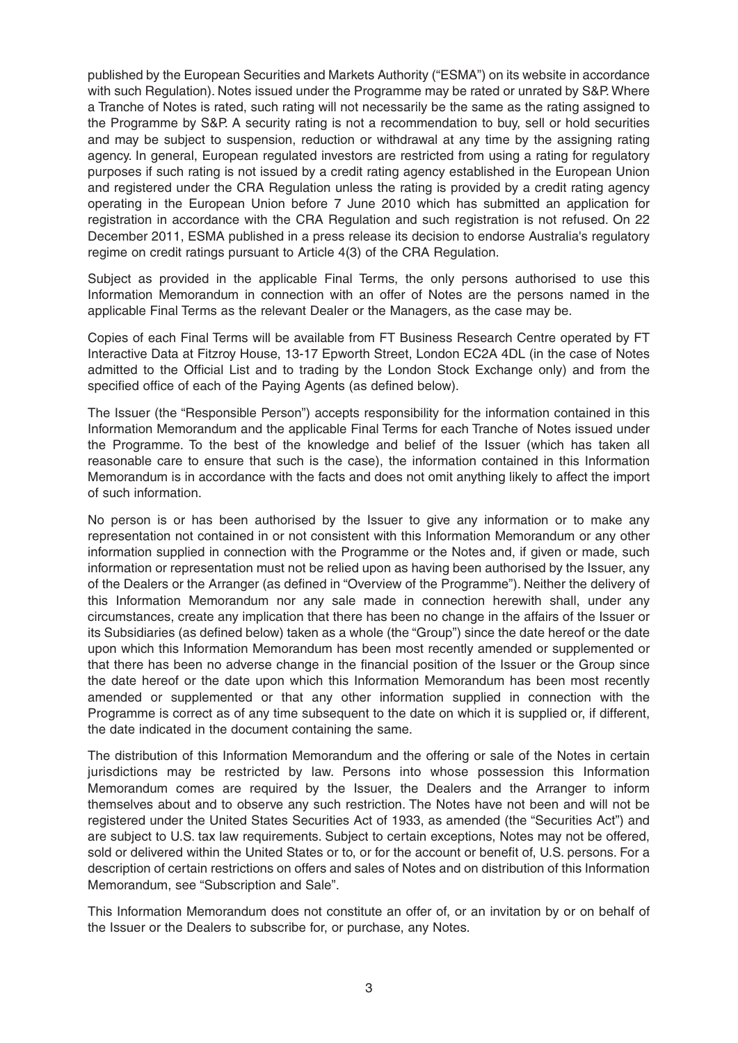published by the European Securities and Markets Authority ("ESMA") on its website in accordance with such Regulation). Notes issued under the Programme may be rated or unrated by S&P. Where a Tranche of Notes is rated, such rating will not necessarily be the same as the rating assigned to the Programme by S&P. A security rating is not a recommendation to buy, sell or hold securities and may be subject to suspension, reduction or withdrawal at any time by the assigning rating agency. In general, European regulated investors are restricted from using a rating for regulatory purposes if such rating is not issued by a credit rating agency established in the European Union and registered under the CRA Regulation unless the rating is provided by a credit rating agency operating in the European Union before 7 June 2010 which has submitted an application for registration in accordance with the CRA Regulation and such registration is not refused. On 22 December 2011, ESMA published in a press release its decision to endorse Australia's regulatory regime on credit ratings pursuant to Article 4(3) of the CRA Regulation.

Subject as provided in the applicable Final Terms, the only persons authorised to use this Information Memorandum in connection with an offer of Notes are the persons named in the applicable Final Terms as the relevant Dealer or the Managers, as the case may be.

Copies of each Final Terms will be available from FT Business Research Centre operated by FT Interactive Data at Fitzroy House, 13-17 Epworth Street, London EC2A 4DL (in the case of Notes admitted to the Official List and to trading by the London Stock Exchange only) and from the specified office of each of the Paying Agents (as defined below).

The Issuer (the "Responsible Person") accepts responsibility for the information contained in this Information Memorandum and the applicable Final Terms for each Tranche of Notes issued under the Programme. To the best of the knowledge and belief of the Issuer (which has taken all reasonable care to ensure that such is the case), the information contained in this Information Memorandum is in accordance with the facts and does not omit anything likely to affect the import of such information.

No person is or has been authorised by the Issuer to give any information or to make any representation not contained in or not consistent with this Information Memorandum or any other information supplied in connection with the Programme or the Notes and, if given or made, such information or representation must not be relied upon as having been authorised by the Issuer, any of the Dealers or the Arranger (as defined in "Overview of the Programme"). Neither the delivery of this Information Memorandum nor any sale made in connection herewith shall, under any circumstances, create any implication that there has been no change in the affairs of the Issuer or its Subsidiaries (as defined below) taken as a whole (the "Group") since the date hereof or the date upon which this Information Memorandum has been most recently amended or supplemented or that there has been no adverse change in the financial position of the Issuer or the Group since the date hereof or the date upon which this Information Memorandum has been most recently amended or supplemented or that any other information supplied in connection with the Programme is correct as of any time subsequent to the date on which it is supplied or, if different, the date indicated in the document containing the same.

The distribution of this Information Memorandum and the offering or sale of the Notes in certain jurisdictions may be restricted by law. Persons into whose possession this Information Memorandum comes are required by the Issuer, the Dealers and the Arranger to inform themselves about and to observe any such restriction. The Notes have not been and will not be registered under the United States Securities Act of 1933, as amended (the "Securities Act") and are subject to U.S. tax law requirements. Subject to certain exceptions, Notes may not be offered, sold or delivered within the United States or to, or for the account or benefit of, U.S. persons. For a description of certain restrictions on offers and sales of Notes and on distribution of this Information Memorandum, see "Subscription and Sale".

This Information Memorandum does not constitute an offer of, or an invitation by or on behalf of the Issuer or the Dealers to subscribe for, or purchase, any Notes.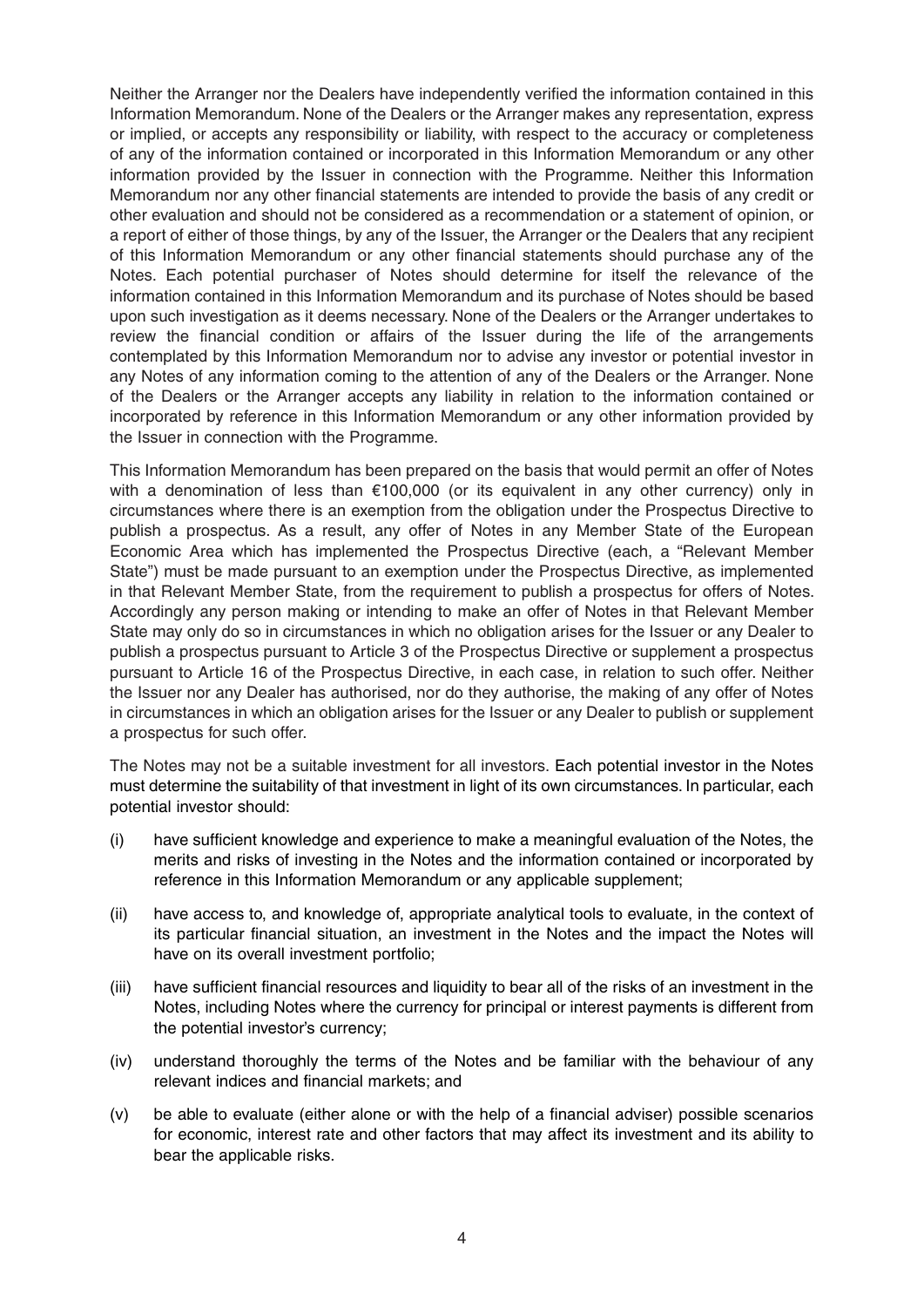Neither the Arranger nor the Dealers have independently verified the information contained in this Information Memorandum. None of the Dealers or the Arranger makes any representation, express or implied, or accepts any responsibility or liability, with respect to the accuracy or completeness of any of the information contained or incorporated in this Information Memorandum or any other information provided by the Issuer in connection with the Programme. Neither this Information Memorandum nor any other financial statements are intended to provide the basis of any credit or other evaluation and should not be considered as a recommendation or a statement of opinion, or a report of either of those things, by any of the Issuer, the Arranger or the Dealers that any recipient of this Information Memorandum or any other financial statements should purchase any of the Notes. Each potential purchaser of Notes should determine for itself the relevance of the information contained in this Information Memorandum and its purchase of Notes should be based upon such investigation as it deems necessary. None of the Dealers or the Arranger undertakes to review the financial condition or affairs of the Issuer during the life of the arrangements contemplated by this Information Memorandum nor to advise any investor or potential investor in any Notes of any information coming to the attention of any of the Dealers or the Arranger. None of the Dealers or the Arranger accepts any liability in relation to the information contained or incorporated by reference in this Information Memorandum or any other information provided by the Issuer in connection with the Programme.

This Information Memorandum has been prepared on the basis that would permit an offer of Notes with a denomination of less than €100,000 (or its equivalent in any other currency) only in circumstances where there is an exemption from the obligation under the Prospectus Directive to publish a prospectus. As a result, any offer of Notes in any Member State of the European Economic Area which has implemented the Prospectus Directive (each, a "Relevant Member State") must be made pursuant to an exemption under the Prospectus Directive, as implemented in that Relevant Member State, from the requirement to publish a prospectus for offers of Notes. Accordingly any person making or intending to make an offer of Notes in that Relevant Member State may only do so in circumstances in which no obligation arises for the Issuer or any Dealer to publish a prospectus pursuant to Article 3 of the Prospectus Directive or supplement a prospectus pursuant to Article 16 of the Prospectus Directive, in each case, in relation to such offer. Neither the Issuer nor any Dealer has authorised, nor do they authorise, the making of any offer of Notes in circumstances in which an obligation arises for the Issuer or any Dealer to publish or supplement a prospectus for such offer.

The Notes may not be a suitable investment for all investors. Each potential investor in the Notes must determine the suitability of that investment in light of its own circumstances. In particular, each potential investor should:

(i) have sufficient knowledge and experience to make a meaningful evaluation of the Notes, the merits and risks of investing in the Notes and the information contained or incorporated by reference in this Information Memorandum or any applicable supplement;

(ii) have access to, and knowledge of, appropriate analytical tools to evaluate, in the context of its particular financial situation, an investment in the Notes and the impact the Notes will have on its overall investment portfolio;

(iii) have sufficient financial resources and liquidity to bear all of the risks of an investment in the Notes, including Notes where the currency for principal or interest payments is different from the potential investor's currency;

(iv) understand thoroughly the terms of the Notes and be familiar with the behaviour of any relevant indices and financial markets; and

(v) be able to evaluate (either alone or with the help of a financial adviser) possible scenarios for economic, interest rate and other factors that may affect its investment and its ability to bear the applicable risks.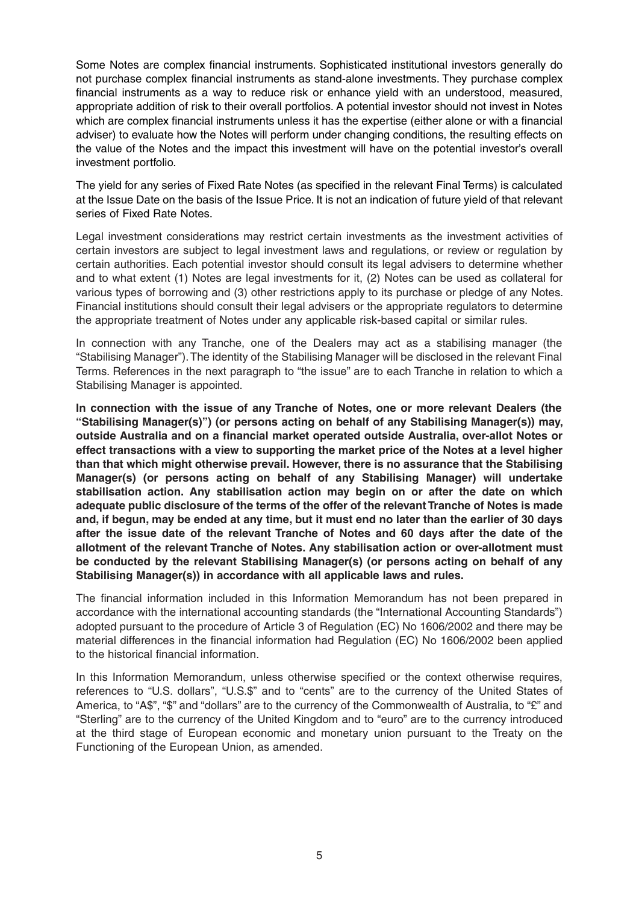Some Notes are complex financial instruments. Sophisticated institutional investors generally do not purchase complex financial instruments as stand-alone investments. They purchase complex financial instruments as a way to reduce risk or enhance yield with an understood, measured, appropriate addition of risk to their overall portfolios. A potential investor should not invest in Notes which are complex financial instruments unless it has the expertise (either alone or with a financial adviser) to evaluate how the Notes will perform under changing conditions, the resulting effects on the value of the Notes and the impact this investment will have on the potential investor's overall investment portfolio.

The yield for any series of Fixed Rate Notes (as specified in the relevant Final Terms) is calculated at the Issue Date on the basis of the Issue Price. It is not an indication of future yield of that relevant series of Fixed Rate Notes.

Legal investment considerations may restrict certain investments as the investment activities of certain investors are subject to legal investment laws and regulations, or review or regulation by certain authorities. Each potential investor should consult its legal advisers to determine whether and to what extent (1) Notes are legal investments for it, (2) Notes can be used as collateral for various types of borrowing and (3) other restrictions apply to its purchase or pledge of any Notes. Financial institutions should consult their legal advisers or the appropriate regulators to determine the appropriate treatment of Notes under any applicable risk-based capital or similar rules.

In connection with any Tranche, one of the Dealers may act as a stabilising manager (the "Stabilising Manager"). The identity of the Stabilising Manager will be disclosed in the relevant Final Terms. References in the next paragraph to "the issue" are to each Tranche in relation to which a Stabilising Manager is appointed.

**In connection with the issue of any Tranche of Notes, one or more relevant Dealers (the "Stabilising Manager(s)") (or persons acting on behalf of any Stabilising Manager(s)) may, outside Australia and on a financial market operated outside Australia, over-allot Notes or effect transactions with a view to supporting the market price of the Notes at a level higher than that which might otherwise prevail. However, there is no assurance that the Stabilising Manager(s) (or persons acting on behalf of any Stabilising Manager) will undertake stabilisation action. Any stabilisation action may begin on or after the date on which adequate public disclosure of the terms of the offer of the relevant Tranche of Notes is made and, if begun, may be ended at any time, but it must end no later than the earlier of 30 days after the issue date of the relevant Tranche of Notes and 60 days after the date of the allotment of the relevant Tranche of Notes. Any stabilisation action or over-allotment must be conducted by the relevant Stabilising Manager(s) (or persons acting on behalf of any Stabilising Manager(s)) in accordance with all applicable laws and rules.**

The financial information included in this Information Memorandum has not been prepared in accordance with the international accounting standards (the "International Accounting Standards") adopted pursuant to the procedure of Article 3 of Regulation (EC) No 1606/2002 and there may be material differences in the financial information had Regulation (EC) No 1606/2002 been applied to the historical financial information.

In this Information Memorandum, unless otherwise specified or the context otherwise requires, references to "U.S. dollars", "U.S.$" and to "cents" are to the currency of the United States of America, to "A$", "$" and "dollars" are to the currency of the Commonwealth of Australia, to "£" and "Sterling" are to the currency of the United Kingdom and to "euro" are to the currency introduced at the third stage of European economic and monetary union pursuant to the Treaty on the Functioning of the European Union, as amended.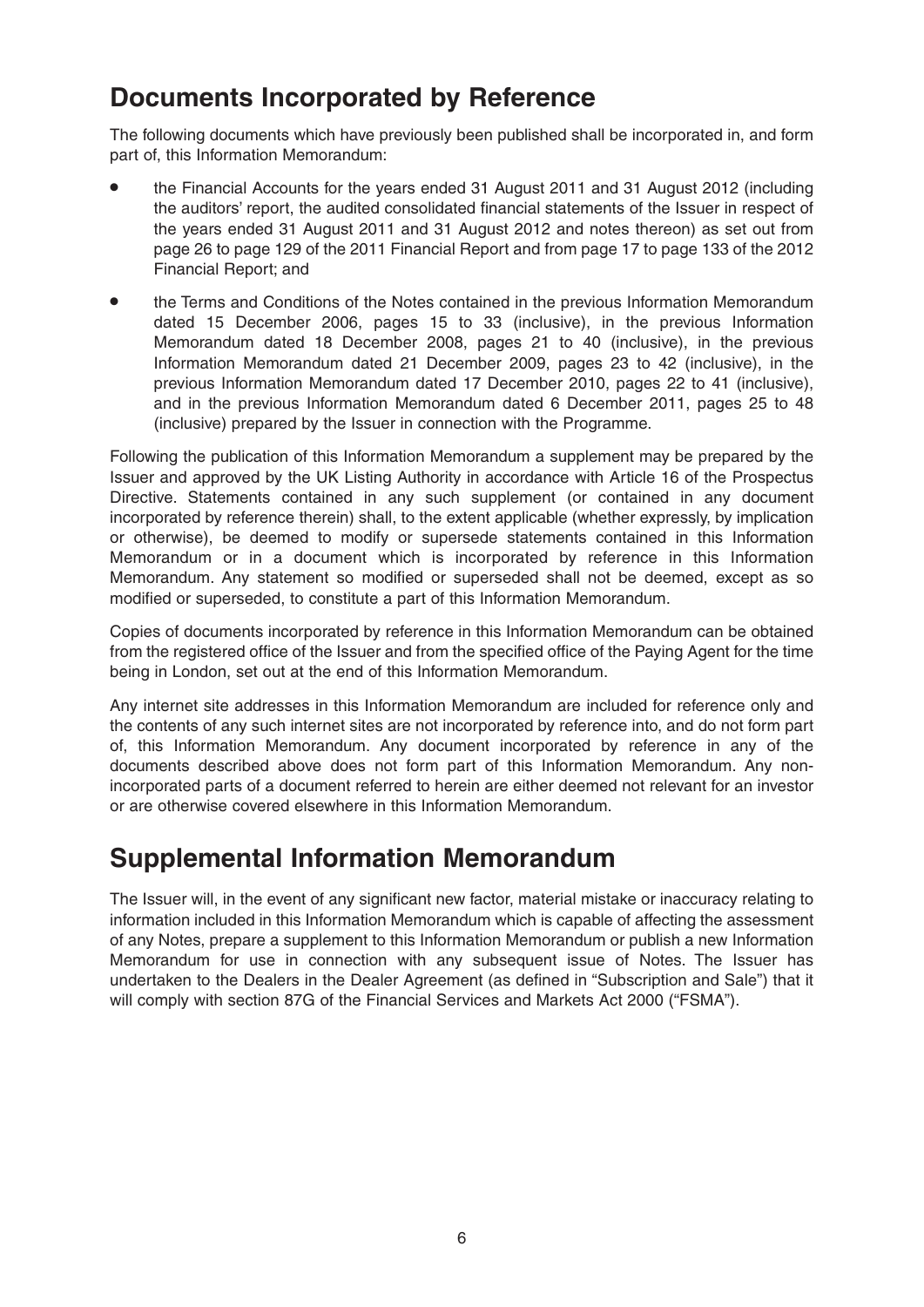## Documents Incorporated by Reference

The following documents which have previously been published shall be incorporated in, and form part of, this Information Memorandum:

- the Financial Accounts for the years ended 31 August 2011 and 31 August 2012 (including the auditors' report, the audited consolidated financial statements of the Issuer in respect of the years ended 31 August 2011 and 31 August 2012 and notes thereon) as set out from page 26 to page 129 of the 2011 Financial Report and from page 17 to page 133 of the 2012 Financial Report; and
- the Terms and Conditions of the Notes contained in the previous Information Memorandum dated 15 December 2006, pages 15 to 33 (inclusive), in the previous Information Memorandum dated 18 December 2008, pages 21 to 40 (inclusive), in the previous Information Memorandum dated 21 December 2009, pages 23 to 42 (inclusive), in the previous Information Memorandum dated 17 December 2010, pages 22 to 41 (inclusive), and in the previous Information Memorandum dated 6 December 2011, pages 25 to 48 (inclusive) prepared by the Issuer in connection with the Programme.

Following the publication of this Information Memorandum a supplement may be prepared by the Issuer and approved by the UK Listing Authority in accordance with Article 16 of the Prospectus Directive. Statements contained in any such supplement (or contained in any document incorporated by reference therein) shall, to the extent applicable (whether expressly, by implication or otherwise), be deemed to modify or supersede statements contained in this Information Memorandum or in a document which is incorporated by reference in this Information Memorandum. Any statement so modified or superseded shall not be deemed, except as so modified or superseded, to constitute a part of this Information Memorandum.

Copies of documents incorporated by reference in this Information Memorandum can be obtained from the registered office of the Issuer and from the specified office of the Paying Agent for the time being in London, set out at the end of this Information Memorandum.

Any internet site addresses in this Information Memorandum are included for reference only and the contents of any such internet sites are not incorporated by reference into, and do not form part of, this Information Memorandum. Any document incorporated by reference in any of the documents described above does not form part of this Information Memorandum. Any non-incorporated parts of a document referred to herein are either deemed not relevant for an investor or are otherwise covered elsewhere in this Information Memorandum.

## Supplemental Information Memorandum

The Issuer will, in the event of any significant new factor, material mistake or inaccuracy relating to information included in this Information Memorandum which is capable of affecting the assessment of any Notes, prepare a supplement to this Information Memorandum or publish a new Information Memorandum for use in connection with any subsequent issue of Notes. The Issuer has undertaken to the Dealers in the Dealer Agreement (as defined in "Subscription and Sale") that it will comply with section 87G of the Financial Services and Markets Act 2000 ("FSMA").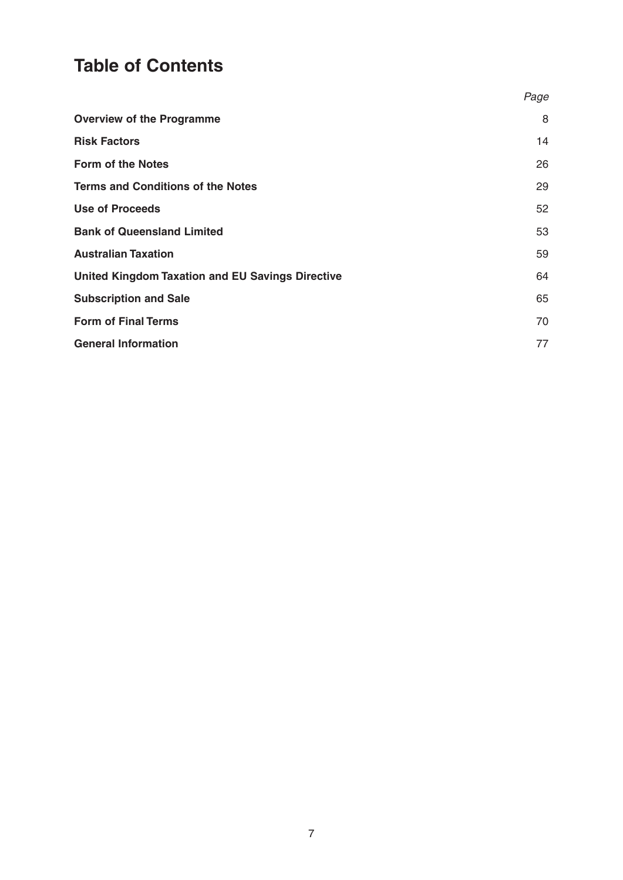# Table of Contents

| | *Page* |
|---|---|
| **Overview of the Programme** | 8 |
| **Risk Factors** | 14 |
| **Form of the Notes** | 26 |
| **Terms and Conditions of the Notes** | 29 |
| **Use of Proceeds** | 52 |
| **Bank of Queensland Limited** | 53 |
| **Australian Taxation** | 59 |
| **United Kingdom Taxation and EU Savings Directive** | 64 |
| **Subscription and Sale** | 65 |
| **Form of Final Terms** | 70 |
| **General Information** | 77 |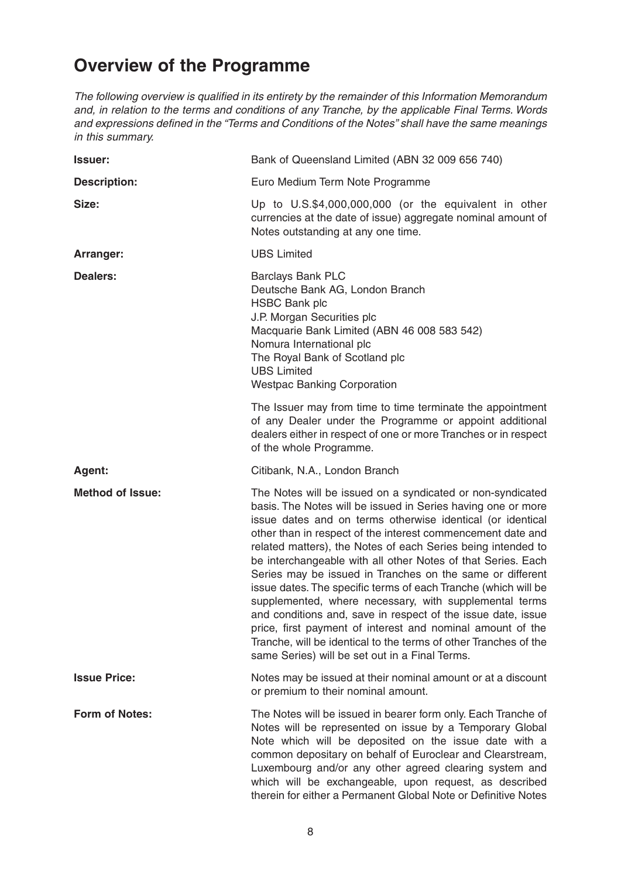# Overview of the Programme

*The following overview is qualified in its entirety by the remainder of this Information Memorandum and, in relation to the terms and conditions of any Tranche, by the applicable Final Terms. Words and expressions defined in the "Terms and Conditions of the Notes" shall have the same meanings in this summary.*

**Issuer:** Bank of Queensland Limited (ABN 32 009 656 740)

**Description:** Euro Medium Term Note Programme

**Size:** Up to U.S.$4,000,000,000 (or the equivalent in other currencies at the date of issue) aggregate nominal amount of Notes outstanding at any one time.

**Arranger:** UBS Limited

**Dealers:** Barclays Bank PLC
Deutsche Bank AG, London Branch
HSBC Bank plc
J.P. Morgan Securities plc
Macquarie Bank Limited (ABN 46 008 583 542)
Nomura International plc
The Royal Bank of Scotland plc
UBS Limited
Westpac Banking Corporation

The Issuer may from time to time terminate the appointment of any Dealer under the Programme or appoint additional dealers either in respect of one or more Tranches or in respect of the whole Programme.

**Agent:** Citibank, N.A., London Branch

**Method of Issue:** The Notes will be issued on a syndicated or non-syndicated basis. The Notes will be issued in Series having one or more issue dates and on terms otherwise identical (or identical other than in respect of the interest commencement date and related matters), the Notes of each Series being intended to be interchangeable with all other Notes of that Series. Each Series may be issued in Tranches on the same or different issue dates. The specific terms of each Tranche (which will be supplemented, where necessary, with supplemental terms and conditions and, save in respect of the issue date, issue price, first payment of interest and nominal amount of the Tranche, will be identical to the terms of other Tranches of the same Series) will be set out in a Final Terms.

**Issue Price:** Notes may be issued at their nominal amount or at a discount or premium to their nominal amount.

**Form of Notes:** The Notes will be issued in bearer form only. Each Tranche of Notes will be represented on issue by a Temporary Global Note which will be deposited on the issue date with a common depositary on behalf of Euroclear and Clearstream, Luxembourg and/or any other agreed clearing system and which will be exchangeable, upon request, as described therein for either a Permanent Global Note or Definitive Notes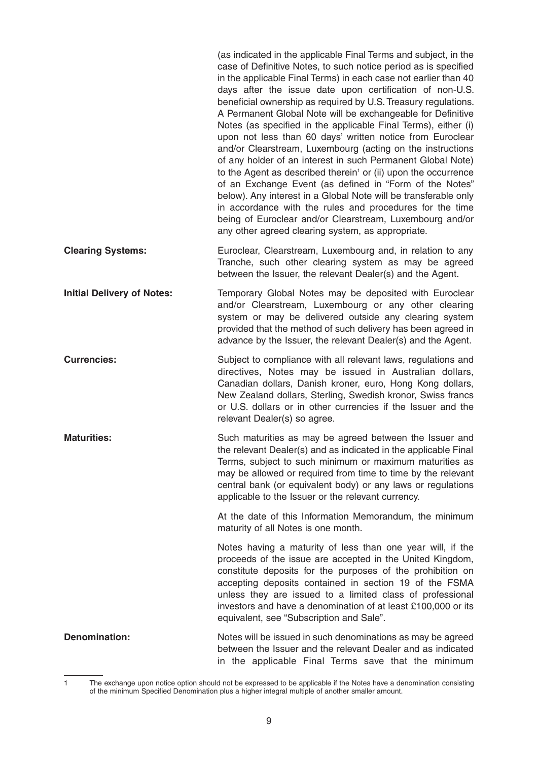(as indicated in the applicable Final Terms and subject, in the case of Definitive Notes, to such notice period as is specified in the applicable Final Terms) in each case not earlier than 40 days after the issue date upon certification of non-U.S. beneficial ownership as required by U.S. Treasury regulations. A Permanent Global Note will be exchangeable for Definitive Notes (as specified in the applicable Final Terms), either (i) upon not less than 60 days' written notice from Euroclear and/or Clearstream, Luxembourg (acting on the instructions of any holder of an interest in such Permanent Global Note) to the Agent as described therein[1] or (ii) upon the occurrence of an Exchange Event (as defined in "Form of the Notes" below). Any interest in a Global Note will be transferable only in accordance with the rules and procedures for the time being of Euroclear and/or Clearstream, Luxembourg and/or any other agreed clearing system, as appropriate.

**Clearing Systems:** Euroclear, Clearstream, Luxembourg and, in relation to any Tranche, such other clearing system as may be agreed between the Issuer, the relevant Dealer(s) and the Agent.

**Initial Delivery of Notes:** Temporary Global Notes may be deposited with Euroclear and/or Clearstream, Luxembourg or any other clearing system or may be delivered outside any clearing system provided that the method of such delivery has been agreed in advance by the Issuer, the relevant Dealer(s) and the Agent.

**Currencies:** Subject to compliance with all relevant laws, regulations and directives, Notes may be issued in Australian dollars, Canadian dollars, Danish kroner, euro, Hong Kong dollars, New Zealand dollars, Sterling, Swedish kronor, Swiss francs or U.S. dollars or in other currencies if the Issuer and the relevant Dealer(s) so agree.

**Maturities:** Such maturities as may be agreed between the Issuer and the relevant Dealer(s) and as indicated in the applicable Final Terms, subject to such minimum or maximum maturities as may be allowed or required from time to time by the relevant central bank (or equivalent body) or any laws or regulations applicable to the Issuer or the relevant currency.

At the date of this Information Memorandum, the minimum maturity of all Notes is one month.

Notes having a maturity of less than one year will, if the proceeds of the issue are accepted in the United Kingdom, constitute deposits for the purposes of the prohibition on accepting deposits contained in section 19 of the FSMA unless they are issued to a limited class of professional investors and have a denomination of at least £100,000 or its equivalent, see "Subscription and Sale".

**Denomination:** Notes will be issued in such denominations as may be agreed between the Issuer and the relevant Dealer and as indicated in the applicable Final Terms save that the minimum

---

[1] The exchange upon notice option should not be expressed to be applicable if the Notes have a denomination consisting of the minimum Specified Denomination plus a higher integral multiple of another smaller amount.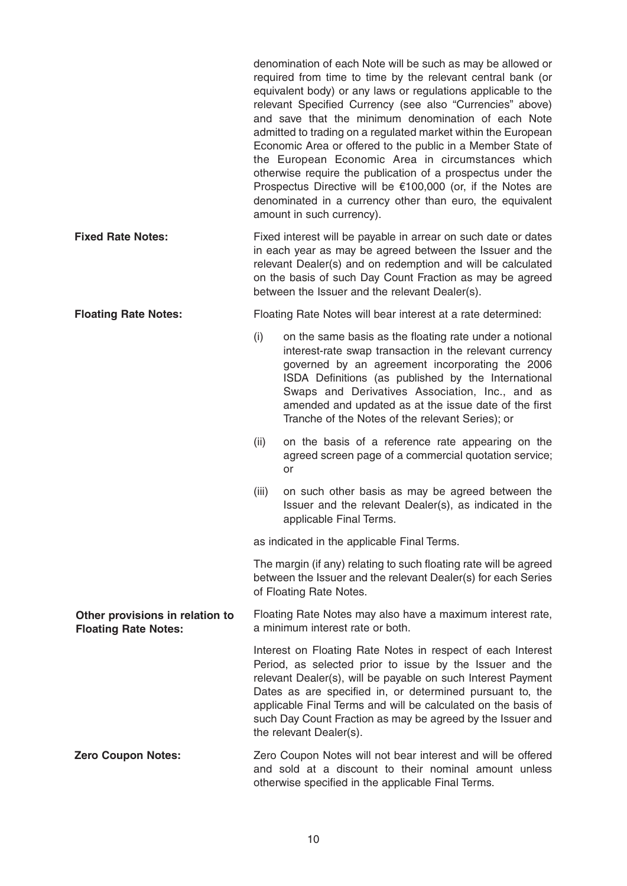denomination of each Note will be such as may be allowed or required from time to time by the relevant central bank (or equivalent body) or any laws or regulations applicable to the relevant Specified Currency (see also "Currencies" above) and save that the minimum denomination of each Note admitted to trading on a regulated market within the European Economic Area or offered to the public in a Member State of the European Economic Area in circumstances which otherwise require the publication of a prospectus under the Prospectus Directive will be €100,000 (or, if the Notes are denominated in a currency other than euro, the equivalent amount in such currency).

**Fixed Rate Notes:**

Fixed interest will be payable in arrear on such date or dates in each year as may be agreed between the Issuer and the relevant Dealer(s) and on redemption and will be calculated on the basis of such Day Count Fraction as may be agreed between the Issuer and the relevant Dealer(s).

**Floating Rate Notes:**

Floating Rate Notes will bear interest at a rate determined:

(i) on the same basis as the floating rate under a notional interest-rate swap transaction in the relevant currency governed by an agreement incorporating the 2006 ISDA Definitions (as published by the International Swaps and Derivatives Association, Inc., and as amended and updated as at the issue date of the first Tranche of the Notes of the relevant Series); or

(ii) on the basis of a reference rate appearing on the agreed screen page of a commercial quotation service; or

(iii) on such other basis as may be agreed between the Issuer and the relevant Dealer(s), as indicated in the applicable Final Terms.

as indicated in the applicable Final Terms.

The margin (if any) relating to such floating rate will be agreed between the Issuer and the relevant Dealer(s) for each Series of Floating Rate Notes.

**Other provisions in relation to Floating Rate Notes:**

Floating Rate Notes may also have a maximum interest rate, a minimum interest rate or both.

Interest on Floating Rate Notes in respect of each Interest Period, as selected prior to issue by the Issuer and the relevant Dealer(s), will be payable on such Interest Payment Dates as are specified in, or determined pursuant to, the applicable Final Terms and will be calculated on the basis of such Day Count Fraction as may be agreed by the Issuer and the relevant Dealer(s).

**Zero Coupon Notes:**

Zero Coupon Notes will not bear interest and will be offered and sold at a discount to their nominal amount unless otherwise specified in the applicable Final Terms.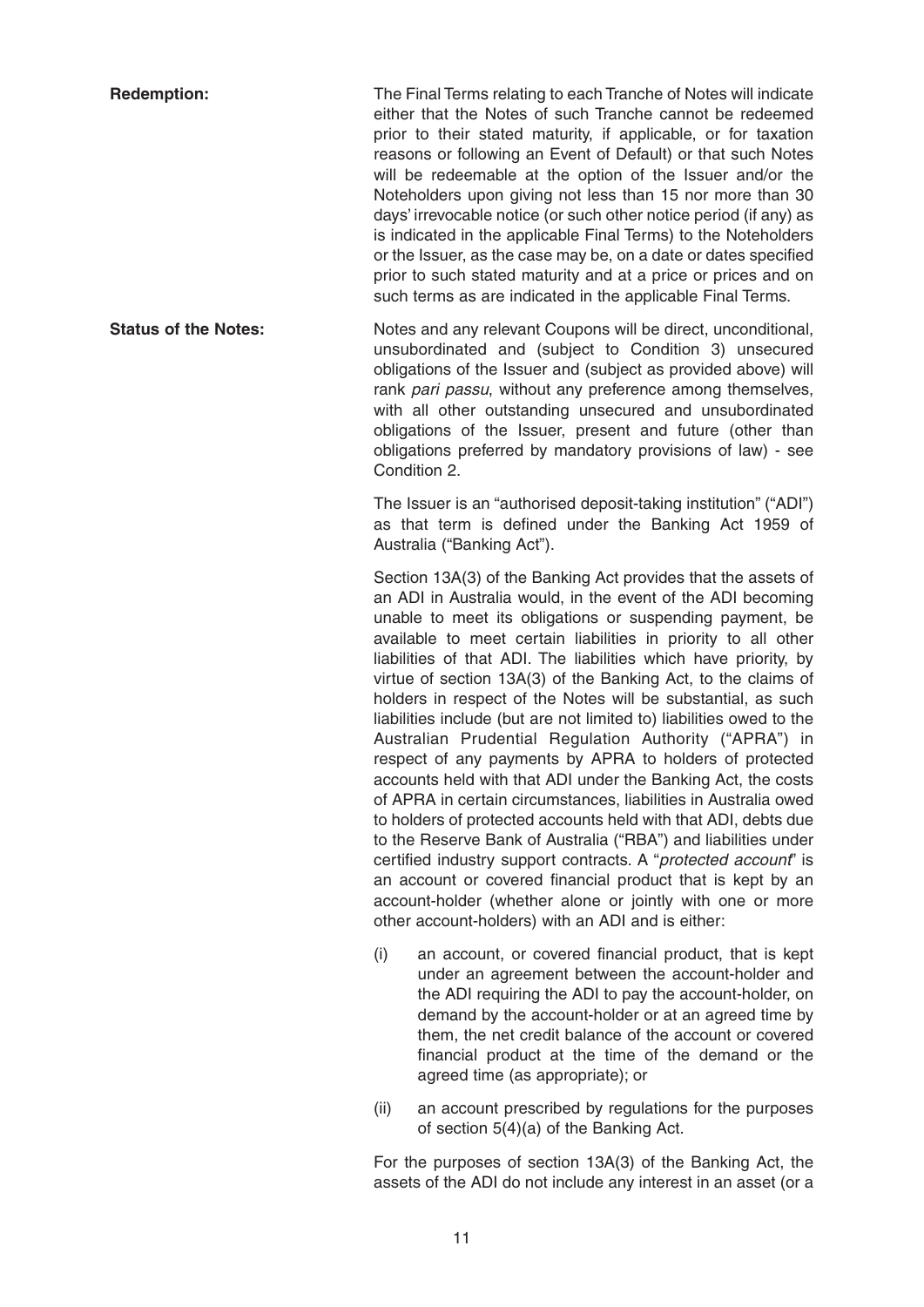**Redemption:** The Final Terms relating to each Tranche of Notes will indicate either that the Notes of such Tranche cannot be redeemed prior to their stated maturity, if applicable, or for taxation reasons or following an Event of Default) or that such Notes will be redeemable at the option of the Issuer and/or the Noteholders upon giving not less than 15 nor more than 30 days' irrevocable notice (or such other notice period (if any) as is indicated in the applicable Final Terms) to the Noteholders or the Issuer, as the case may be, on a date or dates specified prior to such stated maturity and at a price or prices and on such terms as are indicated in the applicable Final Terms.

**Status of the Notes:** Notes and any relevant Coupons will be direct, unconditional, unsubordinated and (subject to Condition 3) unsecured obligations of the Issuer and (subject as provided above) will rank *pari passu*, without any preference among themselves, with all other outstanding unsecured and unsubordinated obligations of the Issuer, present and future (other than obligations preferred by mandatory provisions of law) - see Condition 2.

The Issuer is an "authorised deposit-taking institution" ("ADI") as that term is defined under the Banking Act 1959 of Australia ("Banking Act").

Section 13A(3) of the Banking Act provides that the assets of an ADI in Australia would, in the event of the ADI becoming unable to meet its obligations or suspending payment, be available to meet certain liabilities in priority to all other liabilities of that ADI. The liabilities which have priority, by virtue of section 13A(3) of the Banking Act, to the claims of holders in respect of the Notes will be substantial, as such liabilities include (but are not limited to) liabilities owed to the Australian Prudential Regulation Authority ("APRA") in respect of any payments by APRA to holders of protected accounts held with that ADI under the Banking Act, the costs of APRA in certain circumstances, liabilities in Australia owed to holders of protected accounts held with that ADI, debts due to the Reserve Bank of Australia ("RBA") and liabilities under certified industry support contracts. A "*protected account*" is an account or covered financial product that is kept by an account-holder (whether alone or jointly with one or more other account-holders) with an ADI and is either:

(i) an account, or covered financial product, that is kept under an agreement between the account-holder and the ADI requiring the ADI to pay the account-holder, on demand by the account-holder or at an agreed time by them, the net credit balance of the account or covered financial product at the time of the demand or the agreed time (as appropriate); or

(ii) an account prescribed by regulations for the purposes of section 5(4)(a) of the Banking Act.

For the purposes of section 13A(3) of the Banking Act, the assets of the ADI do not include any interest in an asset (or a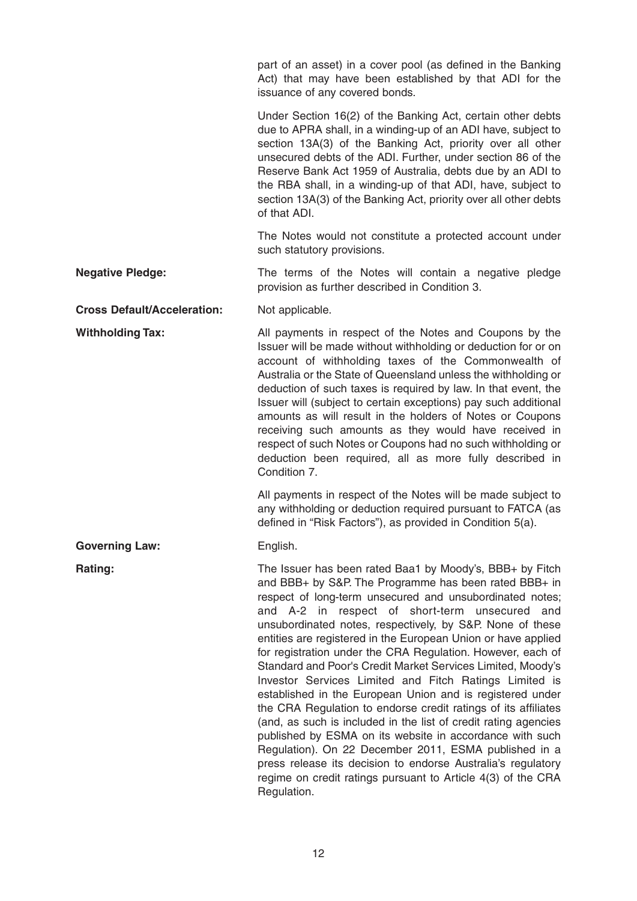part of an asset) in a cover pool (as defined in the Banking Act) that may have been established by that ADI for the issuance of any covered bonds.

Under Section 16(2) of the Banking Act, certain other debts due to APRA shall, in a winding-up of an ADI have, subject to section 13A(3) of the Banking Act, priority over all other unsecured debts of the ADI. Further, under section 86 of the Reserve Bank Act 1959 of Australia, debts due by an ADI to the RBA shall, in a winding-up of that ADI, have, subject to section 13A(3) of the Banking Act, priority over all other debts of that ADI.

The Notes would not constitute a protected account under such statutory provisions.

**Negative Pledge:** The terms of the Notes will contain a negative pledge provision as further described in Condition 3.

**Cross Default/Acceleration:** Not applicable.

**Withholding Tax:** All payments in respect of the Notes and Coupons by the Issuer will be made without withholding or deduction for or on account of withholding taxes of the Commonwealth of Australia or the State of Queensland unless the withholding or deduction of such taxes is required by law. In that event, the Issuer will (subject to certain exceptions) pay such additional amounts as will result in the holders of Notes or Coupons receiving such amounts as they would have received in respect of such Notes or Coupons had no such withholding or deduction been required, all as more fully described in Condition 7.

All payments in respect of the Notes will be made subject to any withholding or deduction required pursuant to FATCA (as defined in "Risk Factors"), as provided in Condition 5(a).

**Governing Law:** English.

**Rating:** The Issuer has been rated Baa1 by Moody's, BBB+ by Fitch and BBB+ by S&P. The Programme has been rated BBB+ in respect of long-term unsecured and unsubordinated notes; and A-2 in respect of short-term unsecured and unsubordinated notes, respectively, by S&P. None of these entities are registered in the European Union or have applied for registration under the CRA Regulation. However, each of Standard and Poor's Credit Market Services Limited, Moody's Investor Services Limited and Fitch Ratings Limited is established in the European Union and is registered under the CRA Regulation to endorse credit ratings of its affiliates (and, as such is included in the list of credit rating agencies published by ESMA on its website in accordance with such Regulation). On 22 December 2011, ESMA published in a press release its decision to endorse Australia's regulatory regime on credit ratings pursuant to Article 4(3) of the CRA Regulation.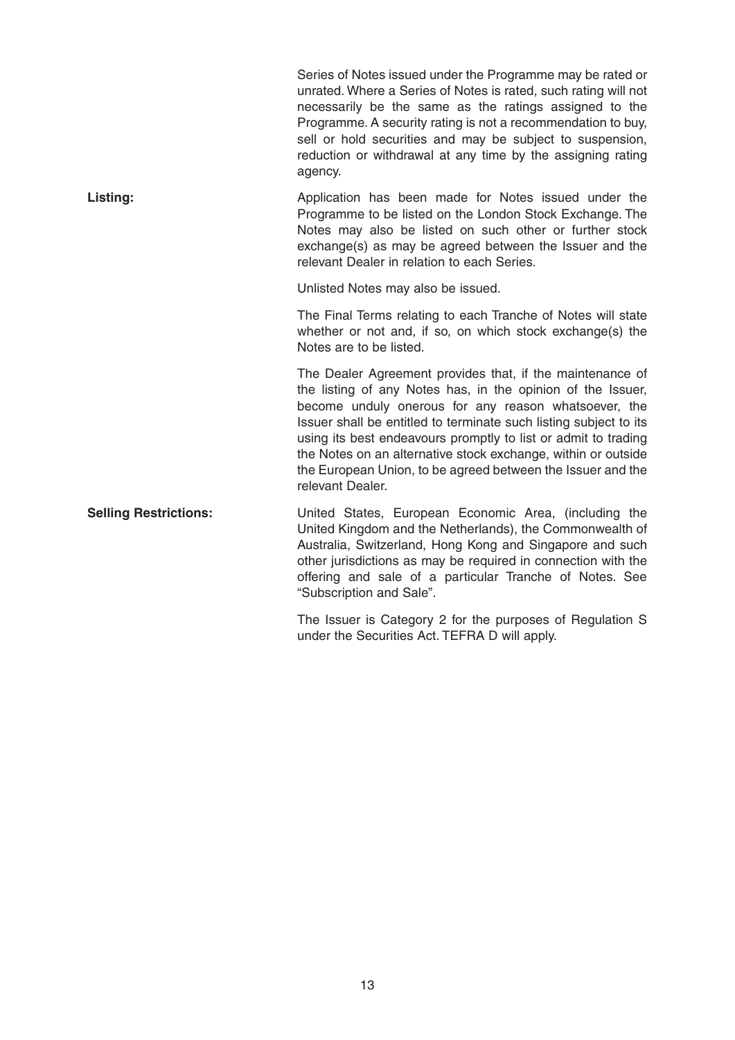Series of Notes issued under the Programme may be rated or unrated. Where a Series of Notes is rated, such rating will not necessarily be the same as the ratings assigned to the Programme. A security rating is not a recommendation to buy, sell or hold securities and may be subject to suspension, reduction or withdrawal at any time by the assigning rating agency.

**Listing:**

Application has been made for Notes issued under the Programme to be listed on the London Stock Exchange. The Notes may also be listed on such other or further stock exchange(s) as may be agreed between the Issuer and the relevant Dealer in relation to each Series.

Unlisted Notes may also be issued.

The Final Terms relating to each Tranche of Notes will state whether or not and, if so, on which stock exchange(s) the Notes are to be listed.

The Dealer Agreement provides that, if the maintenance of the listing of any Notes has, in the opinion of the Issuer, become unduly onerous for any reason whatsoever, the Issuer shall be entitled to terminate such listing subject to its using its best endeavours promptly to list or admit to trading the Notes on an alternative stock exchange, within or outside the European Union, to be agreed between the Issuer and the relevant Dealer.

**Selling Restrictions:**

United States, European Economic Area, (including the United Kingdom and the Netherlands), the Commonwealth of Australia, Switzerland, Hong Kong and Singapore and such other jurisdictions as may be required in connection with the offering and sale of a particular Tranche of Notes. See "Subscription and Sale".

The Issuer is Category 2 for the purposes of Regulation S under the Securities Act. TEFRA D will apply.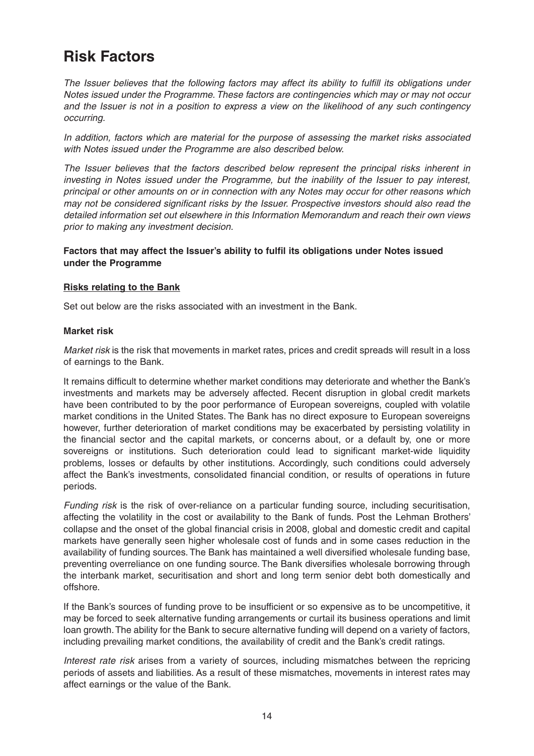# Risk Factors

*The Issuer believes that the following factors may affect its ability to fulfill its obligations under Notes issued under the Programme. These factors are contingencies which may or may not occur and the Issuer is not in a position to express a view on the likelihood of any such contingency occurring.*

*In addition, factors which are material for the purpose of assessing the market risks associated with Notes issued under the Programme are also described below.*

*The Issuer believes that the factors described below represent the principal risks inherent in investing in Notes issued under the Programme, but the inability of the Issuer to pay interest, principal or other amounts on or in connection with any Notes may occur for other reasons which may not be considered significant risks by the Issuer. Prospective investors should also read the detailed information set out elsewhere in this Information Memorandum and reach their own views prior to making any investment decision.*

**Factors that may affect the Issuer's ability to fulfil its obligations under Notes issued under the Programme**

**Risks relating to the Bank**

Set out below are the risks associated with an investment in the Bank.

**Market risk**

*Market risk* is the risk that movements in market rates, prices and credit spreads will result in a loss of earnings to the Bank.

It remains difficult to determine whether market conditions may deteriorate and whether the Bank's investments and markets may be adversely affected. Recent disruption in global credit markets have been contributed to by the poor performance of European sovereigns, coupled with volatile market conditions in the United States. The Bank has no direct exposure to European sovereigns however, further deterioration of market conditions may be exacerbated by persisting volatility in the financial sector and the capital markets, or concerns about, or a default by, one or more sovereigns or institutions. Such deterioration could lead to significant market-wide liquidity problems, losses or defaults by other institutions. Accordingly, such conditions could adversely affect the Bank's investments, consolidated financial condition, or results of operations in future periods.

*Funding risk* is the risk of over-reliance on a particular funding source, including securitisation, affecting the volatility in the cost or availability to the Bank of funds. Post the Lehman Brothers' collapse and the onset of the global financial crisis in 2008, global and domestic credit and capital markets have generally seen higher wholesale cost of funds and in some cases reduction in the availability of funding sources. The Bank has maintained a well diversified wholesale funding base, preventing overreliance on one funding source. The Bank diversifies wholesale borrowing through the interbank market, securitisation and short and long term senior debt both domestically and offshore.

If the Bank's sources of funding prove to be insufficient or so expensive as to be uncompetitive, it may be forced to seek alternative funding arrangements or curtail its business operations and limit loan growth. The ability for the Bank to secure alternative funding will depend on a variety of factors, including prevailing market conditions, the availability of credit and the Bank's credit ratings.

*Interest rate risk* arises from a variety of sources, including mismatches between the repricing periods of assets and liabilities. As a result of these mismatches, movements in interest rates may affect earnings or the value of the Bank.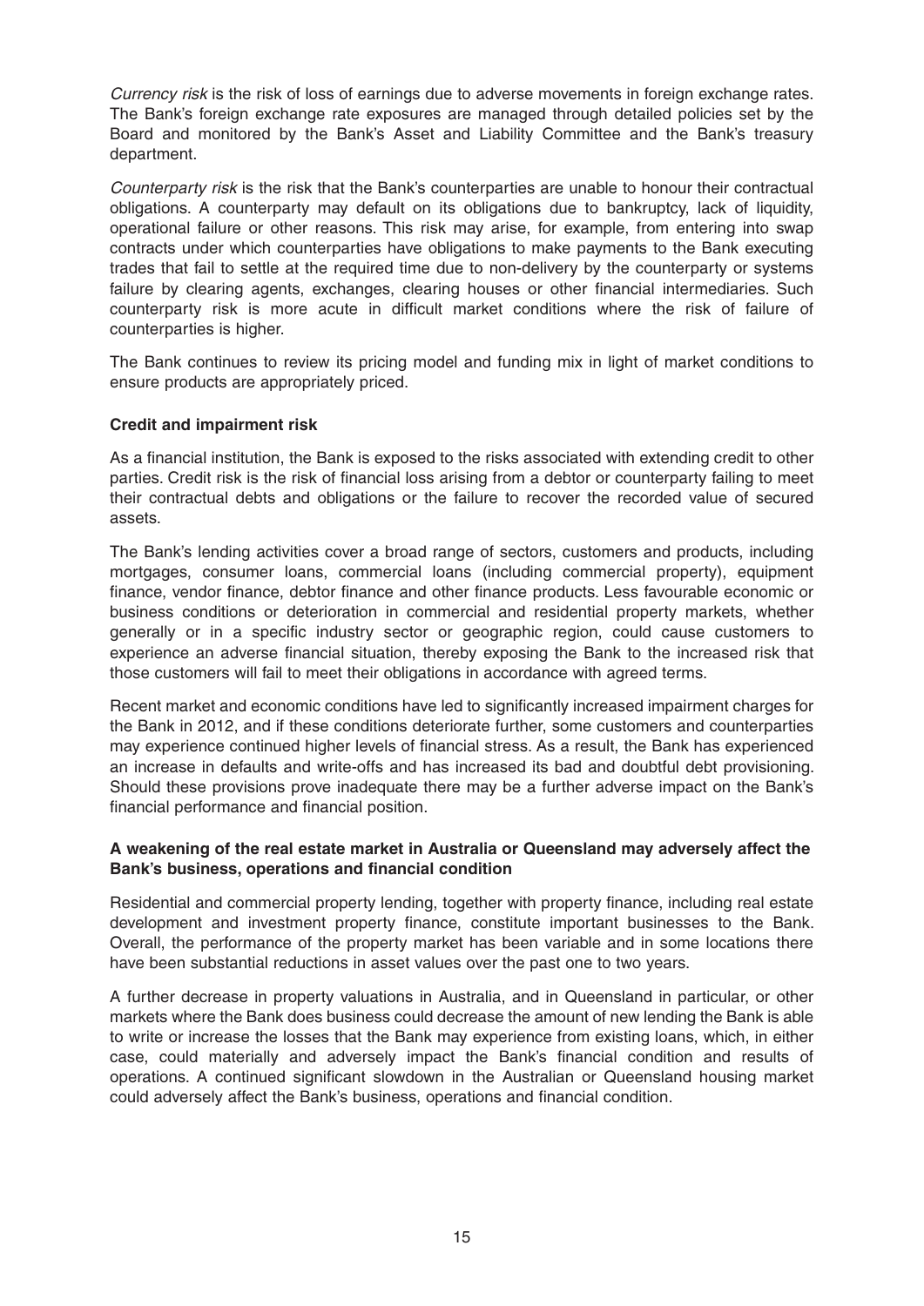*Currency risk* is the risk of loss of earnings due to adverse movements in foreign exchange rates. The Bank's foreign exchange rate exposures are managed through detailed policies set by the Board and monitored by the Bank's Asset and Liability Committee and the Bank's treasury department.

*Counterparty risk* is the risk that the Bank's counterparties are unable to honour their contractual obligations. A counterparty may default on its obligations due to bankruptcy, lack of liquidity, operational failure or other reasons. This risk may arise, for example, from entering into swap contracts under which counterparties have obligations to make payments to the Bank executing trades that fail to settle at the required time due to non-delivery by the counterparty or systems failure by clearing agents, exchanges, clearing houses or other financial intermediaries. Such counterparty risk is more acute in difficult market conditions where the risk of failure of counterparties is higher.

The Bank continues to review its pricing model and funding mix in light of market conditions to ensure products are appropriately priced.

**Credit and impairment risk**

As a financial institution, the Bank is exposed to the risks associated with extending credit to other parties. Credit risk is the risk of financial loss arising from a debtor or counterparty failing to meet their contractual debts and obligations or the failure to recover the recorded value of secured assets.

The Bank's lending activities cover a broad range of sectors, customers and products, including mortgages, consumer loans, commercial loans (including commercial property), equipment finance, vendor finance, debtor finance and other finance products. Less favourable economic or business conditions or deterioration in commercial and residential property markets, whether generally or in a specific industry sector or geographic region, could cause customers to experience an adverse financial situation, thereby exposing the Bank to the increased risk that those customers will fail to meet their obligations in accordance with agreed terms.

Recent market and economic conditions have led to significantly increased impairment charges for the Bank in 2012, and if these conditions deteriorate further, some customers and counterparties may experience continued higher levels of financial stress. As a result, the Bank has experienced an increase in defaults and write-offs and has increased its bad and doubtful debt provisioning. Should these provisions prove inadequate there may be a further adverse impact on the Bank's financial performance and financial position.

**A weakening of the real estate market in Australia or Queensland may adversely affect the Bank's business, operations and financial condition**

Residential and commercial property lending, together with property finance, including real estate development and investment property finance, constitute important businesses to the Bank. Overall, the performance of the property market has been variable and in some locations there have been substantial reductions in asset values over the past one to two years.

A further decrease in property valuations in Australia, and in Queensland in particular, or other markets where the Bank does business could decrease the amount of new lending the Bank is able to write or increase the losses that the Bank may experience from existing loans, which, in either case, could materially and adversely impact the Bank's financial condition and results of operations. A continued significant slowdown in the Australian or Queensland housing market could adversely affect the Bank's business, operations and financial condition.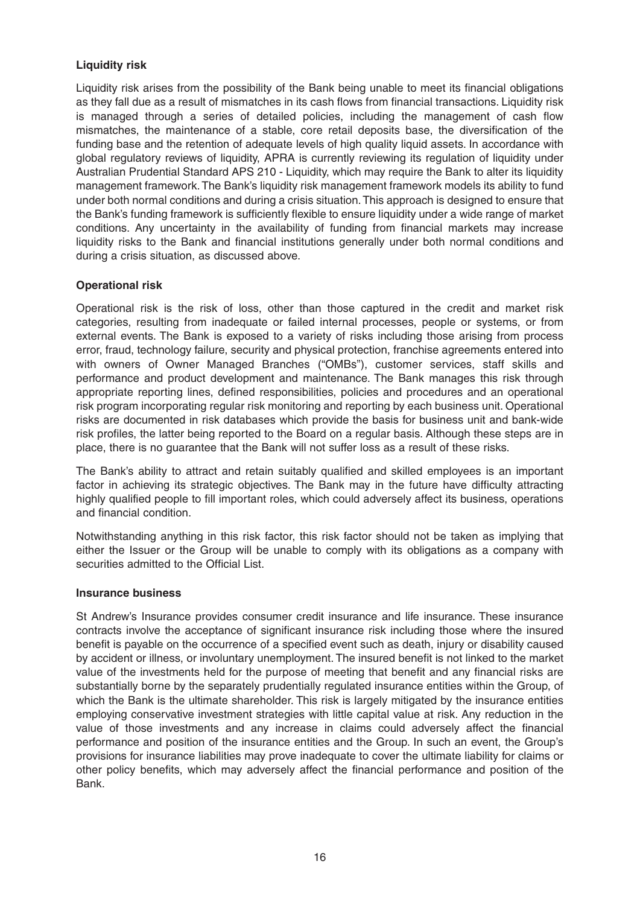**Liquidity risk**

Liquidity risk arises from the possibility of the Bank being unable to meet its financial obligations as they fall due as a result of mismatches in its cash flows from financial transactions. Liquidity risk is managed through a series of detailed policies, including the management of cash flow mismatches, the maintenance of a stable, core retail deposits base, the diversification of the funding base and the retention of adequate levels of high quality liquid assets. In accordance with global regulatory reviews of liquidity, APRA is currently reviewing its regulation of liquidity under Australian Prudential Standard APS 210 - Liquidity, which may require the Bank to alter its liquidity management framework. The Bank's liquidity risk management framework models its ability to fund under both normal conditions and during a crisis situation. This approach is designed to ensure that the Bank's funding framework is sufficiently flexible to ensure liquidity under a wide range of market conditions. Any uncertainty in the availability of funding from financial markets may increase liquidity risks to the Bank and financial institutions generally under both normal conditions and during a crisis situation, as discussed above.

**Operational risk**

Operational risk is the risk of loss, other than those captured in the credit and market risk categories, resulting from inadequate or failed internal processes, people or systems, or from external events. The Bank is exposed to a variety of risks including those arising from process error, fraud, technology failure, security and physical protection, franchise agreements entered into with owners of Owner Managed Branches ("OMBs"), customer services, staff skills and performance and product development and maintenance. The Bank manages this risk through appropriate reporting lines, defined responsibilities, policies and procedures and an operational risk program incorporating regular risk monitoring and reporting by each business unit. Operational risks are documented in risk databases which provide the basis for business unit and bank-wide risk profiles, the latter being reported to the Board on a regular basis. Although these steps are in place, there is no guarantee that the Bank will not suffer loss as a result of these risks.

The Bank's ability to attract and retain suitably qualified and skilled employees is an important factor in achieving its strategic objectives. The Bank may in the future have difficulty attracting highly qualified people to fill important roles, which could adversely affect its business, operations and financial condition.

Notwithstanding anything in this risk factor, this risk factor should not be taken as implying that either the Issuer or the Group will be unable to comply with its obligations as a company with securities admitted to the Official List.

**Insurance business**

St Andrew's Insurance provides consumer credit insurance and life insurance. These insurance contracts involve the acceptance of significant insurance risk including those where the insured benefit is payable on the occurrence of a specified event such as death, injury or disability caused by accident or illness, or involuntary unemployment. The insured benefit is not linked to the market value of the investments held for the purpose of meeting that benefit and any financial risks are substantially borne by the separately prudentially regulated insurance entities within the Group, of which the Bank is the ultimate shareholder. This risk is largely mitigated by the insurance entities employing conservative investment strategies with little capital value at risk. Any reduction in the value of those investments and any increase in claims could adversely affect the financial performance and position of the insurance entities and the Group. In such an event, the Group's provisions for insurance liabilities may prove inadequate to cover the ultimate liability for claims or other policy benefits, which may adversely affect the financial performance and position of the Bank.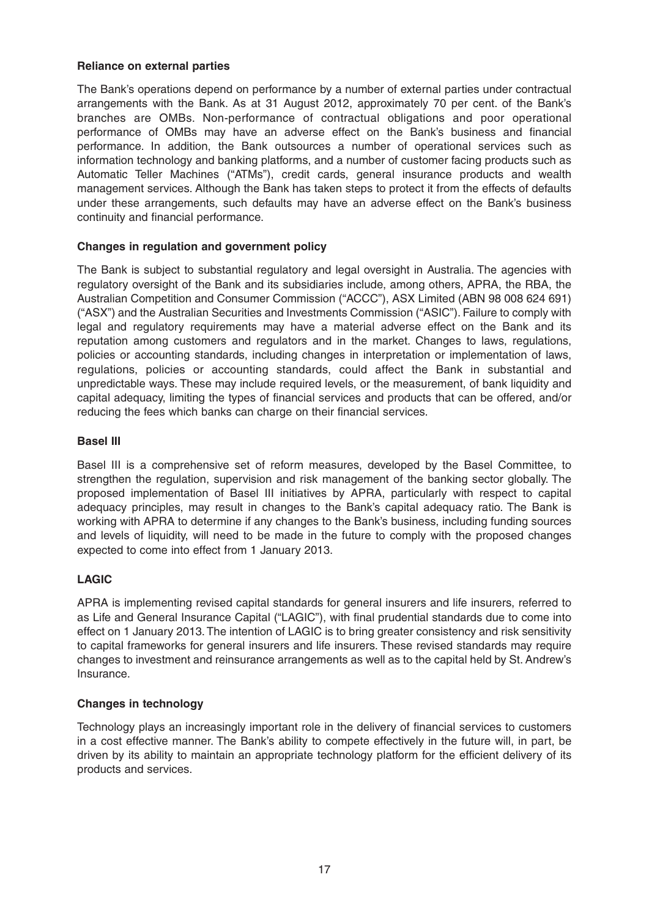**Reliance on external parties**

The Bank's operations depend on performance by a number of external parties under contractual arrangements with the Bank. As at 31 August 2012, approximately 70 per cent. of the Bank's branches are OMBs. Non-performance of contractual obligations and poor operational performance of OMBs may have an adverse effect on the Bank's business and financial performance. In addition, the Bank outsources a number of operational services such as information technology and banking platforms, and a number of customer facing products such as Automatic Teller Machines ("ATMs"), credit cards, general insurance products and wealth management services. Although the Bank has taken steps to protect it from the effects of defaults under these arrangements, such defaults may have an adverse effect on the Bank's business continuity and financial performance.

**Changes in regulation and government policy**

The Bank is subject to substantial regulatory and legal oversight in Australia. The agencies with regulatory oversight of the Bank and its subsidiaries include, among others, APRA, the RBA, the Australian Competition and Consumer Commission ("ACCC"), ASX Limited (ABN 98 008 624 691) ("ASX") and the Australian Securities and Investments Commission ("ASIC"). Failure to comply with legal and regulatory requirements may have a material adverse effect on the Bank and its reputation among customers and regulators and in the market. Changes to laws, regulations, policies or accounting standards, including changes in interpretation or implementation of laws, regulations, policies or accounting standards, could affect the Bank in substantial and unpredictable ways. These may include required levels, or the measurement, of bank liquidity and capital adequacy, limiting the types of financial services and products that can be offered, and/or reducing the fees which banks can charge on their financial services.

**Basel III**

Basel III is a comprehensive set of reform measures, developed by the Basel Committee, to strengthen the regulation, supervision and risk management of the banking sector globally. The proposed implementation of Basel III initiatives by APRA, particularly with respect to capital adequacy principles, may result in changes to the Bank's capital adequacy ratio. The Bank is working with APRA to determine if any changes to the Bank's business, including funding sources and levels of liquidity, will need to be made in the future to comply with the proposed changes expected to come into effect from 1 January 2013.

**LAGIC**

APRA is implementing revised capital standards for general insurers and life insurers, referred to as Life and General Insurance Capital ("LAGIC"), with final prudential standards due to come into effect on 1 January 2013. The intention of LAGIC is to bring greater consistency and risk sensitivity to capital frameworks for general insurers and life insurers. These revised standards may require changes to investment and reinsurance arrangements as well as to the capital held by St. Andrew's Insurance.

**Changes in technology**

Technology plays an increasingly important role in the delivery of financial services to customers in a cost effective manner. The Bank's ability to compete effectively in the future will, in part, be driven by its ability to maintain an appropriate technology platform for the efficient delivery of its products and services.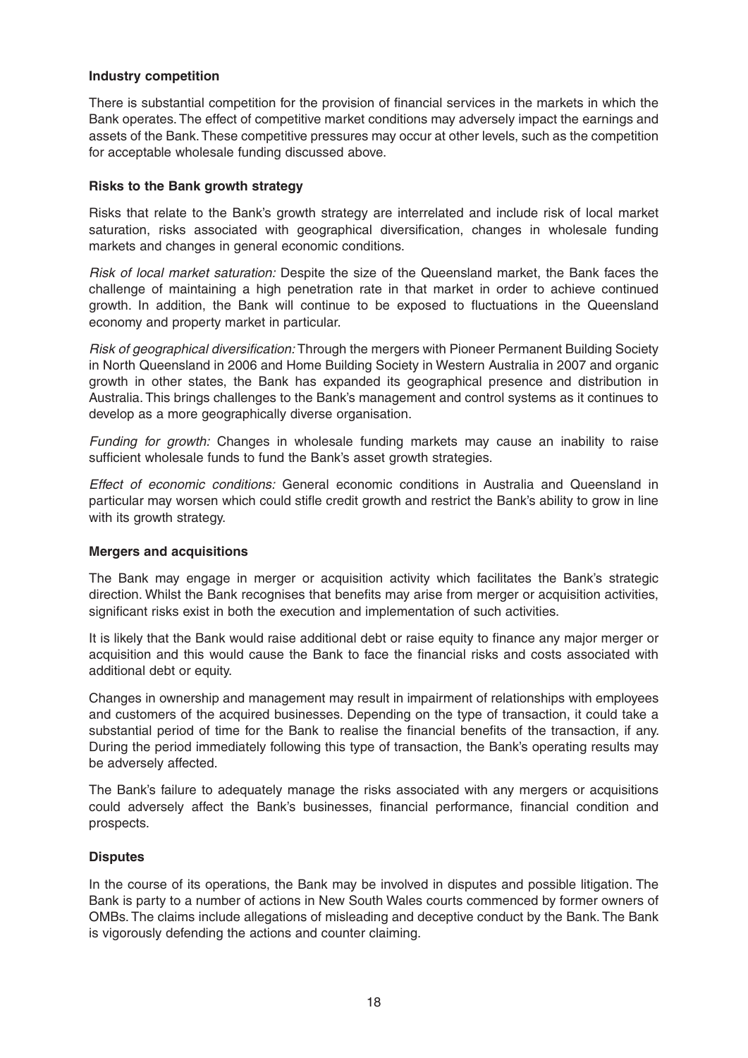**Industry competition**

There is substantial competition for the provision of financial services in the markets in which the Bank operates. The effect of competitive market conditions may adversely impact the earnings and assets of the Bank. These competitive pressures may occur at other levels, such as the competition for acceptable wholesale funding discussed above.

**Risks to the Bank growth strategy**

Risks that relate to the Bank's growth strategy are interrelated and include risk of local market saturation, risks associated with geographical diversification, changes in wholesale funding markets and changes in general economic conditions.

*Risk of local market saturation:* Despite the size of the Queensland market, the Bank faces the challenge of maintaining a high penetration rate in that market in order to achieve continued growth. In addition, the Bank will continue to be exposed to fluctuations in the Queensland economy and property market in particular.

*Risk of geographical diversification:* Through the mergers with Pioneer Permanent Building Society in North Queensland in 2006 and Home Building Society in Western Australia in 2007 and organic growth in other states, the Bank has expanded its geographical presence and distribution in Australia. This brings challenges to the Bank's management and control systems as it continues to develop as a more geographically diverse organisation.

*Funding for growth:* Changes in wholesale funding markets may cause an inability to raise sufficient wholesale funds to fund the Bank's asset growth strategies.

*Effect of economic conditions:* General economic conditions in Australia and Queensland in particular may worsen which could stifle credit growth and restrict the Bank's ability to grow in line with its growth strategy.

**Mergers and acquisitions**

The Bank may engage in merger or acquisition activity which facilitates the Bank's strategic direction. Whilst the Bank recognises that benefits may arise from merger or acquisition activities, significant risks exist in both the execution and implementation of such activities.

It is likely that the Bank would raise additional debt or raise equity to finance any major merger or acquisition and this would cause the Bank to face the financial risks and costs associated with additional debt or equity.

Changes in ownership and management may result in impairment of relationships with employees and customers of the acquired businesses. Depending on the type of transaction, it could take a substantial period of time for the Bank to realise the financial benefits of the transaction, if any. During the period immediately following this type of transaction, the Bank's operating results may be adversely affected.

The Bank's failure to adequately manage the risks associated with any mergers or acquisitions could adversely affect the Bank's businesses, financial performance, financial condition and prospects.

**Disputes**

In the course of its operations, the Bank may be involved in disputes and possible litigation. The Bank is party to a number of actions in New South Wales courts commenced by former owners of OMBs. The claims include allegations of misleading and deceptive conduct by the Bank. The Bank is vigorously defending the actions and counter claiming.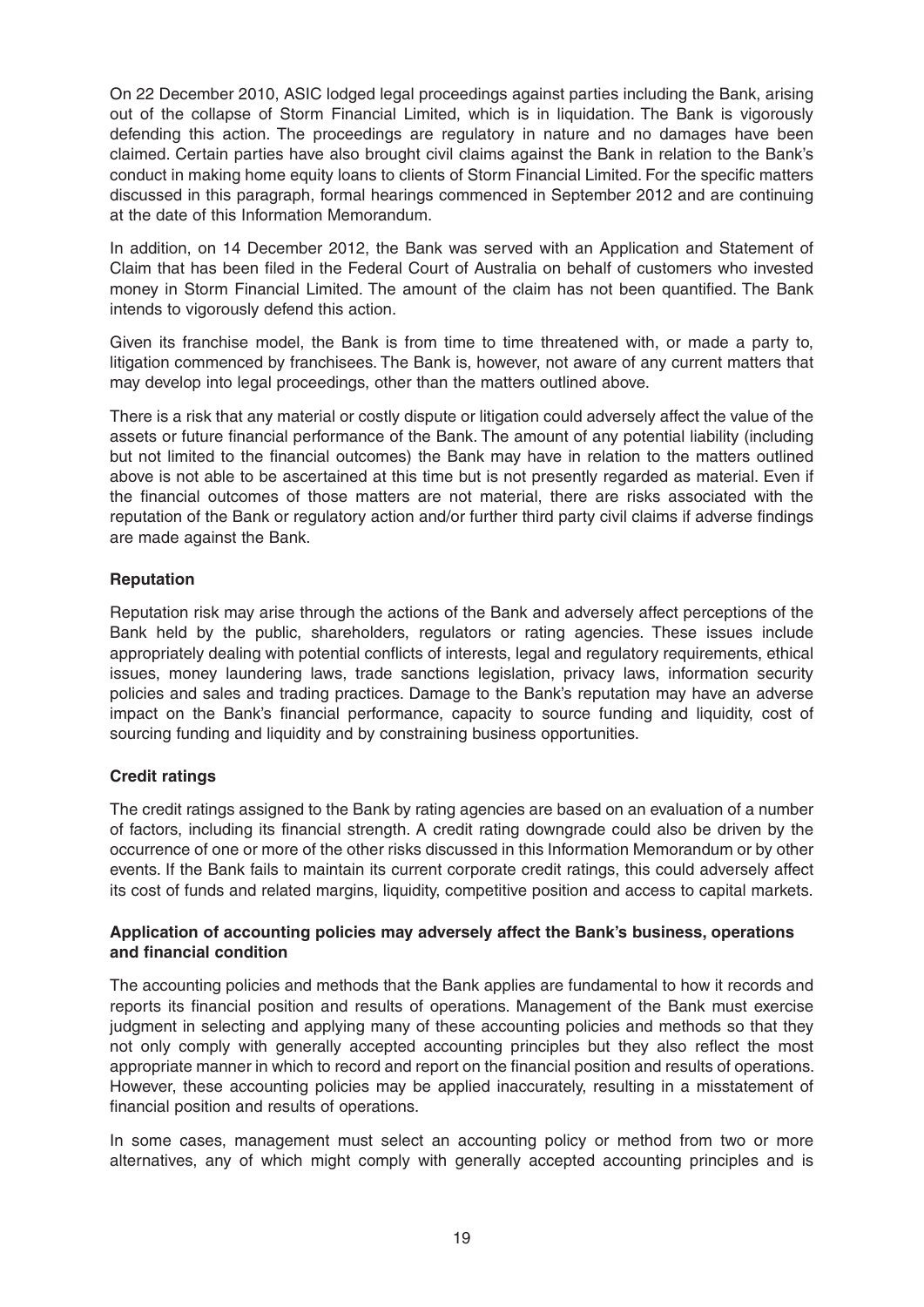On 22 December 2010, ASIC lodged legal proceedings against parties including the Bank, arising out of the collapse of Storm Financial Limited, which is in liquidation. The Bank is vigorously defending this action. The proceedings are regulatory in nature and no damages have been claimed. Certain parties have also brought civil claims against the Bank in relation to the Bank's conduct in making home equity loans to clients of Storm Financial Limited. For the specific matters discussed in this paragraph, formal hearings commenced in September 2012 and are continuing at the date of this Information Memorandum.

In addition, on 14 December 2012, the Bank was served with an Application and Statement of Claim that has been filed in the Federal Court of Australia on behalf of customers who invested money in Storm Financial Limited. The amount of the claim has not been quantified. The Bank intends to vigorously defend this action.

Given its franchise model, the Bank is from time to time threatened with, or made a party to, litigation commenced by franchisees. The Bank is, however, not aware of any current matters that may develop into legal proceedings, other than the matters outlined above.

There is a risk that any material or costly dispute or litigation could adversely affect the value of the assets or future financial performance of the Bank. The amount of any potential liability (including but not limited to the financial outcomes) the Bank may have in relation to the matters outlined above is not able to be ascertained at this time but is not presently regarded as material. Even if the financial outcomes of those matters are not material, there are risks associated with the reputation of the Bank or regulatory action and/or further third party civil claims if adverse findings are made against the Bank.

**Reputation**

Reputation risk may arise through the actions of the Bank and adversely affect perceptions of the Bank held by the public, shareholders, regulators or rating agencies. These issues include appropriately dealing with potential conflicts of interests, legal and regulatory requirements, ethical issues, money laundering laws, trade sanctions legislation, privacy laws, information security policies and sales and trading practices. Damage to the Bank's reputation may have an adverse impact on the Bank's financial performance, capacity to source funding and liquidity, cost of sourcing funding and liquidity and by constraining business opportunities.

**Credit ratings**

The credit ratings assigned to the Bank by rating agencies are based on an evaluation of a number of factors, including its financial strength. A credit rating downgrade could also be driven by the occurrence of one or more of the other risks discussed in this Information Memorandum or by other events. If the Bank fails to maintain its current corporate credit ratings, this could adversely affect its cost of funds and related margins, liquidity, competitive position and access to capital markets.

**Application of accounting policies may adversely affect the Bank's business, operations and financial condition**

The accounting policies and methods that the Bank applies are fundamental to how it records and reports its financial position and results of operations. Management of the Bank must exercise judgment in selecting and applying many of these accounting policies and methods so that they not only comply with generally accepted accounting principles but they also reflect the most appropriate manner in which to record and report on the financial position and results of operations. However, these accounting policies may be applied inaccurately, resulting in a misstatement of financial position and results of operations.

In some cases, management must select an accounting policy or method from two or more alternatives, any of which might comply with generally accepted accounting principles and is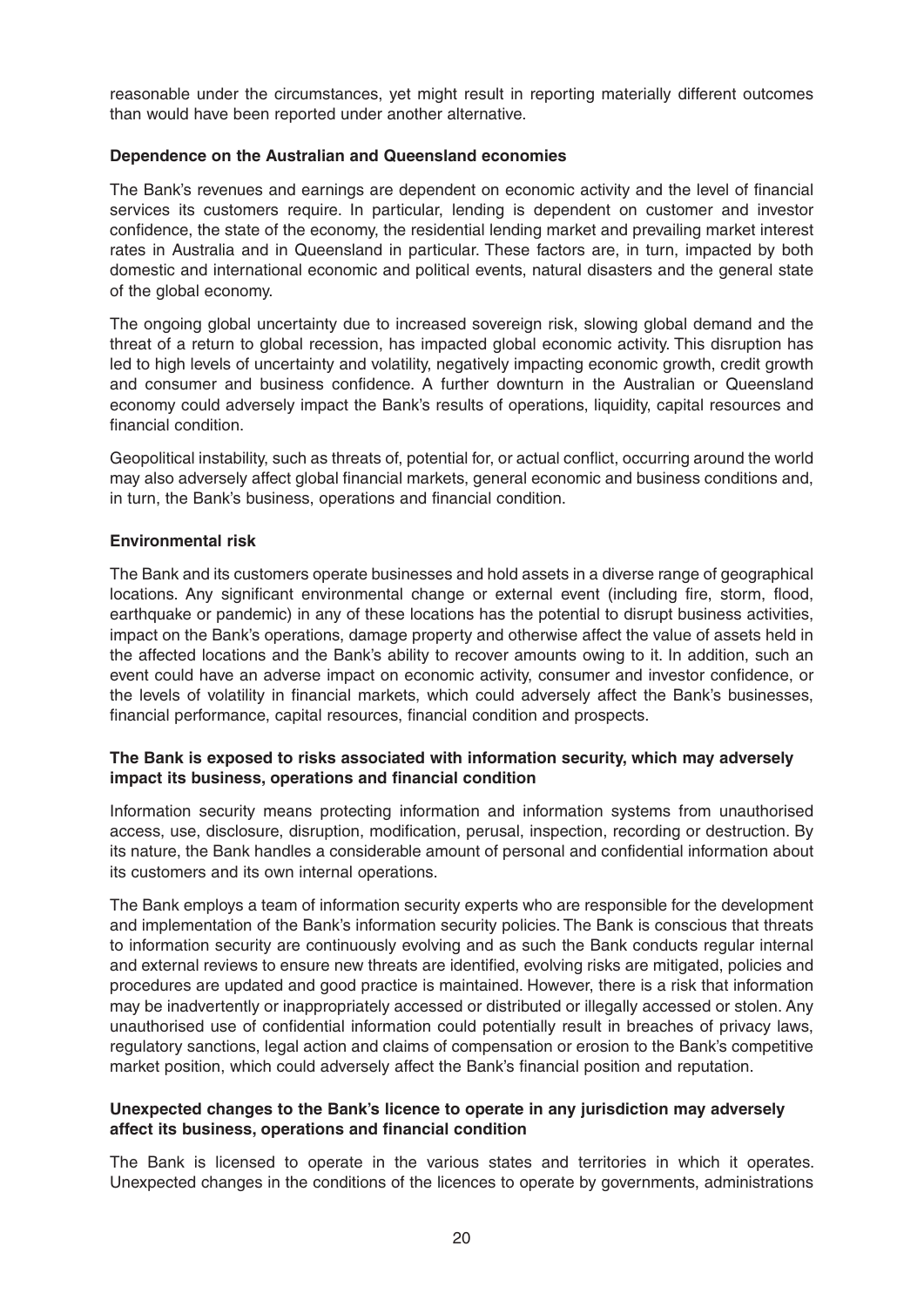reasonable under the circumstances, yet might result in reporting materially different outcomes than would have been reported under another alternative.

**Dependence on the Australian and Queensland economies**

The Bank's revenues and earnings are dependent on economic activity and the level of financial services its customers require. In particular, lending is dependent on customer and investor confidence, the state of the economy, the residential lending market and prevailing market interest rates in Australia and in Queensland in particular. These factors are, in turn, impacted by both domestic and international economic and political events, natural disasters and the general state of the global economy.

The ongoing global uncertainty due to increased sovereign risk, slowing global demand and the threat of a return to global recession, has impacted global economic activity. This disruption has led to high levels of uncertainty and volatility, negatively impacting economic growth, credit growth and consumer and business confidence. A further downturn in the Australian or Queensland economy could adversely impact the Bank's results of operations, liquidity, capital resources and financial condition.

Geopolitical instability, such as threats of, potential for, or actual conflict, occurring around the world may also adversely affect global financial markets, general economic and business conditions and, in turn, the Bank's business, operations and financial condition.

**Environmental risk**

The Bank and its customers operate businesses and hold assets in a diverse range of geographical locations. Any significant environmental change or external event (including fire, storm, flood, earthquake or pandemic) in any of these locations has the potential to disrupt business activities, impact on the Bank's operations, damage property and otherwise affect the value of assets held in the affected locations and the Bank's ability to recover amounts owing to it. In addition, such an event could have an adverse impact on economic activity, consumer and investor confidence, or the levels of volatility in financial markets, which could adversely affect the Bank's businesses, financial performance, capital resources, financial condition and prospects.

**The Bank is exposed to risks associated with information security, which may adversely impact its business, operations and financial condition**

Information security means protecting information and information systems from unauthorised access, use, disclosure, disruption, modification, perusal, inspection, recording or destruction. By its nature, the Bank handles a considerable amount of personal and confidential information about its customers and its own internal operations.

The Bank employs a team of information security experts who are responsible for the development and implementation of the Bank's information security policies. The Bank is conscious that threats to information security are continuously evolving and as such the Bank conducts regular internal and external reviews to ensure new threats are identified, evolving risks are mitigated, policies and procedures are updated and good practice is maintained. However, there is a risk that information may be inadvertently or inappropriately accessed or distributed or illegally accessed or stolen. Any unauthorised use of confidential information could potentially result in breaches of privacy laws, regulatory sanctions, legal action and claims of compensation or erosion to the Bank's competitive market position, which could adversely affect the Bank's financial position and reputation.

**Unexpected changes to the Bank's licence to operate in any jurisdiction may adversely affect its business, operations and financial condition**

The Bank is licensed to operate in the various states and territories in which it operates. Unexpected changes in the conditions of the licences to operate by governments, administrations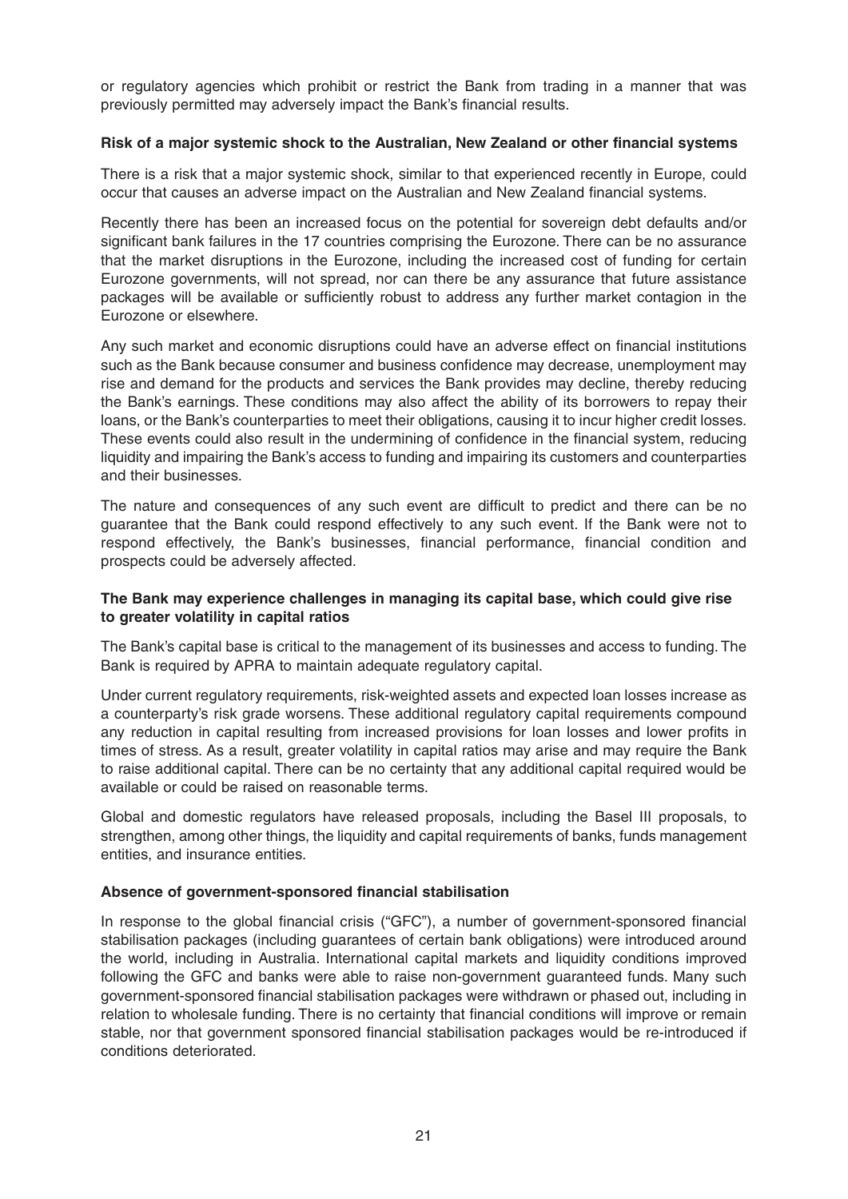or regulatory agencies which prohibit or restrict the Bank from trading in a manner that was previously permitted may adversely impact the Bank's financial results.

**Risk of a major systemic shock to the Australian, New Zealand or other financial systems**

There is a risk that a major systemic shock, similar to that experienced recently in Europe, could occur that causes an adverse impact on the Australian and New Zealand financial systems.

Recently there has been an increased focus on the potential for sovereign debt defaults and/or significant bank failures in the 17 countries comprising the Eurozone. There can be no assurance that the market disruptions in the Eurozone, including the increased cost of funding for certain Eurozone governments, will not spread, nor can there be any assurance that future assistance packages will be available or sufficiently robust to address any further market contagion in the Eurozone or elsewhere.

Any such market and economic disruptions could have an adverse effect on financial institutions such as the Bank because consumer and business confidence may decrease, unemployment may rise and demand for the products and services the Bank provides may decline, thereby reducing the Bank's earnings. These conditions may also affect the ability of its borrowers to repay their loans, or the Bank's counterparties to meet their obligations, causing it to incur higher credit losses. These events could also result in the undermining of confidence in the financial system, reducing liquidity and impairing the Bank's access to funding and impairing its customers and counterparties and their businesses.

The nature and consequences of any such event are difficult to predict and there can be no guarantee that the Bank could respond effectively to any such event. If the Bank were not to respond effectively, the Bank's businesses, financial performance, financial condition and prospects could be adversely affected.

**The Bank may experience challenges in managing its capital base, which could give rise to greater volatility in capital ratios**

The Bank's capital base is critical to the management of its businesses and access to funding. The Bank is required by APRA to maintain adequate regulatory capital.

Under current regulatory requirements, risk-weighted assets and expected loan losses increase as a counterparty's risk grade worsens. These additional regulatory capital requirements compound any reduction in capital resulting from increased provisions for loan losses and lower profits in times of stress. As a result, greater volatility in capital ratios may arise and may require the Bank to raise additional capital. There can be no certainty that any additional capital required would be available or could be raised on reasonable terms.

Global and domestic regulators have released proposals, including the Basel III proposals, to strengthen, among other things, the liquidity and capital requirements of banks, funds management entities, and insurance entities.

**Absence of government-sponsored financial stabilisation**

In response to the global financial crisis ("GFC"), a number of government-sponsored financial stabilisation packages (including guarantees of certain bank obligations) were introduced around the world, including in Australia. International capital markets and liquidity conditions improved following the GFC and banks were able to raise non-government guaranteed funds. Many such government-sponsored financial stabilisation packages were withdrawn or phased out, including in relation to wholesale funding. There is no certainty that financial conditions will improve or remain stable, nor that government sponsored financial stabilisation packages would be re-introduced if conditions deteriorated.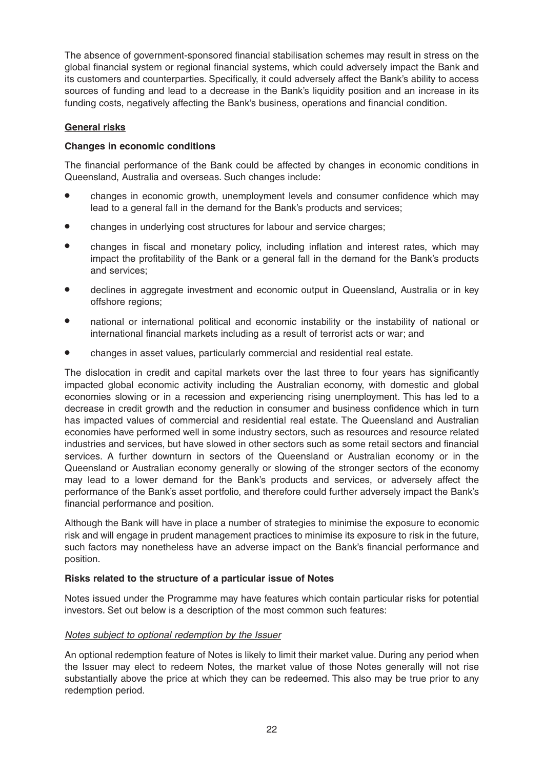The absence of government-sponsored financial stabilisation schemes may result in stress on the global financial system or regional financial systems, which could adversely impact the Bank and its customers and counterparties. Specifically, it could adversely affect the Bank's ability to access sources of funding and lead to a decrease in the Bank's liquidity position and an increase in its funding costs, negatively affecting the Bank's business, operations and financial condition.

**General risks**

**Changes in economic conditions**

The financial performance of the Bank could be affected by changes in economic conditions in Queensland, Australia and overseas. Such changes include:

- changes in economic growth, unemployment levels and consumer confidence which may lead to a general fall in the demand for the Bank's products and services;
- changes in underlying cost structures for labour and service charges;
- changes in fiscal and monetary policy, including inflation and interest rates, which may impact the profitability of the Bank or a general fall in the demand for the Bank's products and services;
- declines in aggregate investment and economic output in Queensland, Australia or in key offshore regions;
- national or international political and economic instability or the instability of national or international financial markets including as a result of terrorist acts or war; and
- changes in asset values, particularly commercial and residential real estate.

The dislocation in credit and capital markets over the last three to four years has significantly impacted global economic activity including the Australian economy, with domestic and global economies slowing or in a recession and experiencing rising unemployment. This has led to a decrease in credit growth and the reduction in consumer and business confidence which in turn has impacted values of commercial and residential real estate. The Queensland and Australian economies have performed well in some industry sectors, such as resources and resource related industries and services, but have slowed in other sectors such as some retail sectors and financial services. A further downturn in sectors of the Queensland or Australian economy or in the Queensland or Australian economy generally or slowing of the stronger sectors of the economy may lead to a lower demand for the Bank's products and services, or adversely affect the performance of the Bank's asset portfolio, and therefore could further adversely impact the Bank's financial performance and position.

Although the Bank will have in place a number of strategies to minimise the exposure to economic risk and will engage in prudent management practices to minimise its exposure to risk in the future, such factors may nonetheless have an adverse impact on the Bank's financial performance and position.

**Risks related to the structure of a particular issue of Notes**

Notes issued under the Programme may have features which contain particular risks for potential investors. Set out below is a description of the most common such features:

*Notes subject to optional redemption by the Issuer*

An optional redemption feature of Notes is likely to limit their market value. During any period when the Issuer may elect to redeem Notes, the market value of those Notes generally will not rise substantially above the price at which they can be redeemed. This also may be true prior to any redemption period.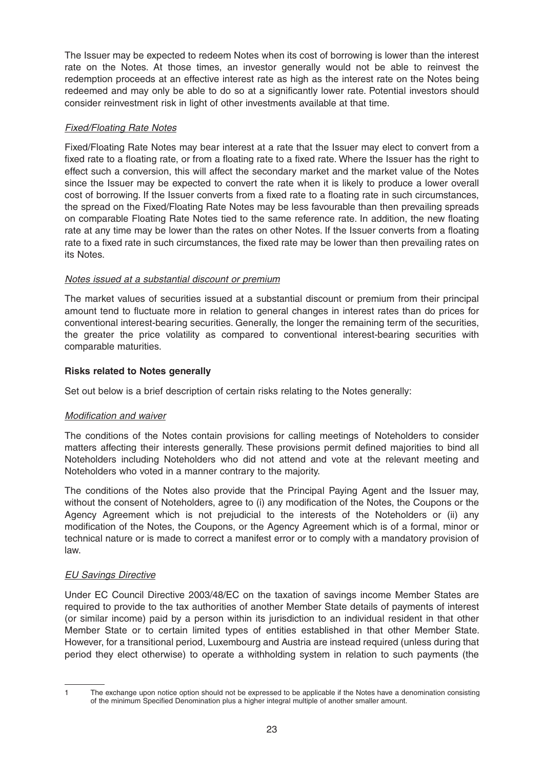The Issuer may be expected to redeem Notes when its cost of borrowing is lower than the interest rate on the Notes. At those times, an investor generally would not be able to reinvest the redemption proceeds at an effective interest rate as high as the interest rate on the Notes being redeemed and may only be able to do so at a significantly lower rate. Potential investors should consider reinvestment risk in light of other investments available at that time.

*Fixed/Floating Rate Notes*

Fixed/Floating Rate Notes may bear interest at a rate that the Issuer may elect to convert from a fixed rate to a floating rate, or from a floating rate to a fixed rate. Where the Issuer has the right to effect such a conversion, this will affect the secondary market and the market value of the Notes since the Issuer may be expected to convert the rate when it is likely to produce a lower overall cost of borrowing. If the Issuer converts from a fixed rate to a floating rate in such circumstances, the spread on the Fixed/Floating Rate Notes may be less favourable than then prevailing spreads on comparable Floating Rate Notes tied to the same reference rate. In addition, the new floating rate at any time may be lower than the rates on other Notes. If the Issuer converts from a floating rate to a fixed rate in such circumstances, the fixed rate may be lower than then prevailing rates on its Notes.

*Notes issued at a substantial discount or premium*

The market values of securities issued at a substantial discount or premium from their principal amount tend to fluctuate more in relation to general changes in interest rates than do prices for conventional interest-bearing securities. Generally, the longer the remaining term of the securities, the greater the price volatility as compared to conventional interest-bearing securities with comparable maturities.

**Risks related to Notes generally**

Set out below is a brief description of certain risks relating to the Notes generally:

*Modification and waiver*

The conditions of the Notes contain provisions for calling meetings of Noteholders to consider matters affecting their interests generally. These provisions permit defined majorities to bind all Noteholders including Noteholders who did not attend and vote at the relevant meeting and Noteholders who voted in a manner contrary to the majority.

The conditions of the Notes also provide that the Principal Paying Agent and the Issuer may, without the consent of Noteholders, agree to (i) any modification of the Notes, the Coupons or the Agency Agreement which is not prejudicial to the interests of the Noteholders or (ii) any modification of the Notes, the Coupons, or the Agency Agreement which is of a formal, minor or technical nature or is made to correct a manifest error or to comply with a mandatory provision of law.

*EU Savings Directive*

Under EC Council Directive 2003/48/EC on the taxation of savings income Member States are required to provide to the tax authorities of another Member State details of payments of interest (or similar income) paid by a person within its jurisdiction to an individual resident in that other Member State or to certain limited types of entities established in that other Member State. However, for a transitional period, Luxembourg and Austria are instead required (unless during that period they elect otherwise) to operate a withholding system in relation to such payments (the

---

1 The exchange upon notice option should not be expressed to be applicable if the Notes have a denomination consisting of the minimum Specified Denomination plus a higher integral multiple of another smaller amount.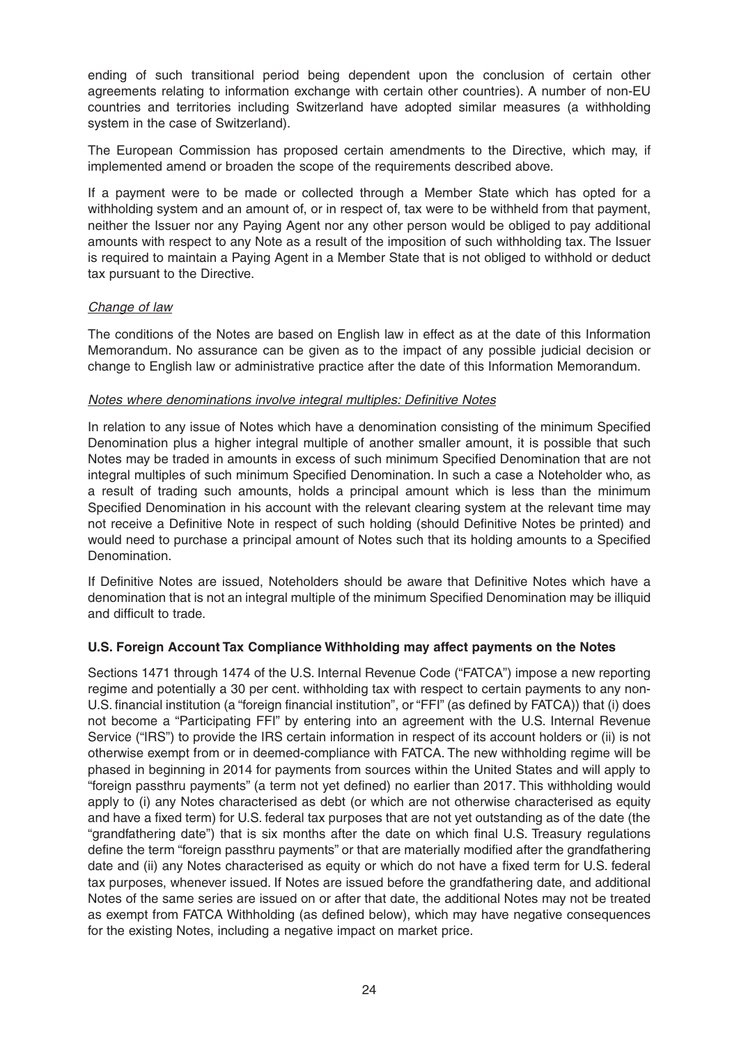ending of such transitional period being dependent upon the conclusion of certain other agreements relating to information exchange with certain other countries). A number of non-EU countries and territories including Switzerland have adopted similar measures (a withholding system in the case of Switzerland).

The European Commission has proposed certain amendments to the Directive, which may, if implemented amend or broaden the scope of the requirements described above.

If a payment were to be made or collected through a Member State which has opted for a withholding system and an amount of, or in respect of, tax were to be withheld from that payment, neither the Issuer nor any Paying Agent nor any other person would be obliged to pay additional amounts with respect to any Note as a result of the imposition of such withholding tax. The Issuer is required to maintain a Paying Agent in a Member State that is not obliged to withhold or deduct tax pursuant to the Directive.

*Change of law*

The conditions of the Notes are based on English law in effect as at the date of this Information Memorandum. No assurance can be given as to the impact of any possible judicial decision or change to English law or administrative practice after the date of this Information Memorandum.

*Notes where denominations involve integral multiples: Definitive Notes*

In relation to any issue of Notes which have a denomination consisting of the minimum Specified Denomination plus a higher integral multiple of another smaller amount, it is possible that such Notes may be traded in amounts in excess of such minimum Specified Denomination that are not integral multiples of such minimum Specified Denomination. In such a case a Noteholder who, as a result of trading such amounts, holds a principal amount which is less than the minimum Specified Denomination in his account with the relevant clearing system at the relevant time may not receive a Definitive Note in respect of such holding (should Definitive Notes be printed) and would need to purchase a principal amount of Notes such that its holding amounts to a Specified Denomination.

If Definitive Notes are issued, Noteholders should be aware that Definitive Notes which have a denomination that is not an integral multiple of the minimum Specified Denomination may be illiquid and difficult to trade.

**U.S. Foreign Account Tax Compliance Withholding may affect payments on the Notes**

Sections 1471 through 1474 of the U.S. Internal Revenue Code ("FATCA") impose a new reporting regime and potentially a 30 per cent. withholding tax with respect to certain payments to any non-U.S. financial institution (a "foreign financial institution", or "FFI" (as defined by FATCA)) that (i) does not become a "Participating FFI" by entering into an agreement with the U.S. Internal Revenue Service ("IRS") to provide the IRS certain information in respect of its account holders or (ii) is not otherwise exempt from or in deemed-compliance with FATCA. The new withholding regime will be phased in beginning in 2014 for payments from sources within the United States and will apply to "foreign passthru payments" (a term not yet defined) no earlier than 2017. This withholding would apply to (i) any Notes characterised as debt (or which are not otherwise characterised as equity and have a fixed term) for U.S. federal tax purposes that are not yet outstanding as of the date (the "grandfathering date") that is six months after the date on which final U.S. Treasury regulations define the term "foreign passthru payments" or that are materially modified after the grandfathering date and (ii) any Notes characterised as equity or which do not have a fixed term for U.S. federal tax purposes, whenever issued. If Notes are issued before the grandfathering date, and additional Notes of the same series are issued on or after that date, the additional Notes may not be treated as exempt from FATCA Withholding (as defined below), which may have negative consequences for the existing Notes, including a negative impact on market price.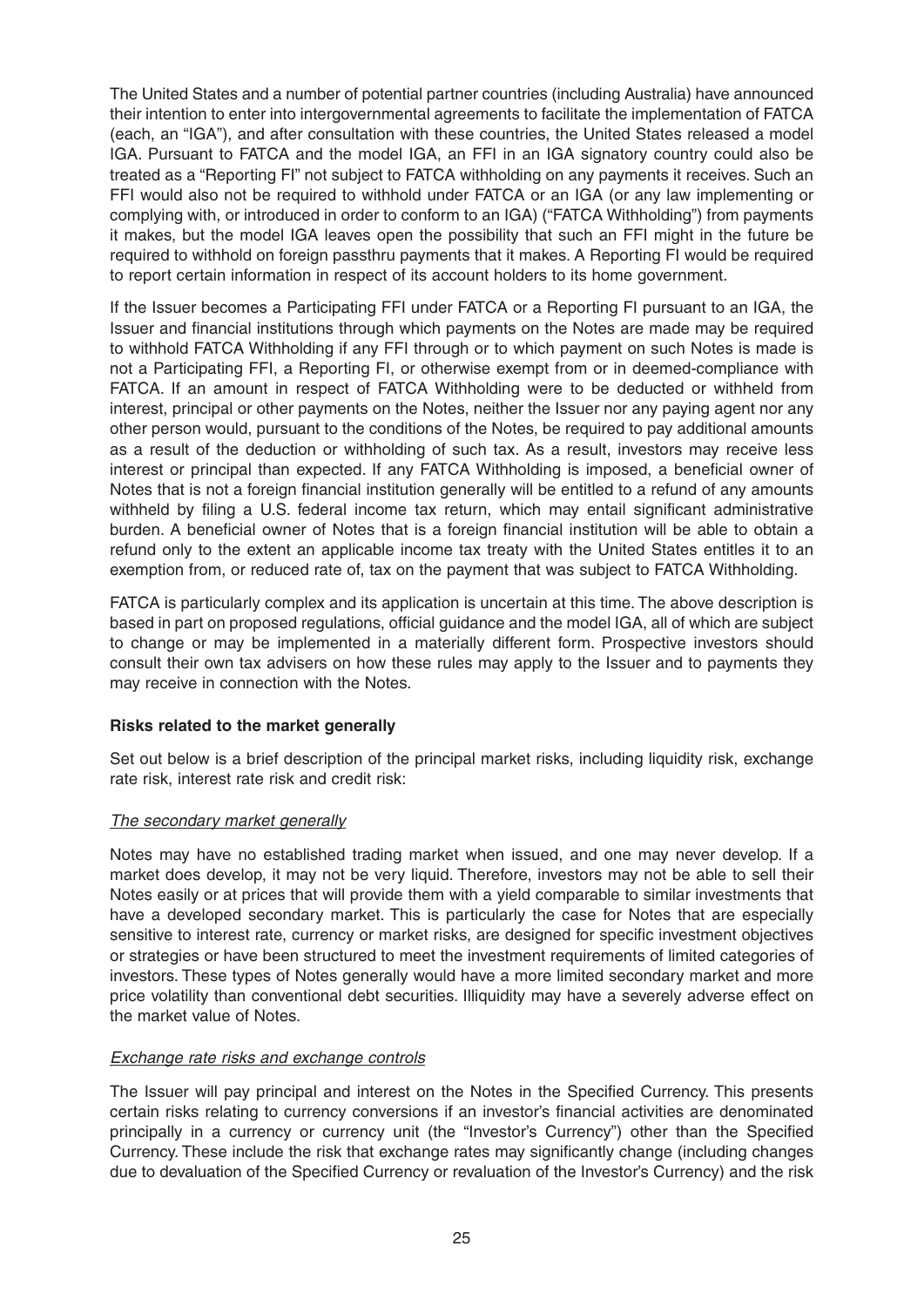The United States and a number of potential partner countries (including Australia) have announced their intention to enter into intergovernmental agreements to facilitate the implementation of FATCA (each, an "IGA"), and after consultation with these countries, the United States released a model IGA. Pursuant to FATCA and the model IGA, an FFI in an IGA signatory country could also be treated as a "Reporting FI" not subject to FATCA withholding on any payments it receives. Such an FFI would also not be required to withhold under FATCA or an IGA (or any law implementing or complying with, or introduced in order to conform to an IGA) ("FATCA Withholding") from payments it makes, but the model IGA leaves open the possibility that such an FFI might in the future be required to withhold on foreign passthru payments that it makes. A Reporting FI would be required to report certain information in respect of its account holders to its home government.

If the Issuer becomes a Participating FFI under FATCA or a Reporting FI pursuant to an IGA, the Issuer and financial institutions through which payments on the Notes are made may be required to withhold FATCA Withholding if any FFI through or to which payment on such Notes is made is not a Participating FFI, a Reporting FI, or otherwise exempt from or in deemed-compliance with FATCA. If an amount in respect of FATCA Withholding were to be deducted or withheld from interest, principal or other payments on the Notes, neither the Issuer nor any paying agent nor any other person would, pursuant to the conditions of the Notes, be required to pay additional amounts as a result of the deduction or withholding of such tax. As a result, investors may receive less interest or principal than expected. If any FATCA Withholding is imposed, a beneficial owner of Notes that is not a foreign financial institution generally will be entitled to a refund of any amounts withheld by filing a U.S. federal income tax return, which may entail significant administrative burden. A beneficial owner of Notes that is a foreign financial institution will be able to obtain a refund only to the extent an applicable income tax treaty with the United States entitles it to an exemption from, or reduced rate of, tax on the payment that was subject to FATCA Withholding.

FATCA is particularly complex and its application is uncertain at this time. The above description is based in part on proposed regulations, official guidance and the model IGA, all of which are subject to change or may be implemented in a materially different form. Prospective investors should consult their own tax advisers on how these rules may apply to the Issuer and to payments they may receive in connection with the Notes.

**Risks related to the market generally**

Set out below is a brief description of the principal market risks, including liquidity risk, exchange rate risk, interest rate risk and credit risk:

*The secondary market generally*

Notes may have no established trading market when issued, and one may never develop. If a market does develop, it may not be very liquid. Therefore, investors may not be able to sell their Notes easily or at prices that will provide them with a yield comparable to similar investments that have a developed secondary market. This is particularly the case for Notes that are especially sensitive to interest rate, currency or market risks, are designed for specific investment objectives or strategies or have been structured to meet the investment requirements of limited categories of investors. These types of Notes generally would have a more limited secondary market and more price volatility than conventional debt securities. Illiquidity may have a severely adverse effect on the market value of Notes.

*Exchange rate risks and exchange controls*

The Issuer will pay principal and interest on the Notes in the Specified Currency. This presents certain risks relating to currency conversions if an investor's financial activities are denominated principally in a currency or currency unit (the "Investor's Currency") other than the Specified Currency. These include the risk that exchange rates may significantly change (including changes due to devaluation of the Specified Currency or revaluation of the Investor's Currency) and the risk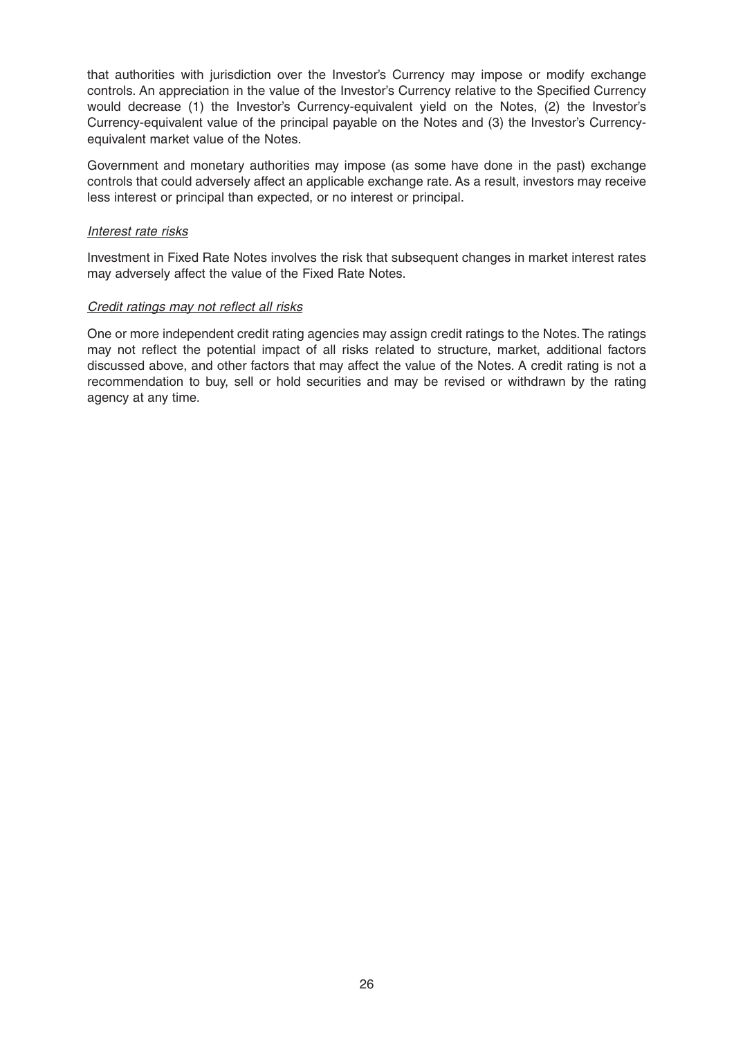that authorities with jurisdiction over the Investor's Currency may impose or modify exchange controls. An appreciation in the value of the Investor's Currency relative to the Specified Currency would decrease (1) the Investor's Currency-equivalent yield on the Notes, (2) the Investor's Currency-equivalent value of the principal payable on the Notes and (3) the Investor's Currency-equivalent market value of the Notes.

Government and monetary authorities may impose (as some have done in the past) exchange controls that could adversely affect an applicable exchange rate. As a result, investors may receive less interest or principal than expected, or no interest or principal.

*Interest rate risks*

Investment in Fixed Rate Notes involves the risk that subsequent changes in market interest rates may adversely affect the value of the Fixed Rate Notes.

*Credit ratings may not reflect all risks*

One or more independent credit rating agencies may assign credit ratings to the Notes. The ratings may not reflect the potential impact of all risks related to structure, market, additional factors discussed above, and other factors that may affect the value of the Notes. A credit rating is not a recommendation to buy, sell or hold securities and may be revised or withdrawn by the rating agency at any time.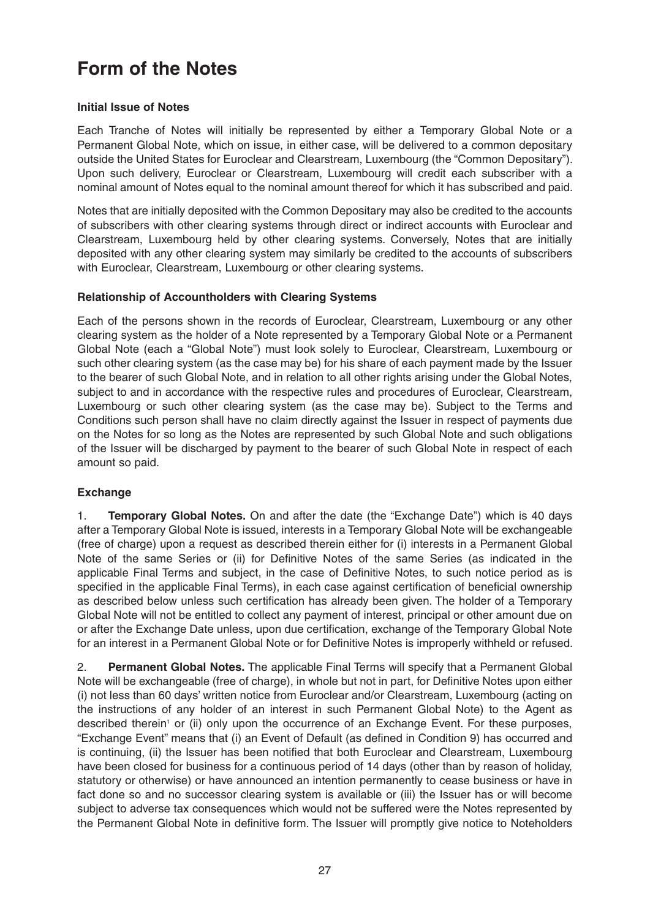# Form of the Notes

**Initial Issue of Notes**

Each Tranche of Notes will initially be represented by either a Temporary Global Note or a Permanent Global Note, which on issue, in either case, will be delivered to a common depositary outside the United States for Euroclear and Clearstream, Luxembourg (the "Common Depositary"). Upon such delivery, Euroclear or Clearstream, Luxembourg will credit each subscriber with a nominal amount of Notes equal to the nominal amount thereof for which it has subscribed and paid.

Notes that are initially deposited with the Common Depositary may also be credited to the accounts of subscribers with other clearing systems through direct or indirect accounts with Euroclear and Clearstream, Luxembourg held by other clearing systems. Conversely, Notes that are initially deposited with any other clearing system may similarly be credited to the accounts of subscribers with Euroclear, Clearstream, Luxembourg or other clearing systems.

**Relationship of Accountholders with Clearing Systems**

Each of the persons shown in the records of Euroclear, Clearstream, Luxembourg or any other clearing system as the holder of a Note represented by a Temporary Global Note or a Permanent Global Note (each a "Global Note") must look solely to Euroclear, Clearstream, Luxembourg or such other clearing system (as the case may be) for his share of each payment made by the Issuer to the bearer of such Global Note, and in relation to all other rights arising under the Global Notes, subject to and in accordance with the respective rules and procedures of Euroclear, Clearstream, Luxembourg or such other clearing system (as the case may be). Subject to the Terms and Conditions such person shall have no claim directly against the Issuer in respect of payments due on the Notes for so long as the Notes are represented by such Global Note and such obligations of the Issuer will be discharged by payment to the bearer of such Global Note in respect of each amount so paid.

**Exchange**

1. **Temporary Global Notes.** On and after the date (the "Exchange Date") which is 40 days after a Temporary Global Note is issued, interests in a Temporary Global Note will be exchangeable (free of charge) upon a request as described therein either for (i) interests in a Permanent Global Note of the same Series or (ii) for Definitive Notes of the same Series (as indicated in the applicable Final Terms and subject, in the case of Definitive Notes, to such notice period as is specified in the applicable Final Terms), in each case against certification of beneficial ownership as described below unless such certification has already been given. The holder of a Temporary Global Note will not be entitled to collect any payment of interest, principal or other amount due on or after the Exchange Date unless, upon due certification, exchange of the Temporary Global Note for an interest in a Permanent Global Note or for Definitive Notes is improperly withheld or refused.

2. **Permanent Global Notes.** The applicable Final Terms will specify that a Permanent Global Note will be exchangeable (free of charge), in whole but not in part, for Definitive Notes upon either (i) not less than 60 days' written notice from Euroclear and/or Clearstream, Luxembourg (acting on the instructions of any holder of an interest in such Permanent Global Note) to the Agent as described therein[1] or (ii) only upon the occurrence of an Exchange Event. For these purposes, "Exchange Event" means that (i) an Event of Default (as defined in Condition 9) has occurred and is continuing, (ii) the Issuer has been notified that both Euroclear and Clearstream, Luxembourg have been closed for business for a continuous period of 14 days (other than by reason of holiday, statutory or otherwise) or have announced an intention permanently to cease business or have in fact done so and no successor clearing system is available or (iii) the Issuer has or will become subject to adverse tax consequences which would not be suffered were the Notes represented by the Permanent Global Note in definitive form. The Issuer will promptly give notice to Noteholders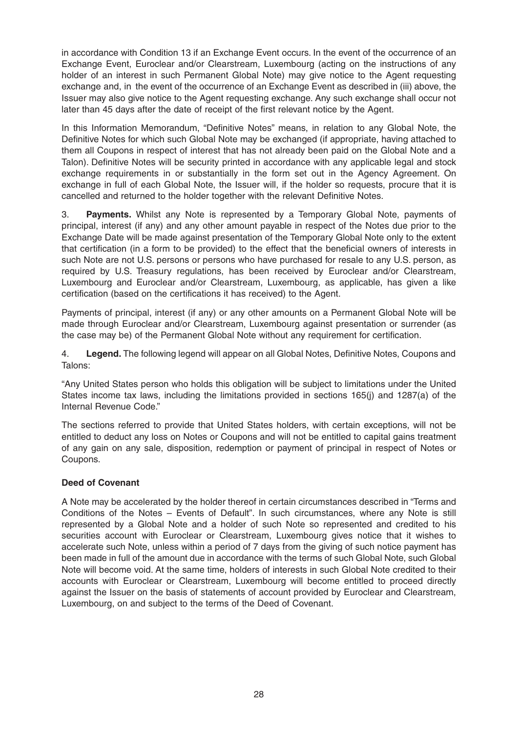in accordance with Condition 13 if an Exchange Event occurs. In the event of the occurrence of an Exchange Event, Euroclear and/or Clearstream, Luxembourg (acting on the instructions of any holder of an interest in such Permanent Global Note) may give notice to the Agent requesting exchange and, in the event of the occurrence of an Exchange Event as described in (iii) above, the Issuer may also give notice to the Agent requesting exchange. Any such exchange shall occur not later than 45 days after the date of receipt of the first relevant notice by the Agent.

In this Information Memorandum, "Definitive Notes" means, in relation to any Global Note, the Definitive Notes for which such Global Note may be exchanged (if appropriate, having attached to them all Coupons in respect of interest that has not already been paid on the Global Note and a Talon). Definitive Notes will be security printed in accordance with any applicable legal and stock exchange requirements in or substantially in the form set out in the Agency Agreement. On exchange in full of each Global Note, the Issuer will, if the holder so requests, procure that it is cancelled and returned to the holder together with the relevant Definitive Notes.

3. **Payments.** Whilst any Note is represented by a Temporary Global Note, payments of principal, interest (if any) and any other amount payable in respect of the Notes due prior to the Exchange Date will be made against presentation of the Temporary Global Note only to the extent that certification (in a form to be provided) to the effect that the beneficial owners of interests in such Note are not U.S. persons or persons who have purchased for resale to any U.S. person, as required by U.S. Treasury regulations, has been received by Euroclear and/or Clearstream, Luxembourg and Euroclear and/or Clearstream, Luxembourg, as applicable, has given a like certification (based on the certifications it has received) to the Agent.

Payments of principal, interest (if any) or any other amounts on a Permanent Global Note will be made through Euroclear and/or Clearstream, Luxembourg against presentation or surrender (as the case may be) of the Permanent Global Note without any requirement for certification.

4. **Legend.** The following legend will appear on all Global Notes, Definitive Notes, Coupons and Talons:

"Any United States person who holds this obligation will be subject to limitations under the United States income tax laws, including the limitations provided in sections 165(j) and 1287(a) of the Internal Revenue Code."

The sections referred to provide that United States holders, with certain exceptions, will not be entitled to deduct any loss on Notes or Coupons and will not be entitled to capital gains treatment of any gain on any sale, disposition, redemption or payment of principal in respect of Notes or Coupons.

**Deed of Covenant**

A Note may be accelerated by the holder thereof in certain circumstances described in "Terms and Conditions of the Notes – Events of Default". In such circumstances, where any Note is still represented by a Global Note and a holder of such Note so represented and credited to his securities account with Euroclear or Clearstream, Luxembourg gives notice that it wishes to accelerate such Note, unless within a period of 7 days from the giving of such notice payment has been made in full of the amount due in accordance with the terms of such Global Note, such Global Note will become void. At the same time, holders of interests in such Global Note credited to their accounts with Euroclear or Clearstream, Luxembourg will become entitled to proceed directly against the Issuer on the basis of statements of account provided by Euroclear and Clearstream, Luxembourg, on and subject to the terms of the Deed of Covenant.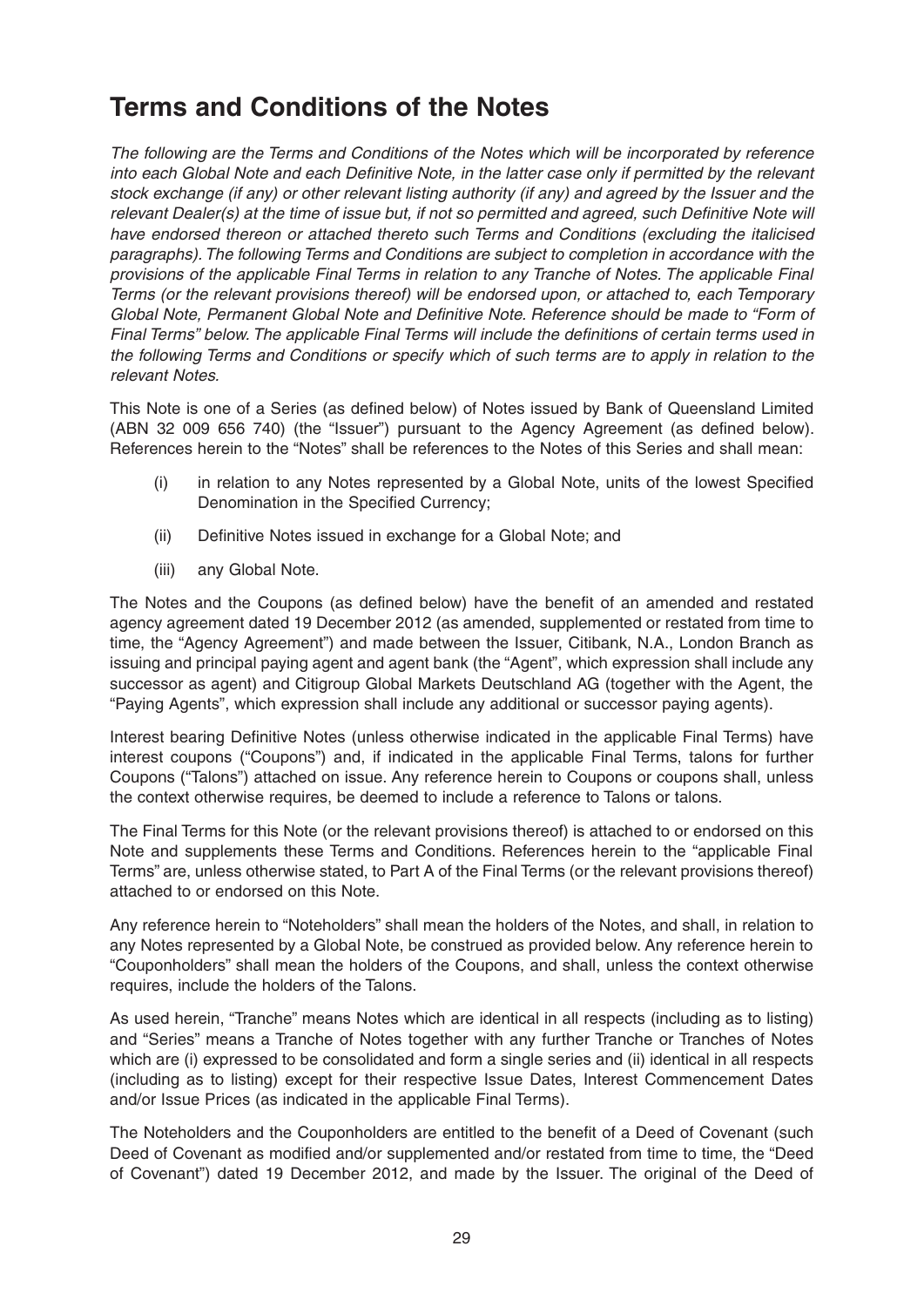# Terms and Conditions of the Notes

*The following are the Terms and Conditions of the Notes which will be incorporated by reference into each Global Note and each Definitive Note, in the latter case only if permitted by the relevant stock exchange (if any) or other relevant listing authority (if any) and agreed by the Issuer and the relevant Dealer(s) at the time of issue but, if not so permitted and agreed, such Definitive Note will have endorsed thereon or attached thereto such Terms and Conditions (excluding the italicised paragraphs). The following Terms and Conditions are subject to completion in accordance with the provisions of the applicable Final Terms in relation to any Tranche of Notes. The applicable Final Terms (or the relevant provisions thereof) will be endorsed upon, or attached to, each Temporary Global Note, Permanent Global Note and Definitive Note. Reference should be made to "Form of Final Terms" below. The applicable Final Terms will include the definitions of certain terms used in the following Terms and Conditions or specify which of such terms are to apply in relation to the relevant Notes.*

This Note is one of a Series (as defined below) of Notes issued by Bank of Queensland Limited (ABN 32 009 656 740) (the "Issuer") pursuant to the Agency Agreement (as defined below). References herein to the "Notes" shall be references to the Notes of this Series and shall mean:

(i) in relation to any Notes represented by a Global Note, units of the lowest Specified Denomination in the Specified Currency;

(ii) Definitive Notes issued in exchange for a Global Note; and

(iii) any Global Note.

The Notes and the Coupons (as defined below) have the benefit of an amended and restated agency agreement dated 19 December 2012 (as amended, supplemented or restated from time to time, the "Agency Agreement") and made between the Issuer, Citibank, N.A., London Branch as issuing and principal paying agent and agent bank (the "Agent", which expression shall include any successor as agent) and Citigroup Global Markets Deutschland AG (together with the Agent, the "Paying Agents", which expression shall include any additional or successor paying agents).

Interest bearing Definitive Notes (unless otherwise indicated in the applicable Final Terms) have interest coupons ("Coupons") and, if indicated in the applicable Final Terms, talons for further Coupons ("Talons") attached on issue. Any reference herein to Coupons or coupons shall, unless the context otherwise requires, be deemed to include a reference to Talons or talons.

The Final Terms for this Note (or the relevant provisions thereof) is attached to or endorsed on this Note and supplements these Terms and Conditions. References herein to the "applicable Final Terms" are, unless otherwise stated, to Part A of the Final Terms (or the relevant provisions thereof) attached to or endorsed on this Note.

Any reference herein to "Noteholders" shall mean the holders of the Notes, and shall, in relation to any Notes represented by a Global Note, be construed as provided below. Any reference herein to "Couponholders" shall mean the holders of the Coupons, and shall, unless the context otherwise requires, include the holders of the Talons.

As used herein, "Tranche" means Notes which are identical in all respects (including as to listing) and "Series" means a Tranche of Notes together with any further Tranche or Tranches of Notes which are (i) expressed to be consolidated and form a single series and (ii) identical in all respects (including as to listing) except for their respective Issue Dates, Interest Commencement Dates and/or Issue Prices (as indicated in the applicable Final Terms).

The Noteholders and the Couponholders are entitled to the benefit of a Deed of Covenant (such Deed of Covenant as modified and/or supplemented and/or restated from time to time, the "Deed of Covenant") dated 19 December 2012, and made by the Issuer. The original of the Deed of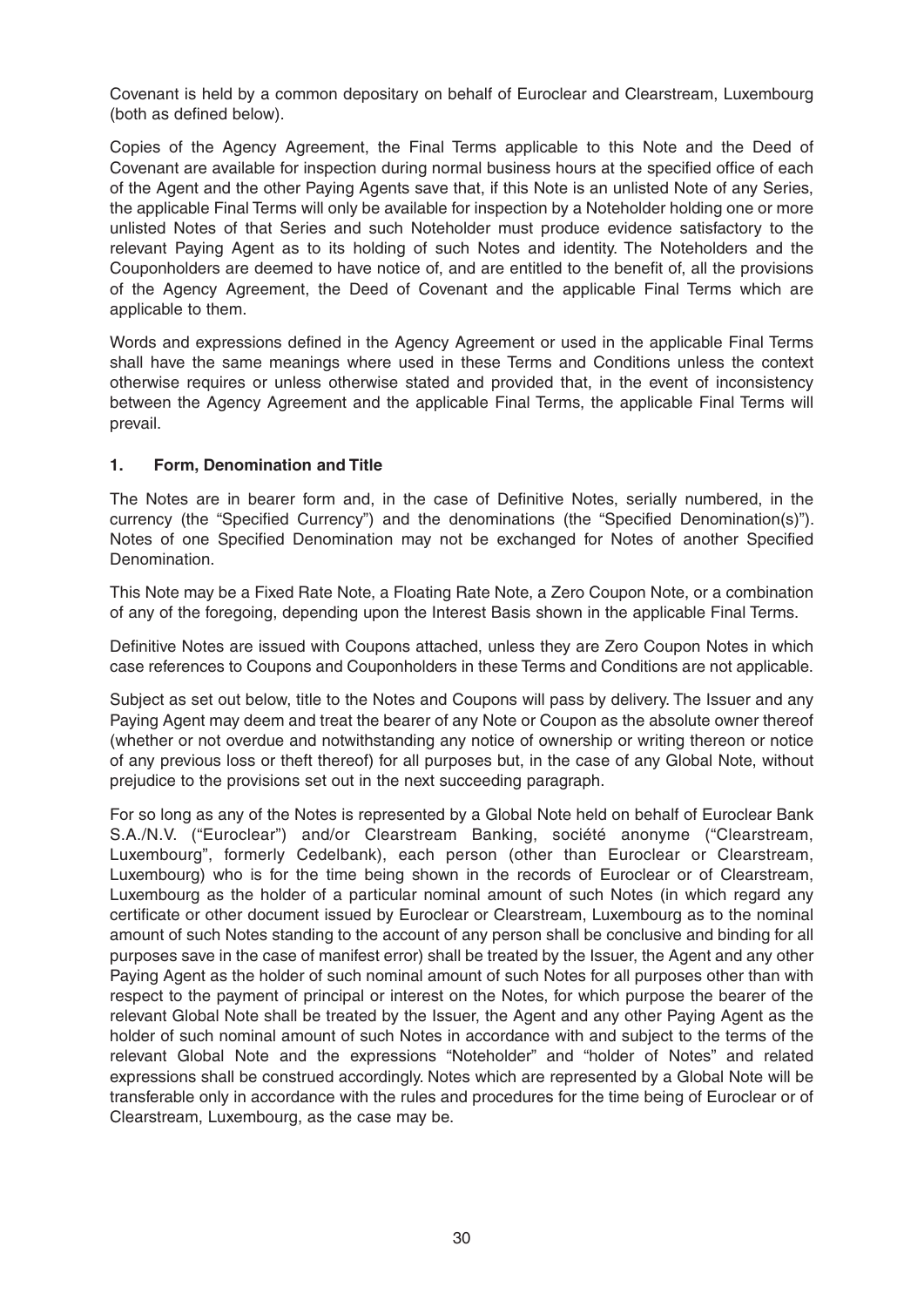Covenant is held by a common depositary on behalf of Euroclear and Clearstream, Luxembourg (both as defined below).

Copies of the Agency Agreement, the Final Terms applicable to this Note and the Deed of Covenant are available for inspection during normal business hours at the specified office of each of the Agent and the other Paying Agents save that, if this Note is an unlisted Note of any Series, the applicable Final Terms will only be available for inspection by a Noteholder holding one or more unlisted Notes of that Series and such Noteholder must produce evidence satisfactory to the relevant Paying Agent as to its holding of such Notes and identity. The Noteholders and the Couponholders are deemed to have notice of, and are entitled to the benefit of, all the provisions of the Agency Agreement, the Deed of Covenant and the applicable Final Terms which are applicable to them.

Words and expressions defined in the Agency Agreement or used in the applicable Final Terms shall have the same meanings where used in these Terms and Conditions unless the context otherwise requires or unless otherwise stated and provided that, in the event of inconsistency between the Agency Agreement and the applicable Final Terms, the applicable Final Terms will prevail.

## 1. Form, Denomination and Title

The Notes are in bearer form and, in the case of Definitive Notes, serially numbered, in the currency (the "Specified Currency") and the denominations (the "Specified Denomination(s)"). Notes of one Specified Denomination may not be exchanged for Notes of another Specified Denomination.

This Note may be a Fixed Rate Note, a Floating Rate Note, a Zero Coupon Note, or a combination of any of the foregoing, depending upon the Interest Basis shown in the applicable Final Terms.

Definitive Notes are issued with Coupons attached, unless they are Zero Coupon Notes in which case references to Coupons and Couponholders in these Terms and Conditions are not applicable.

Subject as set out below, title to the Notes and Coupons will pass by delivery. The Issuer and any Paying Agent may deem and treat the bearer of any Note or Coupon as the absolute owner thereof (whether or not overdue and notwithstanding any notice of ownership or writing thereon or notice of any previous loss or theft thereof) for all purposes but, in the case of any Global Note, without prejudice to the provisions set out in the next succeeding paragraph.

For so long as any of the Notes is represented by a Global Note held on behalf of Euroclear Bank S.A./N.V. ("Euroclear") and/or Clearstream Banking, société anonyme ("Clearstream, Luxembourg", formerly Cedelbank), each person (other than Euroclear or Clearstream, Luxembourg) who is for the time being shown in the records of Euroclear or of Clearstream, Luxembourg as the holder of a particular nominal amount of such Notes (in which regard any certificate or other document issued by Euroclear or Clearstream, Luxembourg as to the nominal amount of such Notes standing to the account of any person shall be conclusive and binding for all purposes save in the case of manifest error) shall be treated by the Issuer, the Agent and any other Paying Agent as the holder of such nominal amount of such Notes for all purposes other than with respect to the payment of principal or interest on the Notes, for which purpose the bearer of the relevant Global Note shall be treated by the Issuer, the Agent and any other Paying Agent as the holder of such nominal amount of such Notes in accordance with and subject to the terms of the relevant Global Note and the expressions "Noteholder" and "holder of Notes" and related expressions shall be construed accordingly. Notes which are represented by a Global Note will be transferable only in accordance with the rules and procedures for the time being of Euroclear or of Clearstream, Luxembourg, as the case may be.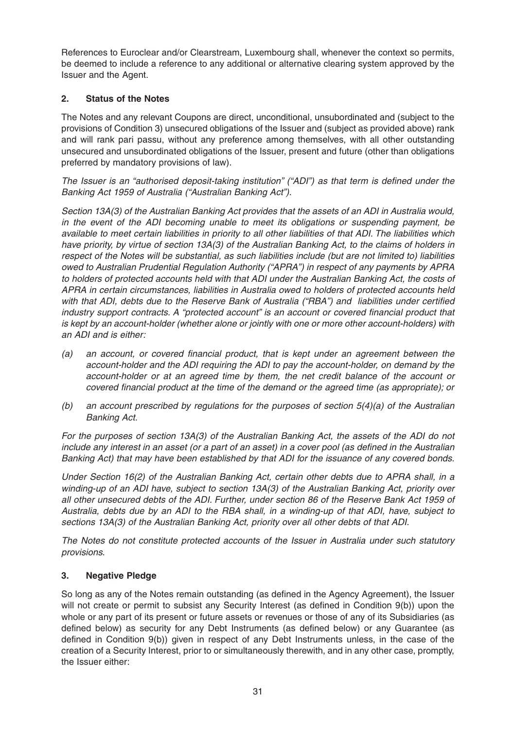References to Euroclear and/or Clearstream, Luxembourg shall, whenever the context so permits, be deemed to include a reference to any additional or alternative clearing system approved by the Issuer and the Agent.

## 2. Status of the Notes

The Notes and any relevant Coupons are direct, unconditional, unsubordinated and (subject to the provisions of Condition 3) unsecured obligations of the Issuer and (subject as provided above) rank and will rank pari passu, without any preference among themselves, with all other outstanding unsecured and unsubordinated obligations of the Issuer, present and future (other than obligations preferred by mandatory provisions of law).

*The Issuer is an "authorised deposit-taking institution" ("ADI") as that term is defined under the Banking Act 1959 of Australia ("Australian Banking Act").*

*Section 13A(3) of the Australian Banking Act provides that the assets of an ADI in Australia would, in the event of the ADI becoming unable to meet its obligations or suspending payment, be available to meet certain liabilities in priority to all other liabilities of that ADI. The liabilities which have priority, by virtue of section 13A(3) of the Australian Banking Act, to the claims of holders in respect of the Notes will be substantial, as such liabilities include (but are not limited to) liabilities owed to Australian Prudential Regulation Authority ("APRA") in respect of any payments by APRA to holders of protected accounts held with that ADI under the Australian Banking Act, the costs of APRA in certain circumstances, liabilities in Australia owed to holders of protected accounts held with that ADI, debts due to the Reserve Bank of Australia ("RBA") and liabilities under certified industry support contracts. A "protected account" is an account or covered financial product that is kept by an account-holder (whether alone or jointly with one or more other account-holders) with an ADI and is either:*

*(a) an account, or covered financial product, that is kept under an agreement between the account-holder and the ADI requiring the ADI to pay the account-holder, on demand by the account-holder or at an agreed time by them, the net credit balance of the account or covered financial product at the time of the demand or the agreed time (as appropriate); or*

*(b) an account prescribed by regulations for the purposes of section 5(4)(a) of the Australian Banking Act.*

*For the purposes of section 13A(3) of the Australian Banking Act, the assets of the ADI do not include any interest in an asset (or a part of an asset) in a cover pool (as defined in the Australian Banking Act) that may have been established by that ADI for the issuance of any covered bonds.*

*Under Section 16(2) of the Australian Banking Act, certain other debts due to APRA shall, in a winding-up of an ADI have, subject to section 13A(3) of the Australian Banking Act, priority over all other unsecured debts of the ADI. Further, under section 86 of the Reserve Bank Act 1959 of Australia, debts due by an ADI to the RBA shall, in a winding-up of that ADI, have, subject to sections 13A(3) of the Australian Banking Act, priority over all other debts of that ADI.*

*The Notes do not constitute protected accounts of the Issuer in Australia under such statutory provisions.*

## 3. Negative Pledge

So long as any of the Notes remain outstanding (as defined in the Agency Agreement), the Issuer will not create or permit to subsist any Security Interest (as defined in Condition 9(b)) upon the whole or any part of its present or future assets or revenues or those of any of its Subsidiaries (as defined below) as security for any Debt Instruments (as defined below) or any Guarantee (as defined in Condition 9(b)) given in respect of any Debt Instruments unless, in the case of the creation of a Security Interest, prior to or simultaneously therewith, and in any other case, promptly, the Issuer either: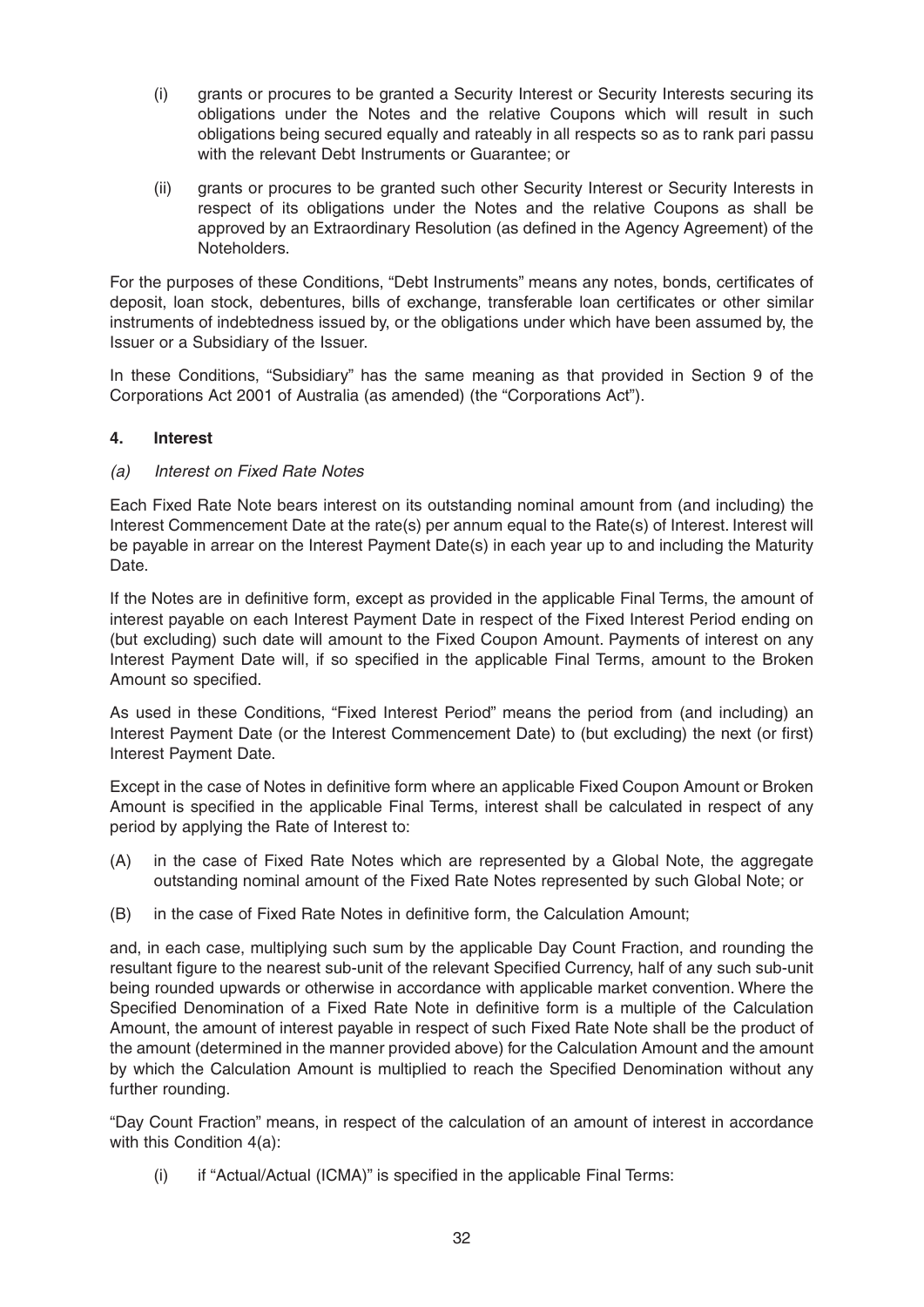(i) grants or procures to be granted a Security Interest or Security Interests securing its obligations under the Notes and the relative Coupons which will result in such obligations being secured equally and rateably in all respects so as to rank pari passu with the relevant Debt Instruments or Guarantee; or

(ii) grants or procures to be granted such other Security Interest or Security Interests in respect of its obligations under the Notes and the relative Coupons as shall be approved by an Extraordinary Resolution (as defined in the Agency Agreement) of the Noteholders.

For the purposes of these Conditions, "Debt Instruments" means any notes, bonds, certificates of deposit, loan stock, debentures, bills of exchange, transferable loan certificates or other similar instruments of indebtedness issued by, or the obligations under which have been assumed by, the Issuer or a Subsidiary of the Issuer.

In these Conditions, "Subsidiary" has the same meaning as that provided in Section 9 of the Corporations Act 2001 of Australia (as amended) (the "Corporations Act").

## 4. Interest

*(a) Interest on Fixed Rate Notes*

Each Fixed Rate Note bears interest on its outstanding nominal amount from (and including) the Interest Commencement Date at the rate(s) per annum equal to the Rate(s) of Interest. Interest will be payable in arrear on the Interest Payment Date(s) in each year up to and including the Maturity Date.

If the Notes are in definitive form, except as provided in the applicable Final Terms, the amount of interest payable on each Interest Payment Date in respect of the Fixed Interest Period ending on (but excluding) such date will amount to the Fixed Coupon Amount. Payments of interest on any Interest Payment Date will, if so specified in the applicable Final Terms, amount to the Broken Amount so specified.

As used in these Conditions, "Fixed Interest Period" means the period from (and including) an Interest Payment Date (or the Interest Commencement Date) to (but excluding) the next (or first) Interest Payment Date.

Except in the case of Notes in definitive form where an applicable Fixed Coupon Amount or Broken Amount is specified in the applicable Final Terms, interest shall be calculated in respect of any period by applying the Rate of Interest to:

(A) in the case of Fixed Rate Notes which are represented by a Global Note, the aggregate outstanding nominal amount of the Fixed Rate Notes represented by such Global Note; or

(B) in the case of Fixed Rate Notes in definitive form, the Calculation Amount;

and, in each case, multiplying such sum by the applicable Day Count Fraction, and rounding the resultant figure to the nearest sub-unit of the relevant Specified Currency, half of any such sub-unit being rounded upwards or otherwise in accordance with applicable market convention. Where the Specified Denomination of a Fixed Rate Note in definitive form is a multiple of the Calculation Amount, the amount of interest payable in respect of such Fixed Rate Note shall be the product of the amount (determined in the manner provided above) for the Calculation Amount and the amount by which the Calculation Amount is multiplied to reach the Specified Denomination without any further rounding.

"Day Count Fraction" means, in respect of the calculation of an amount of interest in accordance with this Condition 4(a):

(i) if "Actual/Actual (ICMA)" is specified in the applicable Final Terms: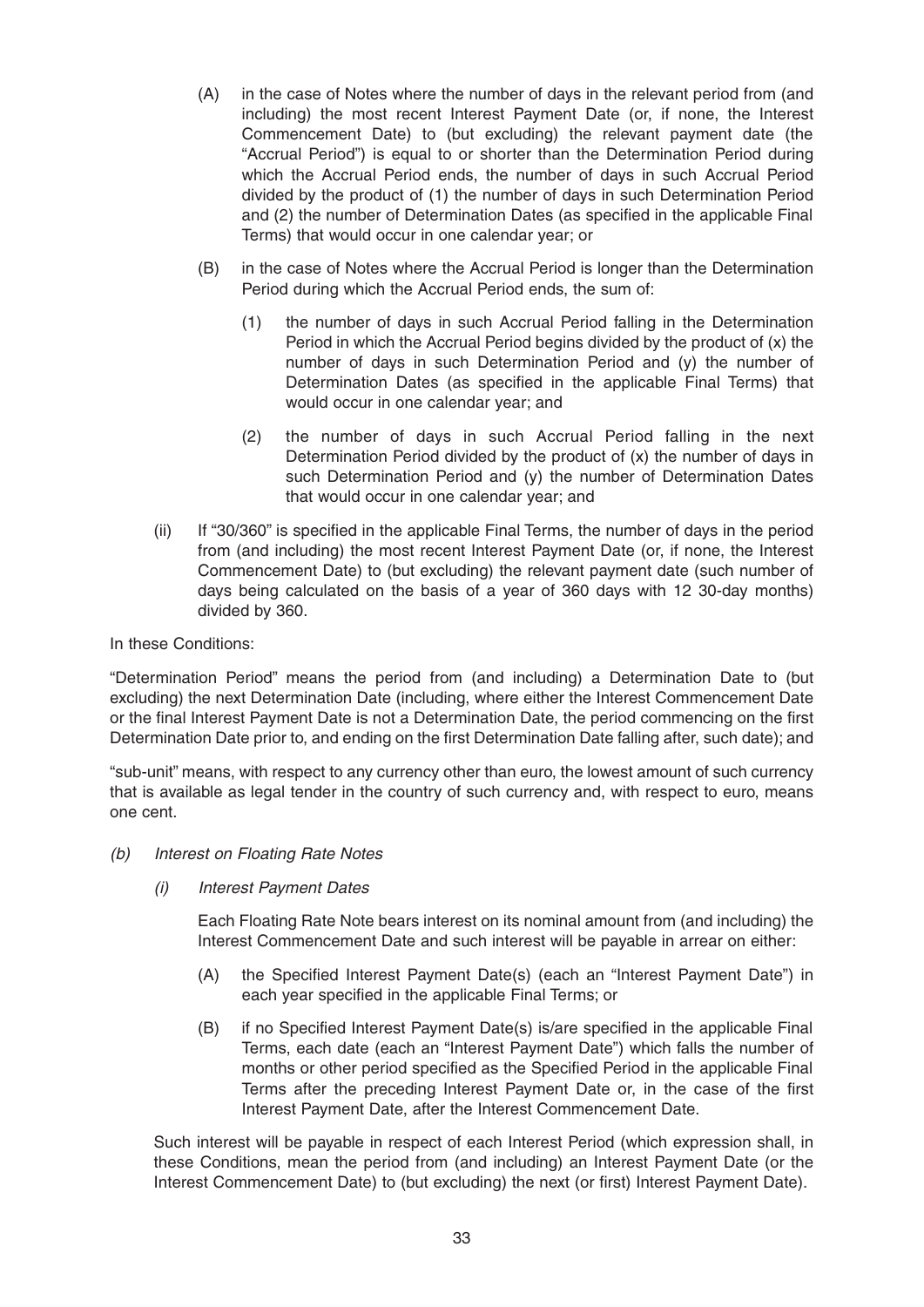(A) in the case of Notes where the number of days in the relevant period from (and including) the most recent Interest Payment Date (or, if none, the Interest Commencement Date) to (but excluding) the relevant payment date (the "Accrual Period") is equal to or shorter than the Determination Period during which the Accrual Period ends, the number of days in such Accrual Period divided by the product of (1) the number of days in such Determination Period and (2) the number of Determination Dates (as specified in the applicable Final Terms) that would occur in one calendar year; or

(B) in the case of Notes where the Accrual Period is longer than the Determination Period during which the Accrual Period ends, the sum of:

(1) the number of days in such Accrual Period falling in the Determination Period in which the Accrual Period begins divided by the product of (x) the number of days in such Determination Period and (y) the number of Determination Dates (as specified in the applicable Final Terms) that would occur in one calendar year; and

(2) the number of days in such Accrual Period falling in the next Determination Period divided by the product of (x) the number of days in such Determination Period and (y) the number of Determination Dates that would occur in one calendar year; and

(ii) If "30/360" is specified in the applicable Final Terms, the number of days in the period from (and including) the most recent Interest Payment Date (or, if none, the Interest Commencement Date) to (but excluding) the relevant payment date (such number of days being calculated on the basis of a year of 360 days with 12 30-day months) divided by 360.

In these Conditions:

"Determination Period" means the period from (and including) a Determination Date to (but excluding) the next Determination Date (including, where either the Interest Commencement Date or the final Interest Payment Date is not a Determination Date, the period commencing on the first Determination Date prior to, and ending on the first Determination Date falling after, such date); and

"sub-unit" means, with respect to any currency other than euro, the lowest amount of such currency that is available as legal tender in the country of such currency and, with respect to euro, means one cent.

*(b) Interest on Floating Rate Notes*

*(i) Interest Payment Dates*

Each Floating Rate Note bears interest on its nominal amount from (and including) the Interest Commencement Date and such interest will be payable in arrear on either:

(A) the Specified Interest Payment Date(s) (each an "Interest Payment Date") in each year specified in the applicable Final Terms; or

(B) if no Specified Interest Payment Date(s) is/are specified in the applicable Final Terms, each date (each an "Interest Payment Date") which falls the number of months or other period specified as the Specified Period in the applicable Final Terms after the preceding Interest Payment Date or, in the case of the first Interest Payment Date, after the Interest Commencement Date.

Such interest will be payable in respect of each Interest Period (which expression shall, in these Conditions, mean the period from (and including) an Interest Payment Date (or the Interest Commencement Date) to (but excluding) the next (or first) Interest Payment Date).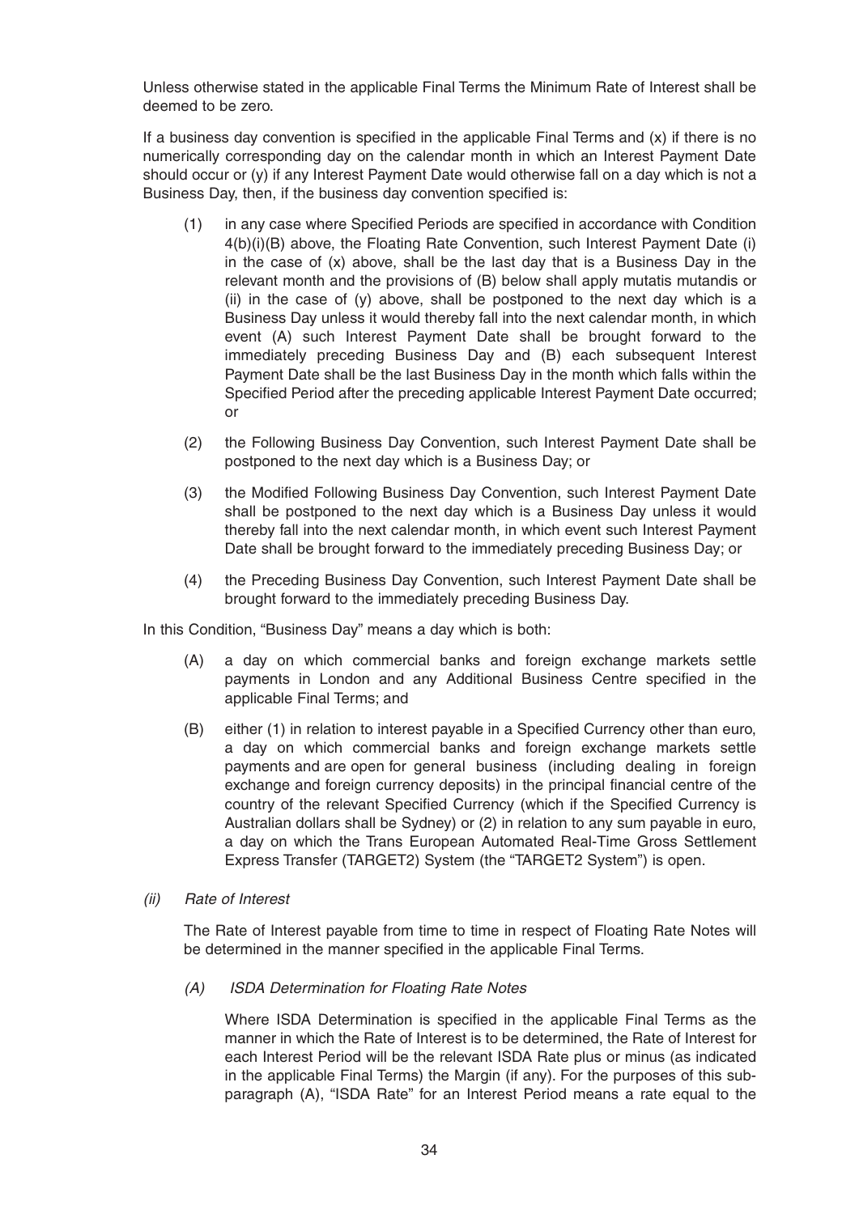Unless otherwise stated in the applicable Final Terms the Minimum Rate of Interest shall be deemed to be zero.

If a business day convention is specified in the applicable Final Terms and (x) if there is no numerically corresponding day on the calendar month in which an Interest Payment Date should occur or (y) if any Interest Payment Date would otherwise fall on a day which is not a Business Day, then, if the business day convention specified is:

(1) in any case where Specified Periods are specified in accordance with Condition 4(b)(i)(B) above, the Floating Rate Convention, such Interest Payment Date (i) in the case of (x) above, shall be the last day that is a Business Day in the relevant month and the provisions of (B) below shall apply mutatis mutandis or (ii) in the case of (y) above, shall be postponed to the next day which is a Business Day unless it would thereby fall into the next calendar month, in which event (A) such Interest Payment Date shall be brought forward to the immediately preceding Business Day and (B) each subsequent Interest Payment Date shall be the last Business Day in the month which falls within the Specified Period after the preceding applicable Interest Payment Date occurred; or

(2) the Following Business Day Convention, such Interest Payment Date shall be postponed to the next day which is a Business Day; or

(3) the Modified Following Business Day Convention, such Interest Payment Date shall be postponed to the next day which is a Business Day unless it would thereby fall into the next calendar month, in which event such Interest Payment Date shall be brought forward to the immediately preceding Business Day; or

(4) the Preceding Business Day Convention, such Interest Payment Date shall be brought forward to the immediately preceding Business Day.

In this Condition, "Business Day" means a day which is both:

(A) a day on which commercial banks and foreign exchange markets settle payments in London and any Additional Business Centre specified in the applicable Final Terms; and

(B) either (1) in relation to interest payable in a Specified Currency other than euro, a day on which commercial banks and foreign exchange markets settle payments and are open for general business (including dealing in foreign exchange and foreign currency deposits) in the principal financial centre of the country of the relevant Specified Currency (which if the Specified Currency is Australian dollars shall be Sydney) or (2) in relation to any sum payable in euro, a day on which the Trans European Automated Real-Time Gross Settlement Express Transfer (TARGET2) System (the "TARGET2 System") is open.

*(ii) Rate of Interest*

The Rate of Interest payable from time to time in respect of Floating Rate Notes will be determined in the manner specified in the applicable Final Terms.

*(A) ISDA Determination for Floating Rate Notes*

Where ISDA Determination is specified in the applicable Final Terms as the manner in which the Rate of Interest is to be determined, the Rate of Interest for each Interest Period will be the relevant ISDA Rate plus or minus (as indicated in the applicable Final Terms) the Margin (if any). For the purposes of this sub-paragraph (A), "ISDA Rate" for an Interest Period means a rate equal to the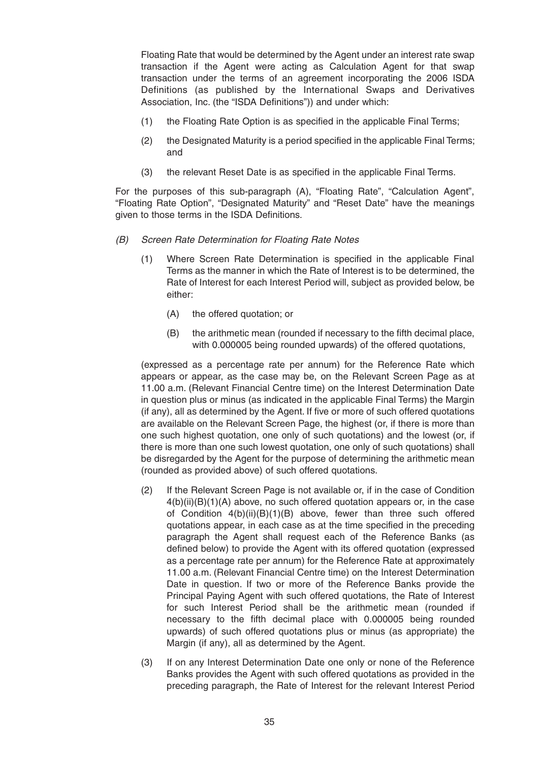Floating Rate that would be determined by the Agent under an interest rate swap transaction if the Agent were acting as Calculation Agent for that swap transaction under the terms of an agreement incorporating the 2006 ISDA Definitions (as published by the International Swaps and Derivatives Association, Inc. (the "ISDA Definitions")) and under which:

(1) the Floating Rate Option is as specified in the applicable Final Terms;

(2) the Designated Maturity is a period specified in the applicable Final Terms; and

(3) the relevant Reset Date is as specified in the applicable Final Terms.

For the purposes of this sub-paragraph (A), "Floating Rate", "Calculation Agent", "Floating Rate Option", "Designated Maturity" and "Reset Date" have the meanings given to those terms in the ISDA Definitions.

*(B) Screen Rate Determination for Floating Rate Notes*

(1) Where Screen Rate Determination is specified in the applicable Final Terms as the manner in which the Rate of Interest is to be determined, the Rate of Interest for each Interest Period will, subject as provided below, be either:

(A) the offered quotation; or

(B) the arithmetic mean (rounded if necessary to the fifth decimal place, with 0.000005 being rounded upwards) of the offered quotations,

(expressed as a percentage rate per annum) for the Reference Rate which appears or appear, as the case may be, on the Relevant Screen Page as at 11.00 a.m. (Relevant Financial Centre time) on the Interest Determination Date in question plus or minus (as indicated in the applicable Final Terms) the Margin (if any), all as determined by the Agent. If five or more of such offered quotations are available on the Relevant Screen Page, the highest (or, if there is more than one such highest quotation, one only of such quotations) and the lowest (or, if there is more than one such lowest quotation, one only of such quotations) shall be disregarded by the Agent for the purpose of determining the arithmetic mean (rounded as provided above) of such offered quotations.

(2) If the Relevant Screen Page is not available or, if in the case of Condition 4(b)(ii)(B)(1)(A) above, no such offered quotation appears or, in the case of Condition 4(b)(ii)(B)(1)(B) above, fewer than three such offered quotations appear, in each case as at the time specified in the preceding paragraph the Agent shall request each of the Reference Banks (as defined below) to provide the Agent with its offered quotation (expressed as a percentage rate per annum) for the Reference Rate at approximately 11.00 a.m. (Relevant Financial Centre time) on the Interest Determination Date in question. If two or more of the Reference Banks provide the Principal Paying Agent with such offered quotations, the Rate of Interest for such Interest Period shall be the arithmetic mean (rounded if necessary to the fifth decimal place with 0.000005 being rounded upwards) of such offered quotations plus or minus (as appropriate) the Margin (if any), all as determined by the Agent.

(3) If on any Interest Determination Date one only or none of the Reference Banks provides the Agent with such offered quotations as provided in the preceding paragraph, the Rate of Interest for the relevant Interest Period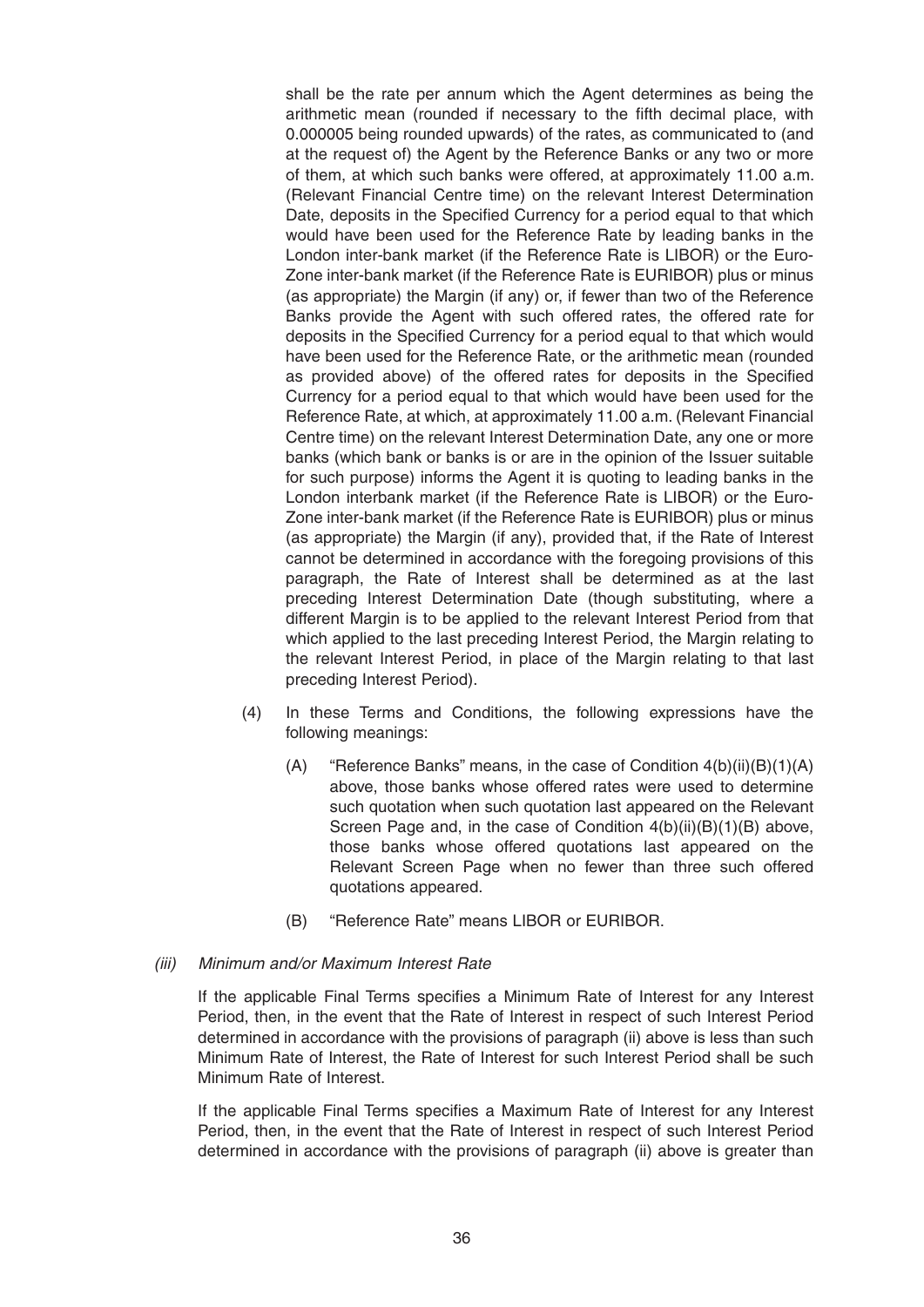shall be the rate per annum which the Agent determines as being the arithmetic mean (rounded if necessary to the fifth decimal place, with 0.000005 being rounded upwards) of the rates, as communicated to (and at the request of) the Agent by the Reference Banks or any two or more of them, at which such banks were offered, at approximately 11.00 a.m. (Relevant Financial Centre time) on the relevant Interest Determination Date, deposits in the Specified Currency for a period equal to that which would have been used for the Reference Rate by leading banks in the London inter-bank market (if the Reference Rate is LIBOR) or the Euro-Zone inter-bank market (if the Reference Rate is EURIBOR) plus or minus (as appropriate) the Margin (if any) or, if fewer than two of the Reference Banks provide the Agent with such offered rates, the offered rate for deposits in the Specified Currency for a period equal to that which would have been used for the Reference Rate, or the arithmetic mean (rounded as provided above) of the offered rates for deposits in the Specified Currency for a period equal to that which would have been used for the Reference Rate, at which, at approximately 11.00 a.m. (Relevant Financial Centre time) on the relevant Interest Determination Date, any one or more banks (which bank or banks is or are in the opinion of the Issuer suitable for such purpose) informs the Agent it is quoting to leading banks in the London interbank market (if the Reference Rate is LIBOR) or the Euro-Zone inter-bank market (if the Reference Rate is EURIBOR) plus or minus (as appropriate) the Margin (if any), provided that, if the Rate of Interest cannot be determined in accordance with the foregoing provisions of this paragraph, the Rate of Interest shall be determined as at the last preceding Interest Determination Date (though substituting, where a different Margin is to be applied to the relevant Interest Period from that which applied to the last preceding Interest Period, the Margin relating to the relevant Interest Period, in place of the Margin relating to that last preceding Interest Period).

(4) In these Terms and Conditions, the following expressions have the following meanings:

(A) "Reference Banks" means, in the case of Condition 4(b)(ii)(B)(1)(A) above, those banks whose offered rates were used to determine such quotation when such quotation last appeared on the Relevant Screen Page and, in the case of Condition 4(b)(ii)(B)(1)(B) above, those banks whose offered quotations last appeared on the Relevant Screen Page when no fewer than three such offered quotations appeared.

(B) "Reference Rate" means LIBOR or EURIBOR.

*(iii) Minimum and/or Maximum Interest Rate*

If the applicable Final Terms specifies a Minimum Rate of Interest for any Interest Period, then, in the event that the Rate of Interest in respect of such Interest Period determined in accordance with the provisions of paragraph (ii) above is less than such Minimum Rate of Interest, the Rate of Interest for such Interest Period shall be such Minimum Rate of Interest.

If the applicable Final Terms specifies a Maximum Rate of Interest for any Interest Period, then, in the event that the Rate of Interest in respect of such Interest Period determined in accordance with the provisions of paragraph (ii) above is greater than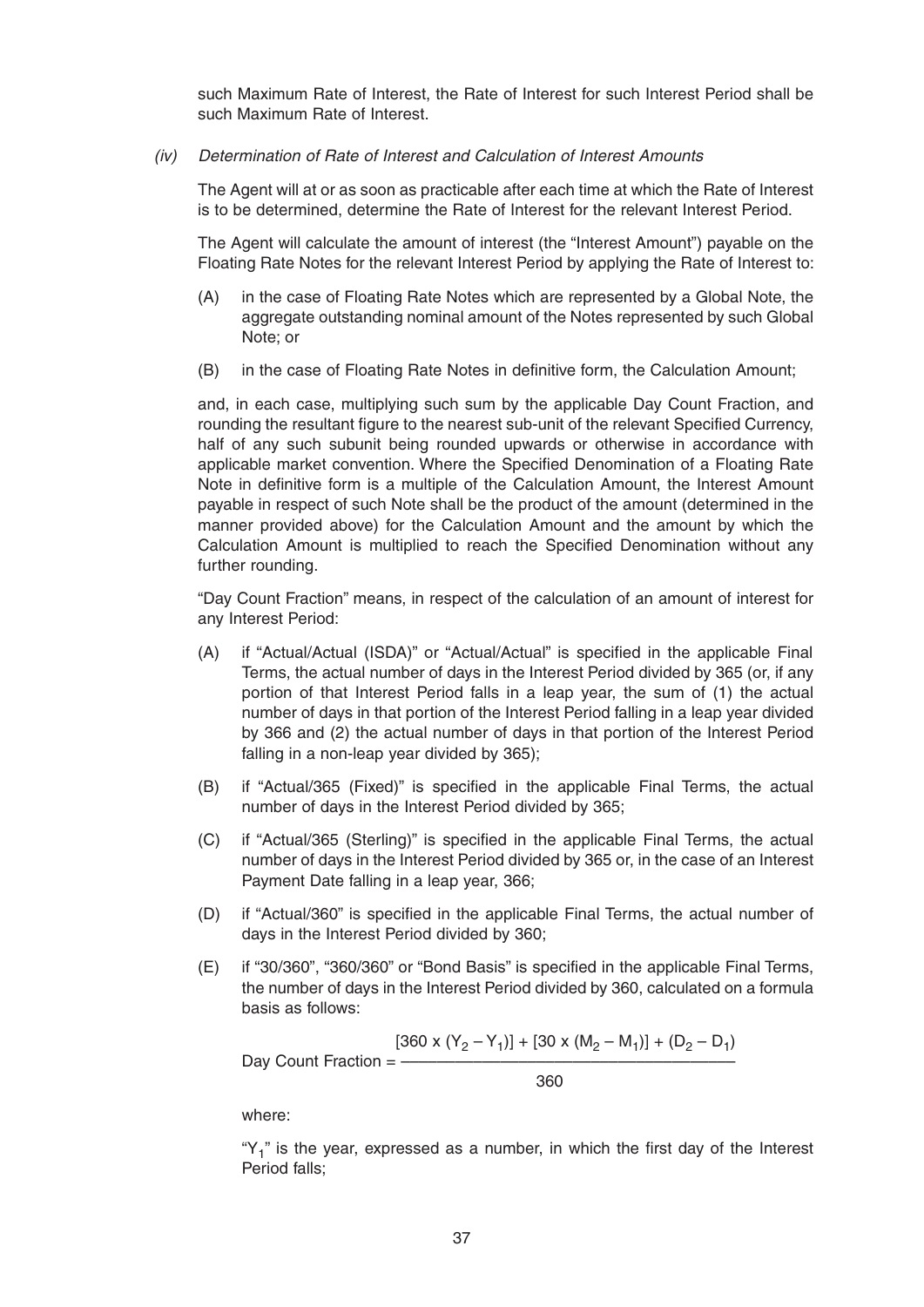such Maximum Rate of Interest, the Rate of Interest for such Interest Period shall be such Maximum Rate of Interest.

*(iv) Determination of Rate of Interest and Calculation of Interest Amounts*

The Agent will at or as soon as practicable after each time at which the Rate of Interest is to be determined, determine the Rate of Interest for the relevant Interest Period.

The Agent will calculate the amount of interest (the "Interest Amount") payable on the Floating Rate Notes for the relevant Interest Period by applying the Rate of Interest to:

(A) in the case of Floating Rate Notes which are represented by a Global Note, the aggregate outstanding nominal amount of the Notes represented by such Global Note; or

(B) in the case of Floating Rate Notes in definitive form, the Calculation Amount;

and, in each case, multiplying such sum by the applicable Day Count Fraction, and rounding the resultant figure to the nearest sub-unit of the relevant Specified Currency, half of any such subunit being rounded upwards or otherwise in accordance with applicable market convention. Where the Specified Denomination of a Floating Rate Note in definitive form is a multiple of the Calculation Amount, the Interest Amount payable in respect of such Note shall be the product of the amount (determined in the manner provided above) for the Calculation Amount and the amount by which the Calculation Amount is multiplied to reach the Specified Denomination without any further rounding.

"Day Count Fraction" means, in respect of the calculation of an amount of interest for any Interest Period:

(A) if "Actual/Actual (ISDA)" or "Actual/Actual" is specified in the applicable Final Terms, the actual number of days in the Interest Period divided by 365 (or, if any portion of that Interest Period falls in a leap year, the sum of (1) the actual number of days in that portion of the Interest Period falling in a leap year divided by 366 and (2) the actual number of days in that portion of the Interest Period falling in a non-leap year divided by 365);

(B) if "Actual/365 (Fixed)" is specified in the applicable Final Terms, the actual number of days in the Interest Period divided by 365;

(C) if "Actual/365 (Sterling)" is specified in the applicable Final Terms, the actual number of days in the Interest Period divided by 365 or, in the case of an Interest Payment Date falling in a leap year, 366;

(D) if "Actual/360" is specified in the applicable Final Terms, the actual number of days in the Interest Period divided by 360;

(E) if "30/360", "360/360" or "Bond Basis" is specified in the applicable Final Terms, the number of days in the Interest Period divided by 360, calculated on a formula basis as follows:

$$\text{Day Count Fraction} = \frac{[360 \times (Y_2 - Y_1)] + [30 \times (M_2 - M_1)] + (D_2 - D_1)}{360}$$

where:

"$Y_1$" is the year, expressed as a number, in which the first day of the Interest Period falls;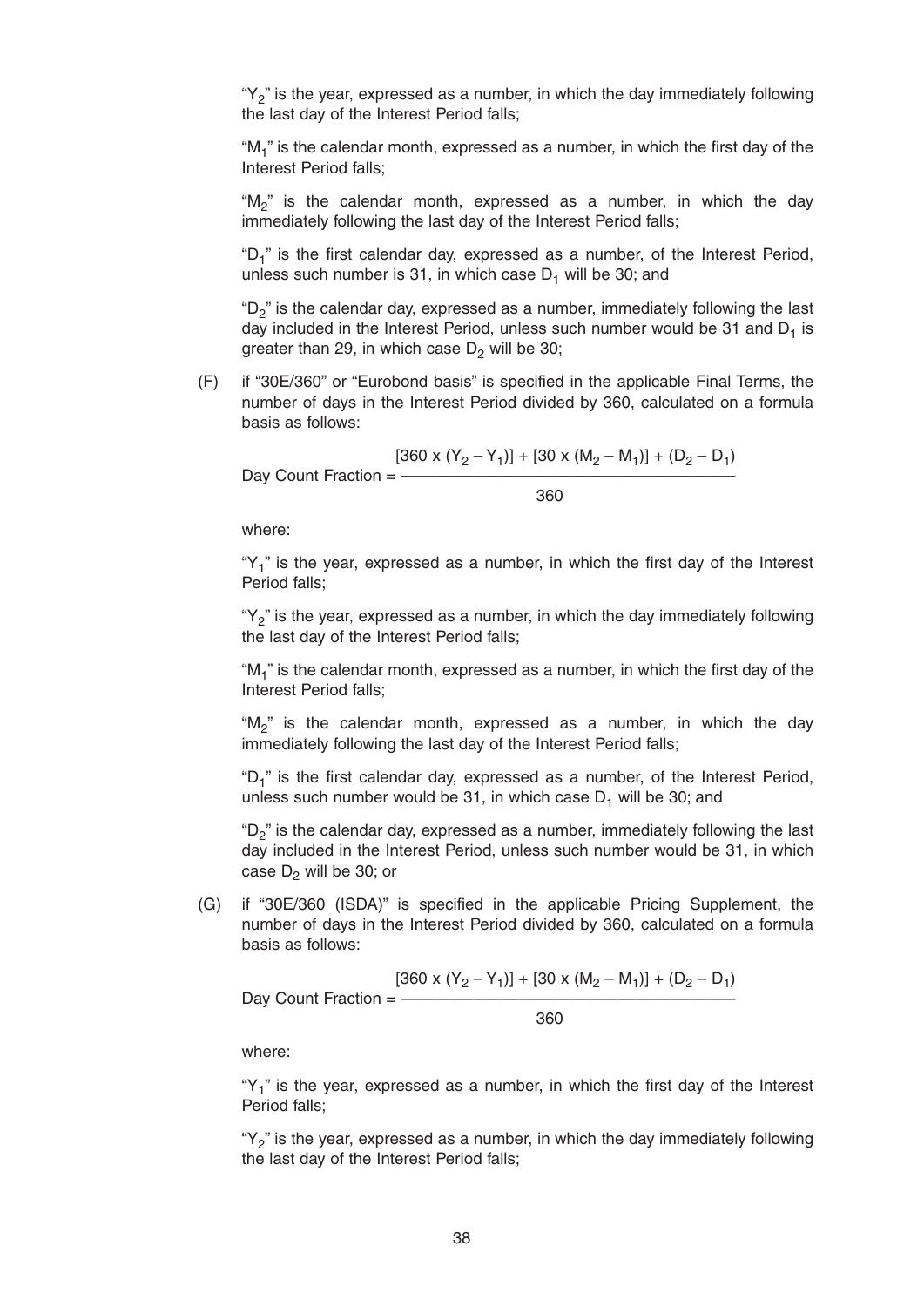"$Y_2$" is the year, expressed as a number, in which the day immediately following the last day of the Interest Period falls;

"$M_1$" is the calendar month, expressed as a number, in which the first day of the Interest Period falls;

"$M_2$" is the calendar month, expressed as a number, in which the day immediately following the last day of the Interest Period falls;

"$D_1$" is the first calendar day, expressed as a number, of the Interest Period, unless such number is 31, in which case $D_1$ will be 30; and

"$D_2$" is the calendar day, expressed as a number, immediately following the last day included in the Interest Period, unless such number would be 31 and $D_1$ is greater than 29, in which case $D_2$ will be 30;

(F) if "30E/360" or "Eurobond basis" is specified in the applicable Final Terms, the number of days in the Interest Period divided by 360, calculated on a formula basis as follows:

$$\text{Day Count Fraction} = \frac{[360 \times (Y_2 - Y_1)] + [30 \times (M_2 - M_1)] + (D_2 - D_1)}{360}$$

where:

"$Y_1$" is the year, expressed as a number, in which the first day of the Interest Period falls;

"$Y_2$" is the year, expressed as a number, in which the day immediately following the last day of the Interest Period falls;

"$M_1$" is the calendar month, expressed as a number, in which the first day of the Interest Period falls;

"$M_2$" is the calendar month, expressed as a number, in which the day immediately following the last day of the Interest Period falls;

"$D_1$" is the first calendar day, expressed as a number, of the Interest Period, unless such number would be 31, in which case $D_1$ will be 30; and

"$D_2$" is the calendar day, expressed as a number, immediately following the last day included in the Interest Period, unless such number would be 31, in which case $D_2$ will be 30; or

(G) if "30E/360 (ISDA)" is specified in the applicable Pricing Supplement, the number of days in the Interest Period divided by 360, calculated on a formula basis as follows:

$$\text{Day Count Fraction} = \frac{[360 \times (Y_2 - Y_1)] + [30 \times (M_2 - M_1)] + (D_2 - D_1)}{360}$$

where:

"$Y_1$" is the year, expressed as a number, in which the first day of the Interest Period falls;

"$Y_2$" is the year, expressed as a number, in which the day immediately following the last day of the Interest Period falls;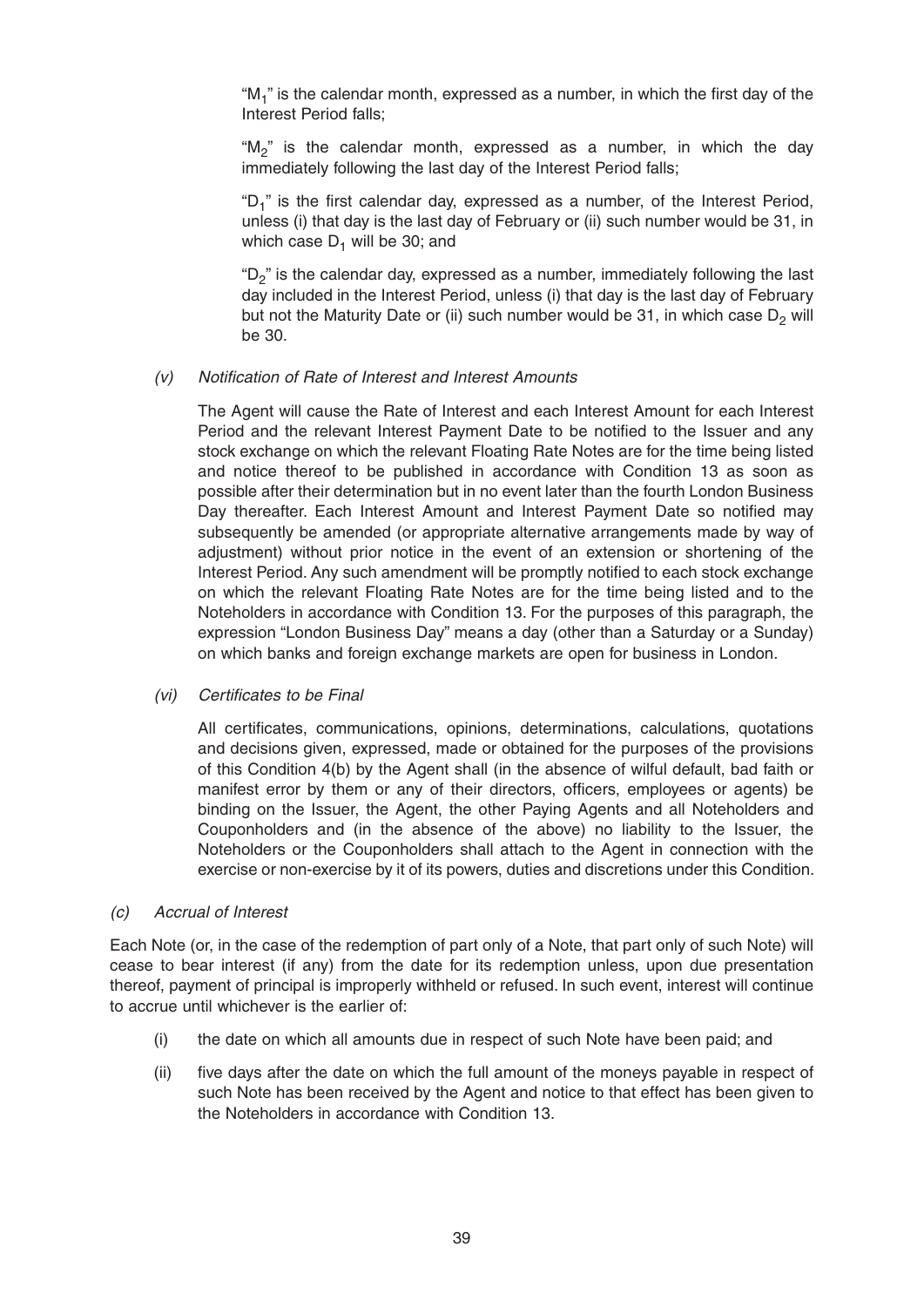"$M_1$" is the calendar month, expressed as a number, in which the first day of the Interest Period falls;

"$M_2$" is the calendar month, expressed as a number, in which the day immediately following the last day of the Interest Period falls;

"$D_1$" is the first calendar day, expressed as a number, of the Interest Period, unless (i) that day is the last day of February or (ii) such number would be 31, in which case $D_1$ will be 30; and

"$D_2$" is the calendar day, expressed as a number, immediately following the last day included in the Interest Period, unless (i) that day is the last day of February but not the Maturity Date or (ii) such number would be 31, in which case $D_2$ will be 30.

*(v) Notification of Rate of Interest and Interest Amounts*

The Agent will cause the Rate of Interest and each Interest Amount for each Interest Period and the relevant Interest Payment Date to be notified to the Issuer and any stock exchange on which the relevant Floating Rate Notes are for the time being listed and notice thereof to be published in accordance with Condition 13 as soon as possible after their determination but in no event later than the fourth London Business Day thereafter. Each Interest Amount and Interest Payment Date so notified may subsequently be amended (or appropriate alternative arrangements made by way of adjustment) without prior notice in the event of an extension or shortening of the Interest Period. Any such amendment will be promptly notified to each stock exchange on which the relevant Floating Rate Notes are for the time being listed and to the Noteholders in accordance with Condition 13. For the purposes of this paragraph, the expression "London Business Day" means a day (other than a Saturday or a Sunday) on which banks and foreign exchange markets are open for business in London.

*(vi) Certificates to be Final*

All certificates, communications, opinions, determinations, calculations, quotations and decisions given, expressed, made or obtained for the purposes of the provisions of this Condition 4(b) by the Agent shall (in the absence of wilful default, bad faith or manifest error by them or any of their directors, officers, employees or agents) be binding on the Issuer, the Agent, the other Paying Agents and all Noteholders and Couponholders and (in the absence of the above) no liability to the Issuer, the Noteholders or the Couponholders shall attach to the Agent in connection with the exercise or non-exercise by it of its powers, duties and discretions under this Condition.

*(c) Accrual of Interest*

Each Note (or, in the case of the redemption of part only of a Note, that part only of such Note) will cease to bear interest (if any) from the date for its redemption unless, upon due presentation thereof, payment of principal is improperly withheld or refused. In such event, interest will continue to accrue until whichever is the earlier of:

(i) the date on which all amounts due in respect of such Note have been paid; and

(ii) five days after the date on which the full amount of the moneys payable in respect of such Note has been received by the Agent and notice to that effect has been given to the Noteholders in accordance with Condition 13.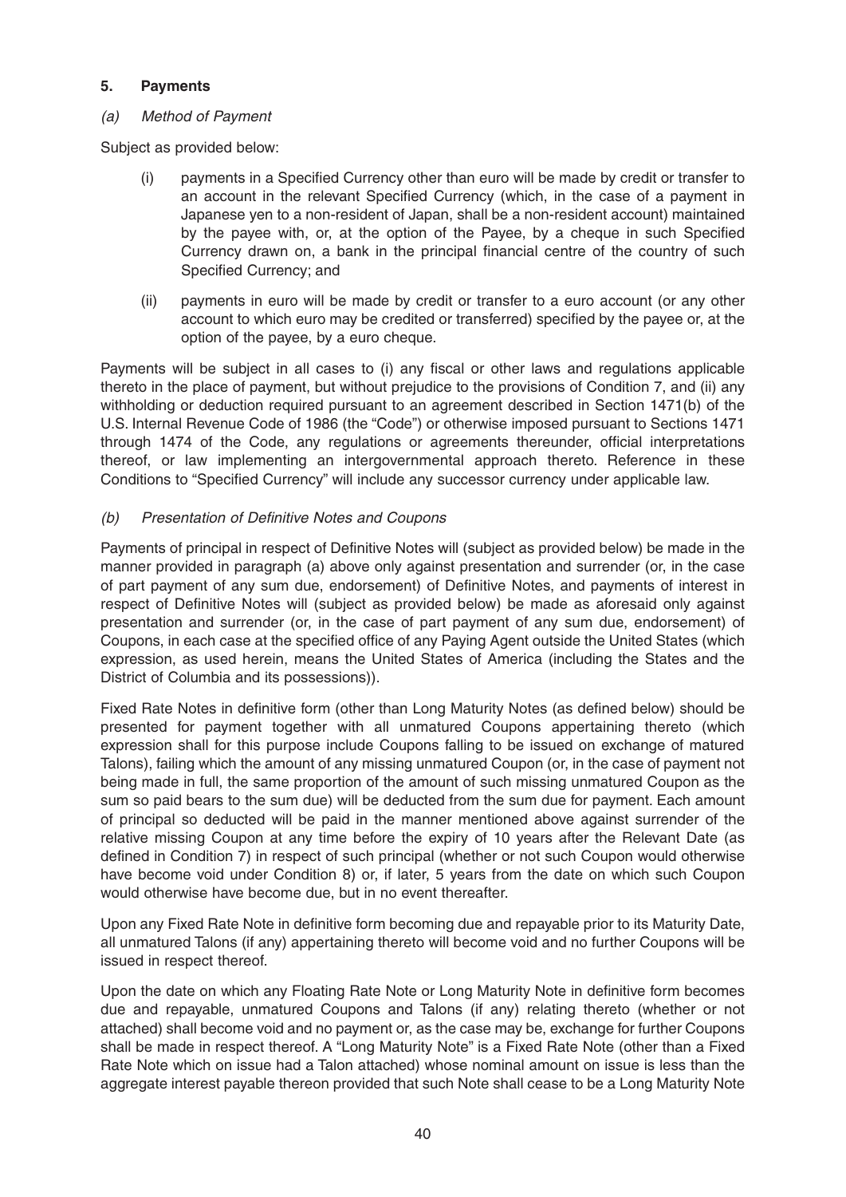## 5. Payments

### *(a) Method of Payment*

Subject as provided below:

(i) payments in a Specified Currency other than euro will be made by credit or transfer to an account in the relevant Specified Currency (which, in the case of a payment in Japanese yen to a non-resident of Japan, shall be a non-resident account) maintained by the payee with, or, at the option of the Payee, by a cheque in such Specified Currency drawn on, a bank in the principal financial centre of the country of such Specified Currency; and

(ii) payments in euro will be made by credit or transfer to a euro account (or any other account to which euro may be credited or transferred) specified by the payee or, at the option of the payee, by a euro cheque.

Payments will be subject in all cases to (i) any fiscal or other laws and regulations applicable thereto in the place of payment, but without prejudice to the provisions of Condition 7, and (ii) any withholding or deduction required pursuant to an agreement described in Section 1471(b) of the U.S. Internal Revenue Code of 1986 (the "Code") or otherwise imposed pursuant to Sections 1471 through 1474 of the Code, any regulations or agreements thereunder, official interpretations thereof, or law implementing an intergovernmental approach thereto. Reference in these Conditions to "Specified Currency" will include any successor currency under applicable law.

### *(b) Presentation of Definitive Notes and Coupons*

Payments of principal in respect of Definitive Notes will (subject as provided below) be made in the manner provided in paragraph (a) above only against presentation and surrender (or, in the case of part payment of any sum due, endorsement) of Definitive Notes, and payments of interest in respect of Definitive Notes will (subject as provided below) be made as aforesaid only against presentation and surrender (or, in the case of part payment of any sum due, endorsement) of Coupons, in each case at the specified office of any Paying Agent outside the United States (which expression, as used herein, means the United States of America (including the States and the District of Columbia and its possessions)).

Fixed Rate Notes in definitive form (other than Long Maturity Notes (as defined below) should be presented for payment together with all unmatured Coupons appertaining thereto (which expression shall for this purpose include Coupons falling to be issued on exchange of matured Talons), failing which the amount of any missing unmatured Coupon (or, in the case of payment not being made in full, the same proportion of the amount of such missing unmatured Coupon as the sum so paid bears to the sum due) will be deducted from the sum due for payment. Each amount of principal so deducted will be paid in the manner mentioned above against surrender of the relative missing Coupon at any time before the expiry of 10 years after the Relevant Date (as defined in Condition 7) in respect of such principal (whether or not such Coupon would otherwise have become void under Condition 8) or, if later, 5 years from the date on which such Coupon would otherwise have become due, but in no event thereafter.

Upon any Fixed Rate Note in definitive form becoming due and repayable prior to its Maturity Date, all unmatured Talons (if any) appertaining thereto will become void and no further Coupons will be issued in respect thereof.

Upon the date on which any Floating Rate Note or Long Maturity Note in definitive form becomes due and repayable, unmatured Coupons and Talons (if any) relating thereto (whether or not attached) shall become void and no payment or, as the case may be, exchange for further Coupons shall be made in respect thereof. A "Long Maturity Note" is a Fixed Rate Note (other than a Fixed Rate Note which on issue had a Talon attached) whose nominal amount on issue is less than the aggregate interest payable thereon provided that such Note shall cease to be a Long Maturity Note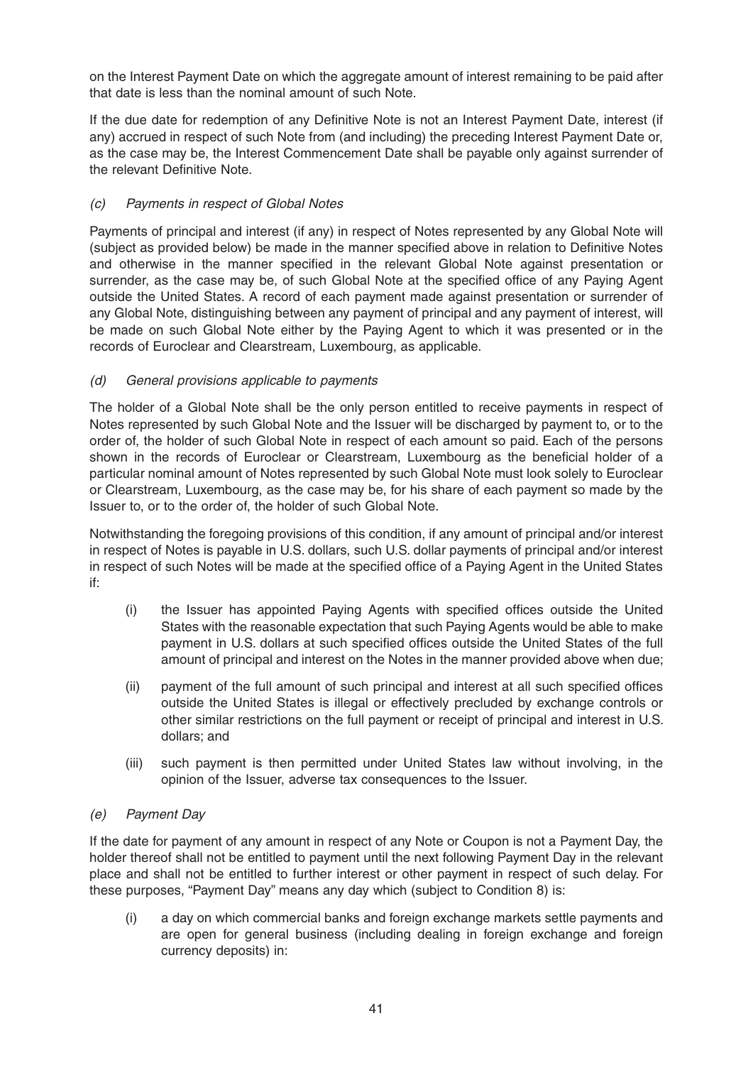on the Interest Payment Date on which the aggregate amount of interest remaining to be paid after that date is less than the nominal amount of such Note.

If the due date for redemption of any Definitive Note is not an Interest Payment Date, interest (if any) accrued in respect of such Note from (and including) the preceding Interest Payment Date or, as the case may be, the Interest Commencement Date shall be payable only against surrender of the relevant Definitive Note.

*(c) Payments in respect of Global Notes*

Payments of principal and interest (if any) in respect of Notes represented by any Global Note will (subject as provided below) be made in the manner specified above in relation to Definitive Notes and otherwise in the manner specified in the relevant Global Note against presentation or surrender, as the case may be, of such Global Note at the specified office of any Paying Agent outside the United States. A record of each payment made against presentation or surrender of any Global Note, distinguishing between any payment of principal and any payment of interest, will be made on such Global Note either by the Paying Agent to which it was presented or in the records of Euroclear and Clearstream, Luxembourg, as applicable.

*(d) General provisions applicable to payments*

The holder of a Global Note shall be the only person entitled to receive payments in respect of Notes represented by such Global Note and the Issuer will be discharged by payment to, or to the order of, the holder of such Global Note in respect of each amount so paid. Each of the persons shown in the records of Euroclear or Clearstream, Luxembourg as the beneficial holder of a particular nominal amount of Notes represented by such Global Note must look solely to Euroclear or Clearstream, Luxembourg, as the case may be, for his share of each payment so made by the Issuer to, or to the order of, the holder of such Global Note.

Notwithstanding the foregoing provisions of this condition, if any amount of principal and/or interest in respect of Notes is payable in U.S. dollars, such U.S. dollar payments of principal and/or interest in respect of such Notes will be made at the specified office of a Paying Agent in the United States if:

(i) the Issuer has appointed Paying Agents with specified offices outside the United States with the reasonable expectation that such Paying Agents would be able to make payment in U.S. dollars at such specified offices outside the United States of the full amount of principal and interest on the Notes in the manner provided above when due;

(ii) payment of the full amount of such principal and interest at all such specified offices outside the United States is illegal or effectively precluded by exchange controls or other similar restrictions on the full payment or receipt of principal and interest in U.S. dollars; and

(iii) such payment is then permitted under United States law without involving, in the opinion of the Issuer, adverse tax consequences to the Issuer.

*(e) Payment Day*

If the date for payment of any amount in respect of any Note or Coupon is not a Payment Day, the holder thereof shall not be entitled to payment until the next following Payment Day in the relevant place and shall not be entitled to further interest or other payment in respect of such delay. For these purposes, "Payment Day" means any day which (subject to Condition 8) is:

(i) a day on which commercial banks and foreign exchange markets settle payments and are open for general business (including dealing in foreign exchange and foreign currency deposits) in: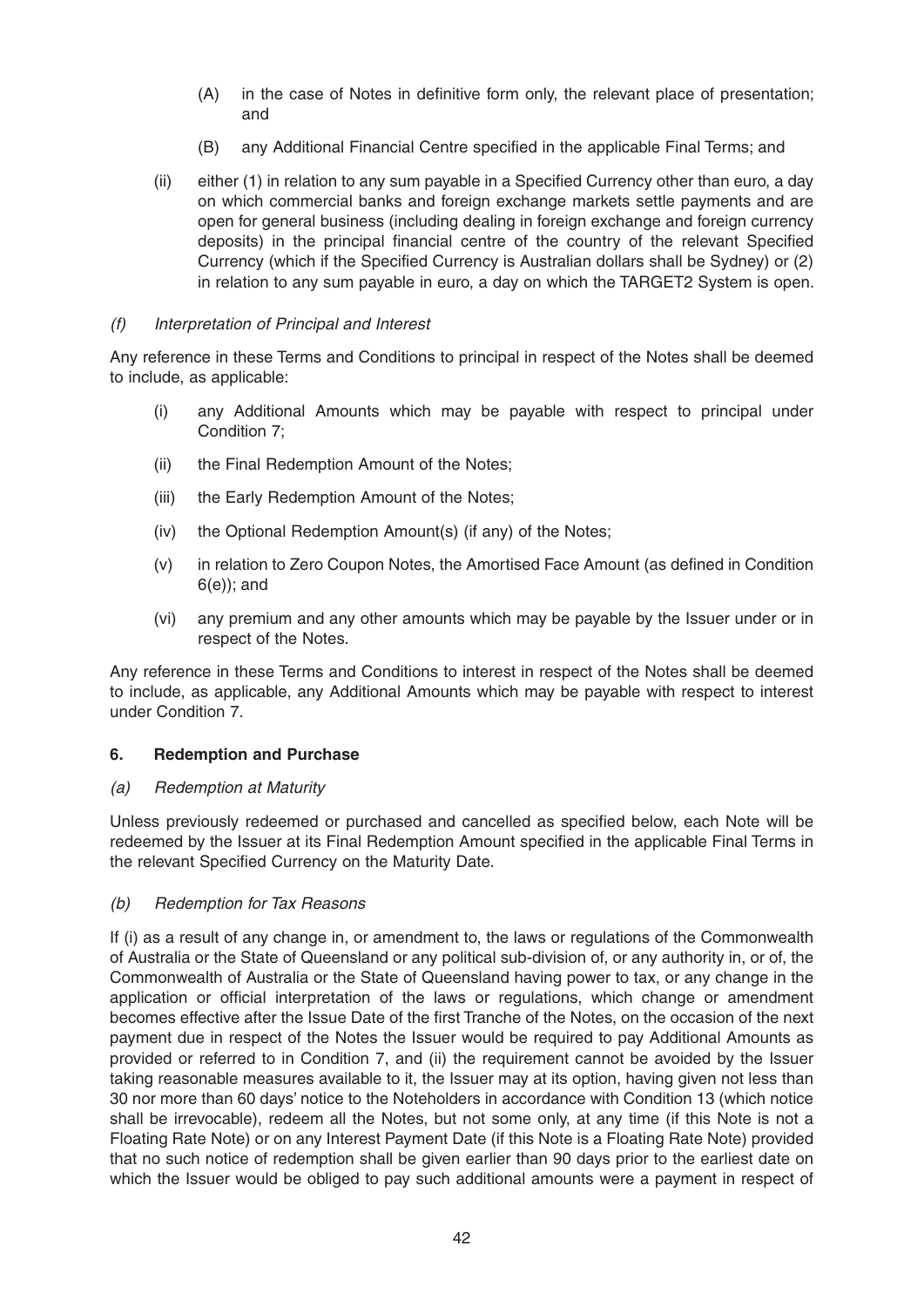(A) in the case of Notes in definitive form only, the relevant place of presentation; and

(B) any Additional Financial Centre specified in the applicable Final Terms; and

(ii) either (1) in relation to any sum payable in a Specified Currency other than euro, a day on which commercial banks and foreign exchange markets settle payments and are open for general business (including dealing in foreign exchange and foreign currency deposits) in the principal financial centre of the country of the relevant Specified Currency (which if the Specified Currency is Australian dollars shall be Sydney) or (2) in relation to any sum payable in euro, a day on which the TARGET2 System is open.

*(f) Interpretation of Principal and Interest*

Any reference in these Terms and Conditions to principal in respect of the Notes shall be deemed to include, as applicable:

(i) any Additional Amounts which may be payable with respect to principal under Condition 7;

(ii) the Final Redemption Amount of the Notes;

(iii) the Early Redemption Amount of the Notes;

(iv) the Optional Redemption Amount(s) (if any) of the Notes;

(v) in relation to Zero Coupon Notes, the Amortised Face Amount (as defined in Condition 6(e)); and

(vi) any premium and any other amounts which may be payable by the Issuer under or in respect of the Notes.

Any reference in these Terms and Conditions to interest in respect of the Notes shall be deemed to include, as applicable, any Additional Amounts which may be payable with respect to interest under Condition 7.

**6. Redemption and Purchase**

*(a) Redemption at Maturity*

Unless previously redeemed or purchased and cancelled as specified below, each Note will be redeemed by the Issuer at its Final Redemption Amount specified in the applicable Final Terms in the relevant Specified Currency on the Maturity Date.

*(b) Redemption for Tax Reasons*

If (i) as a result of any change in, or amendment to, the laws or regulations of the Commonwealth of Australia or the State of Queensland or any political sub-division of, or any authority in, or of, the Commonwealth of Australia or the State of Queensland having power to tax, or any change in the application or official interpretation of the laws or regulations, which change or amendment becomes effective after the Issue Date of the first Tranche of the Notes, on the occasion of the next payment due in respect of the Notes the Issuer would be required to pay Additional Amounts as provided or referred to in Condition 7, and (ii) the requirement cannot be avoided by the Issuer taking reasonable measures available to it, the Issuer may at its option, having given not less than 30 nor more than 60 days' notice to the Noteholders in accordance with Condition 13 (which notice shall be irrevocable), redeem all the Notes, but not some only, at any time (if this Note is not a Floating Rate Note) or on any Interest Payment Date (if this Note is a Floating Rate Note) provided that no such notice of redemption shall be given earlier than 90 days prior to the earliest date on which the Issuer would be obliged to pay such additional amounts were a payment in respect of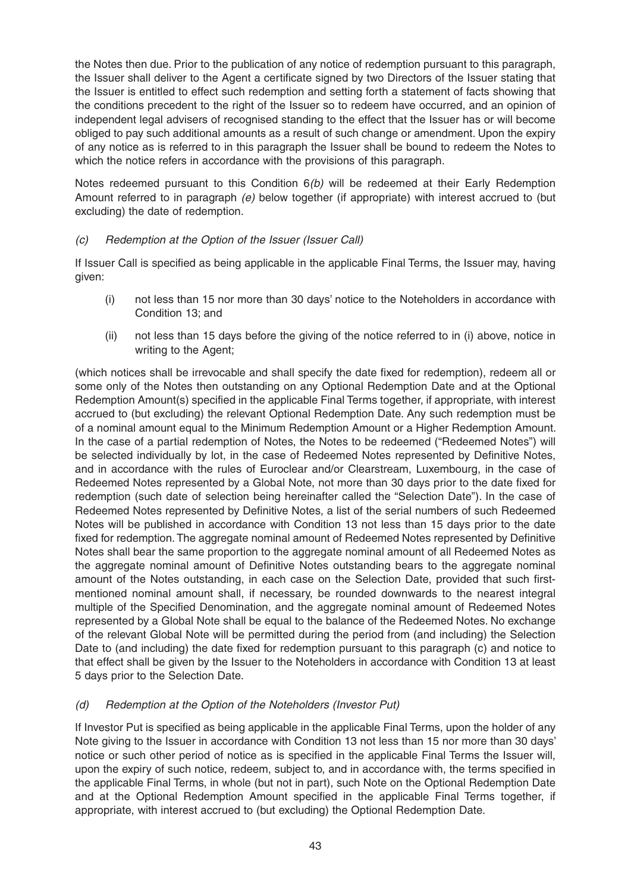the Notes then due. Prior to the publication of any notice of redemption pursuant to this paragraph, the Issuer shall deliver to the Agent a certificate signed by two Directors of the Issuer stating that the Issuer is entitled to effect such redemption and setting forth a statement of facts showing that the conditions precedent to the right of the Issuer so to redeem have occurred, and an opinion of independent legal advisers of recognised standing to the effect that the Issuer has or will become obliged to pay such additional amounts as a result of such change or amendment. Upon the expiry of any notice as is referred to in this paragraph the Issuer shall be bound to redeem the Notes to which the notice refers in accordance with the provisions of this paragraph.

Notes redeemed pursuant to this Condition 6*(b)* will be redeemed at their Early Redemption Amount referred to in paragraph *(e)* below together (if appropriate) with interest accrued to (but excluding) the date of redemption.

*(c) Redemption at the Option of the Issuer (Issuer Call)*

If Issuer Call is specified as being applicable in the applicable Final Terms, the Issuer may, having given:

(i) not less than 15 nor more than 30 days' notice to the Noteholders in accordance with Condition 13; and

(ii) not less than 15 days before the giving of the notice referred to in (i) above, notice in writing to the Agent;

(which notices shall be irrevocable and shall specify the date fixed for redemption), redeem all or some only of the Notes then outstanding on any Optional Redemption Date and at the Optional Redemption Amount(s) specified in the applicable Final Terms together, if appropriate, with interest accrued to (but excluding) the relevant Optional Redemption Date. Any such redemption must be of a nominal amount equal to the Minimum Redemption Amount or a Higher Redemption Amount. In the case of a partial redemption of Notes, the Notes to be redeemed ("Redeemed Notes") will be selected individually by lot, in the case of Redeemed Notes represented by Definitive Notes, and in accordance with the rules of Euroclear and/or Clearstream, Luxembourg, in the case of Redeemed Notes represented by a Global Note, not more than 30 days prior to the date fixed for redemption (such date of selection being hereinafter called the "Selection Date"). In the case of Redeemed Notes represented by Definitive Notes, a list of the serial numbers of such Redeemed Notes will be published in accordance with Condition 13 not less than 15 days prior to the date fixed for redemption. The aggregate nominal amount of Redeemed Notes represented by Definitive Notes shall bear the same proportion to the aggregate nominal amount of all Redeemed Notes as the aggregate nominal amount of Definitive Notes outstanding bears to the aggregate nominal amount of the Notes outstanding, in each case on the Selection Date, provided that such first-mentioned nominal amount shall, if necessary, be rounded downwards to the nearest integral multiple of the Specified Denomination, and the aggregate nominal amount of Redeemed Notes represented by a Global Note shall be equal to the balance of the Redeemed Notes. No exchange of the relevant Global Note will be permitted during the period from (and including) the Selection Date to (and including) the date fixed for redemption pursuant to this paragraph (c) and notice to that effect shall be given by the Issuer to the Noteholders in accordance with Condition 13 at least 5 days prior to the Selection Date.

*(d) Redemption at the Option of the Noteholders (Investor Put)*

If Investor Put is specified as being applicable in the applicable Final Terms, upon the holder of any Note giving to the Issuer in accordance with Condition 13 not less than 15 nor more than 30 days' notice or such other period of notice as is specified in the applicable Final Terms the Issuer will, upon the expiry of such notice, redeem, subject to, and in accordance with, the terms specified in the applicable Final Terms, in whole (but not in part), such Note on the Optional Redemption Date and at the Optional Redemption Amount specified in the applicable Final Terms together, if appropriate, with interest accrued to (but excluding) the Optional Redemption Date.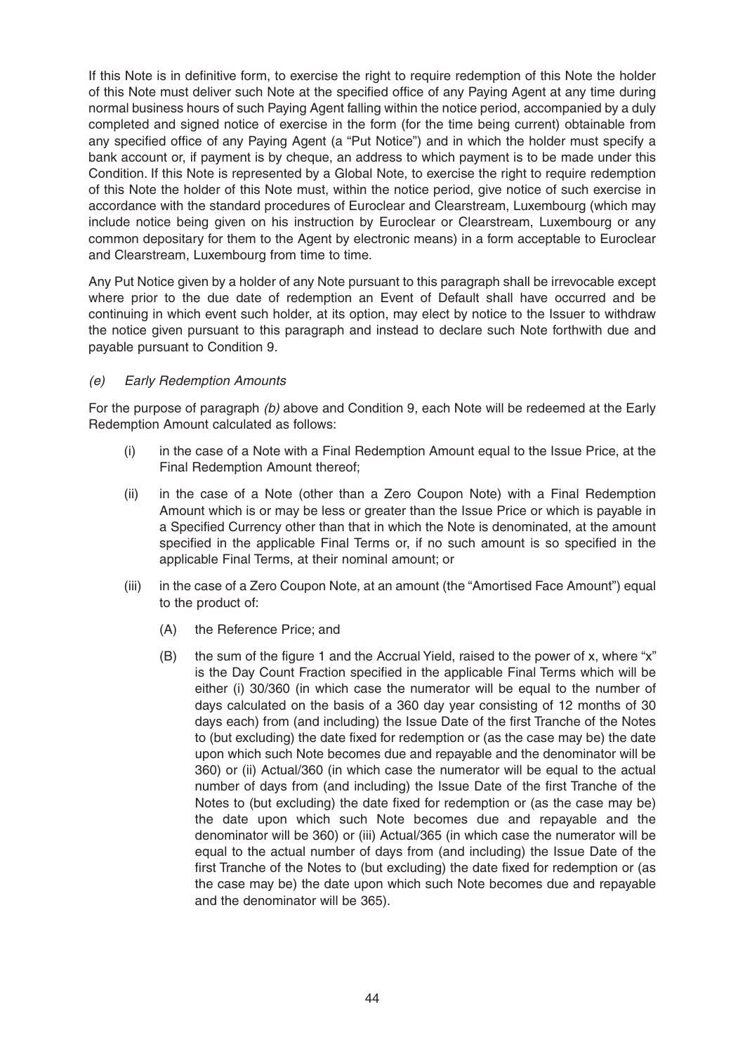If this Note is in definitive form, to exercise the right to require redemption of this Note the holder of this Note must deliver such Note at the specified office of any Paying Agent at any time during normal business hours of such Paying Agent falling within the notice period, accompanied by a duly completed and signed notice of exercise in the form (for the time being current) obtainable from any specified office of any Paying Agent (a "Put Notice") and in which the holder must specify a bank account or, if payment is by cheque, an address to which payment is to be made under this Condition. If this Note is represented by a Global Note, to exercise the right to require redemption of this Note the holder of this Note must, within the notice period, give notice of such exercise in accordance with the standard procedures of Euroclear and Clearstream, Luxembourg (which may include notice being given on his instruction by Euroclear or Clearstream, Luxembourg or any common depositary for them to the Agent by electronic means) in a form acceptable to Euroclear and Clearstream, Luxembourg from time to time.

Any Put Notice given by a holder of any Note pursuant to this paragraph shall be irrevocable except where prior to the due date of redemption an Event of Default shall have occurred and be continuing in which event such holder, at its option, may elect by notice to the Issuer to withdraw the notice given pursuant to this paragraph and instead to declare such Note forthwith due and payable pursuant to Condition 9.

*(e) Early Redemption Amounts*

For the purpose of paragraph *(b)* above and Condition 9, each Note will be redeemed at the Early Redemption Amount calculated as follows:

(i) in the case of a Note with a Final Redemption Amount equal to the Issue Price, at the Final Redemption Amount thereof;

(ii) in the case of a Note (other than a Zero Coupon Note) with a Final Redemption Amount which is or may be less or greater than the Issue Price or which is payable in a Specified Currency other than that in which the Note is denominated, at the amount specified in the applicable Final Terms or, if no such amount is so specified in the applicable Final Terms, at their nominal amount; or

(iii) in the case of a Zero Coupon Note, at an amount (the "Amortised Face Amount") equal to the product of:

(A) the Reference Price; and

(B) the sum of the figure 1 and the Accrual Yield, raised to the power of x, where "x" is the Day Count Fraction specified in the applicable Final Terms which will be either (i) 30/360 (in which case the numerator will be equal to the number of days calculated on the basis of a 360 day year consisting of 12 months of 30 days each) from (and including) the Issue Date of the first Tranche of the Notes to (but excluding) the date fixed for redemption or (as the case may be) the date upon which such Note becomes due and repayable and the denominator will be 360) or (ii) Actual/360 (in which case the numerator will be equal to the actual number of days from (and including) the Issue Date of the first Tranche of the Notes to (but excluding) the date fixed for redemption or (as the case may be) the date upon which such Note becomes due and repayable and the denominator will be 360) or (iii) Actual/365 (in which case the numerator will be equal to the actual number of days from (and including) the Issue Date of the first Tranche of the Notes to (but excluding) the date fixed for redemption or (as the case may be) the date upon which such Note becomes due and repayable and the denominator will be 365).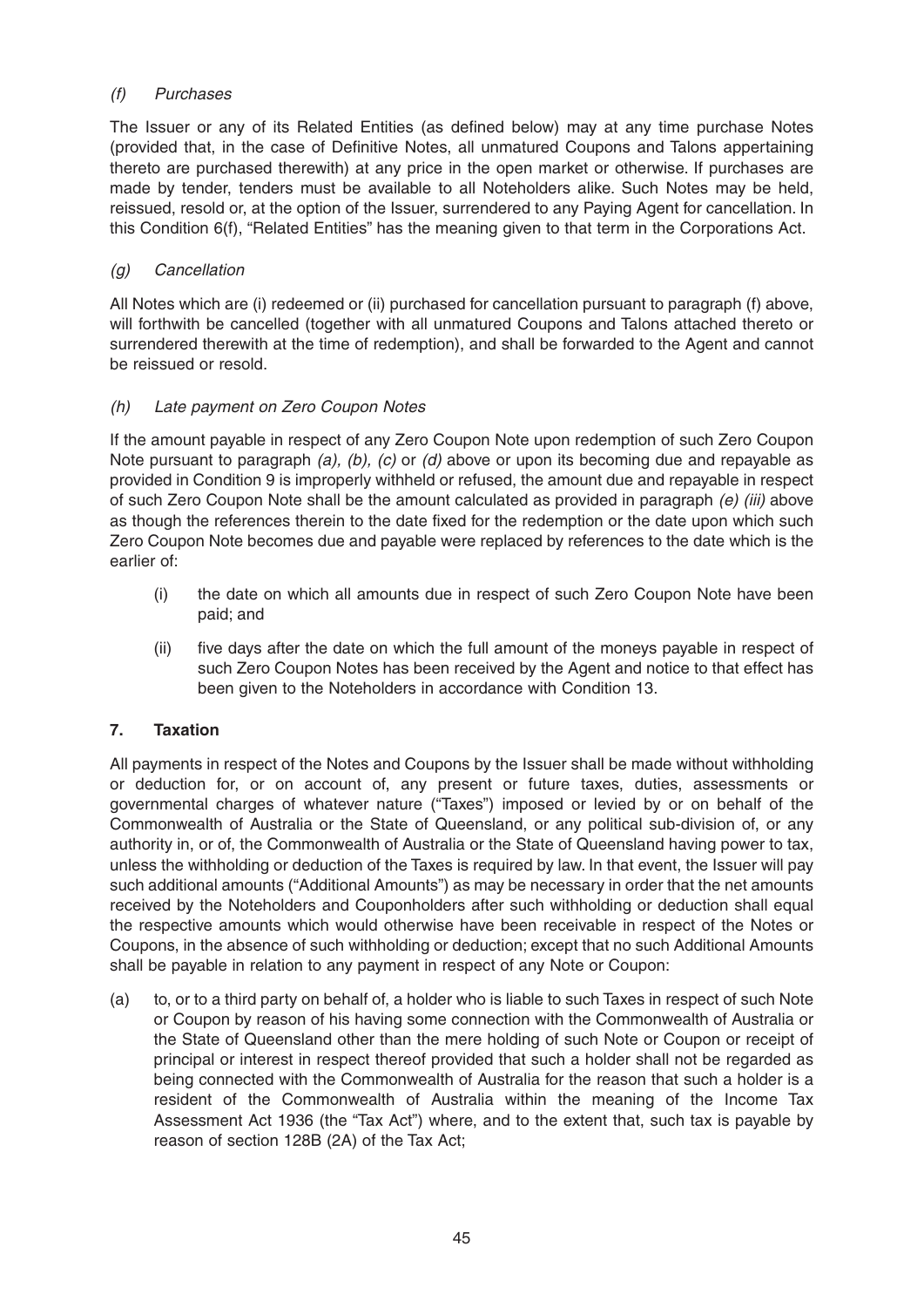*(f) Purchases*

The Issuer or any of its Related Entities (as defined below) may at any time purchase Notes (provided that, in the case of Definitive Notes, all unmatured Coupons and Talons appertaining thereto are purchased therewith) at any price in the open market or otherwise. If purchases are made by tender, tenders must be available to all Noteholders alike. Such Notes may be held, reissued, resold or, at the option of the Issuer, surrendered to any Paying Agent for cancellation. In this Condition 6(f), "Related Entities" has the meaning given to that term in the Corporations Act.

*(g) Cancellation*

All Notes which are (i) redeemed or (ii) purchased for cancellation pursuant to paragraph (f) above, will forthwith be cancelled (together with all unmatured Coupons and Talons attached thereto or surrendered therewith at the time of redemption), and shall be forwarded to the Agent and cannot be reissued or resold.

*(h) Late payment on Zero Coupon Notes*

If the amount payable in respect of any Zero Coupon Note upon redemption of such Zero Coupon Note pursuant to paragraph *(a), (b), (c)* or *(d)* above or upon its becoming due and repayable as provided in Condition 9 is improperly withheld or refused, the amount due and repayable in respect of such Zero Coupon Note shall be the amount calculated as provided in paragraph *(e) (iii)* above as though the references therein to the date fixed for the redemption or the date upon which such Zero Coupon Note becomes due and payable were replaced by references to the date which is the earlier of:

(i) the date on which all amounts due in respect of such Zero Coupon Note have been paid; and

(ii) five days after the date on which the full amount of the moneys payable in respect of such Zero Coupon Notes has been received by the Agent and notice to that effect has been given to the Noteholders in accordance with Condition 13.

## 7. Taxation

All payments in respect of the Notes and Coupons by the Issuer shall be made without withholding or deduction for, or on account of, any present or future taxes, duties, assessments or governmental charges of whatever nature ("Taxes") imposed or levied by or on behalf of the Commonwealth of Australia or the State of Queensland, or any political sub-division of, or any authority in, or of, the Commonwealth of Australia or the State of Queensland having power to tax, unless the withholding or deduction of the Taxes is required by law. In that event, the Issuer will pay such additional amounts ("Additional Amounts") as may be necessary in order that the net amounts received by the Noteholders and Couponholders after such withholding or deduction shall equal the respective amounts which would otherwise have been receivable in respect of the Notes or Coupons, in the absence of such withholding or deduction; except that no such Additional Amounts shall be payable in relation to any payment in respect of any Note or Coupon:

(a) to, or to a third party on behalf of, a holder who is liable to such Taxes in respect of such Note or Coupon by reason of his having some connection with the Commonwealth of Australia or the State of Queensland other than the mere holding of such Note or Coupon or receipt of principal or interest in respect thereof provided that such a holder shall not be regarded as being connected with the Commonwealth of Australia for the reason that such a holder is a resident of the Commonwealth of Australia within the meaning of the Income Tax Assessment Act 1936 (the "Tax Act") where, and to the extent that, such tax is payable by reason of section 128B (2A) of the Tax Act;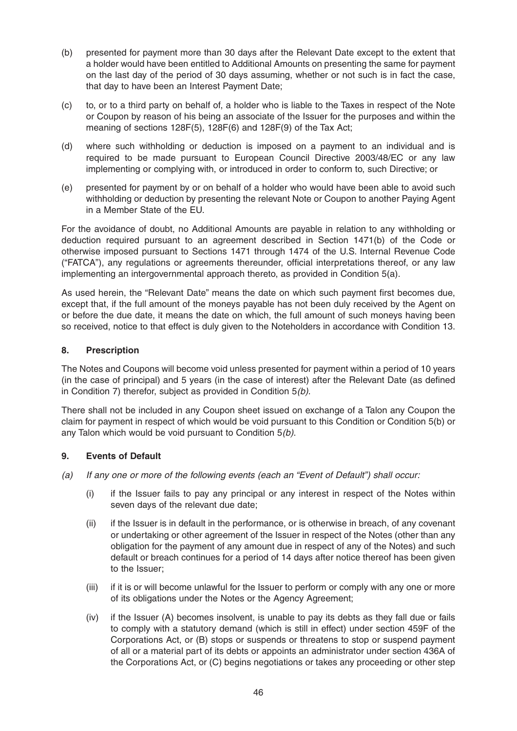(b) presented for payment more than 30 days after the Relevant Date except to the extent that a holder would have been entitled to Additional Amounts on presenting the same for payment on the last day of the period of 30 days assuming, whether or not such is in fact the case, that day to have been an Interest Payment Date;

(c) to, or to a third party on behalf of, a holder who is liable to the Taxes in respect of the Note or Coupon by reason of his being an associate of the Issuer for the purposes and within the meaning of sections 128F(5), 128F(6) and 128F(9) of the Tax Act;

(d) where such withholding or deduction is imposed on a payment to an individual and is required to be made pursuant to European Council Directive 2003/48/EC or any law implementing or complying with, or introduced in order to conform to, such Directive; or

(e) presented for payment by or on behalf of a holder who would have been able to avoid such withholding or deduction by presenting the relevant Note or Coupon to another Paying Agent in a Member State of the EU.

For the avoidance of doubt, no Additional Amounts are payable in relation to any withholding or deduction required pursuant to an agreement described in Section 1471(b) of the Code or otherwise imposed pursuant to Sections 1471 through 1474 of the U.S. Internal Revenue Code ("FATCA"), any regulations or agreements thereunder, official interpretations thereof, or any law implementing an intergovernmental approach thereto, as provided in Condition 5(a).

As used herein, the "Relevant Date" means the date on which such payment first becomes due, except that, if the full amount of the moneys payable has not been duly received by the Agent on or before the due date, it means the date on which, the full amount of such moneys having been so received, notice to that effect is duly given to the Noteholders in accordance with Condition 13.

## 8. Prescription

The Notes and Coupons will become void unless presented for payment within a period of 10 years (in the case of principal) and 5 years (in the case of interest) after the Relevant Date (as defined in Condition 7) therefor, subject as provided in Condition 5*(b)*.

There shall not be included in any Coupon sheet issued on exchange of a Talon any Coupon the claim for payment in respect of which would be void pursuant to this Condition or Condition 5(b) or any Talon which would be void pursuant to Condition 5*(b)*.

## 9. Events of Default

*(a) If any one or more of the following events (each an "Event of Default") shall occur:*

(i) if the Issuer fails to pay any principal or any interest in respect of the Notes within seven days of the relevant due date;

(ii) if the Issuer is in default in the performance, or is otherwise in breach, of any covenant or undertaking or other agreement of the Issuer in respect of the Notes (other than any obligation for the payment of any amount due in respect of any of the Notes) and such default or breach continues for a period of 14 days after notice thereof has been given to the Issuer;

(iii) if it is or will become unlawful for the Issuer to perform or comply with any one or more of its obligations under the Notes or the Agency Agreement;

(iv) if the Issuer (A) becomes insolvent, is unable to pay its debts as they fall due or fails to comply with a statutory demand (which is still in effect) under section 459F of the Corporations Act, or (B) stops or suspends or threatens to stop or suspend payment of all or a material part of its debts or appoints an administrator under section 436A of the Corporations Act, or (C) begins negotiations or takes any proceeding or other step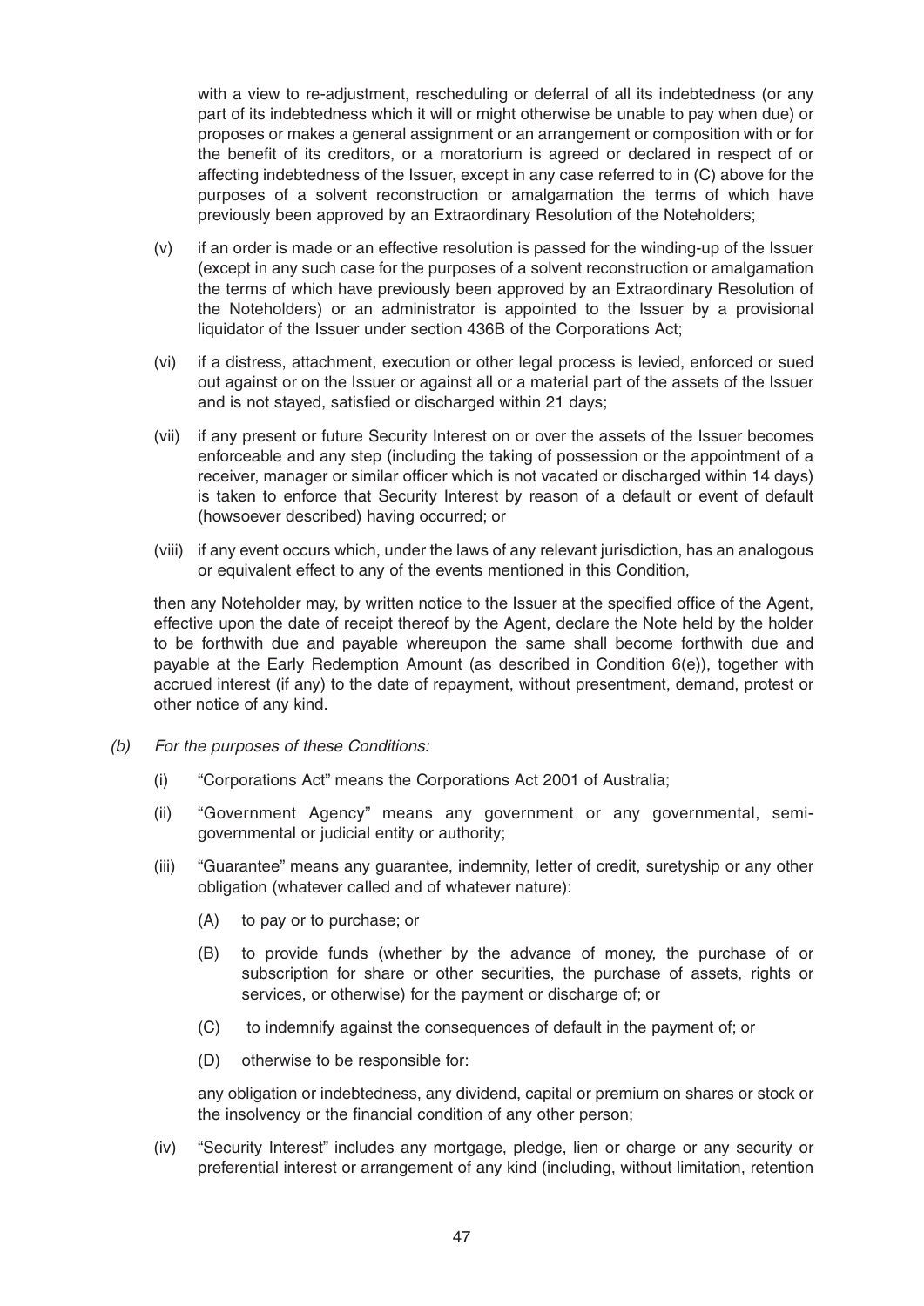with a view to re-adjustment, rescheduling or deferral of all its indebtedness (or any part of its indebtedness which it will or might otherwise be unable to pay when due) or proposes or makes a general assignment or an arrangement or composition with or for the benefit of its creditors, or a moratorium is agreed or declared in respect of or affecting indebtedness of the Issuer, except in any case referred to in (C) above for the purposes of a solvent reconstruction or amalgamation the terms of which have previously been approved by an Extraordinary Resolution of the Noteholders;

(v) if an order is made or an effective resolution is passed for the winding-up of the Issuer (except in any such case for the purposes of a solvent reconstruction or amalgamation the terms of which have previously been approved by an Extraordinary Resolution of the Noteholders) or an administrator is appointed to the Issuer by a provisional liquidator of the Issuer under section 436B of the Corporations Act;

(vi) if a distress, attachment, execution or other legal process is levied, enforced or sued out against or on the Issuer or against all or a material part of the assets of the Issuer and is not stayed, satisfied or discharged within 21 days;

(vii) if any present or future Security Interest on or over the assets of the Issuer becomes enforceable and any step (including the taking of possession or the appointment of a receiver, manager or similar officer which is not vacated or discharged within 14 days) is taken to enforce that Security Interest by reason of a default or event of default (howsoever described) having occurred; or

(viii) if any event occurs which, under the laws of any relevant jurisdiction, has an analogous or equivalent effect to any of the events mentioned in this Condition,

then any Noteholder may, by written notice to the Issuer at the specified office of the Agent, effective upon the date of receipt thereof by the Agent, declare the Note held by the holder to be forthwith due and payable whereupon the same shall become forthwith due and payable at the Early Redemption Amount (as described in Condition 6(e)), together with accrued interest (if any) to the date of repayment, without presentment, demand, protest or other notice of any kind.

*(b) For the purposes of these Conditions:*

(i) "Corporations Act" means the Corporations Act 2001 of Australia;

(ii) "Government Agency" means any government or any governmental, semi-governmental or judicial entity or authority;

(iii) "Guarantee" means any guarantee, indemnity, letter of credit, suretyship or any other obligation (whatever called and of whatever nature):

(A) to pay or to purchase; or

(B) to provide funds (whether by the advance of money, the purchase of or subscription for share or other securities, the purchase of assets, rights or services, or otherwise) for the payment or discharge of; or

(C) to indemnify against the consequences of default in the payment of; or

(D) otherwise to be responsible for:

any obligation or indebtedness, any dividend, capital or premium on shares or stock or the insolvency or the financial condition of any other person;

(iv) "Security Interest" includes any mortgage, pledge, lien or charge or any security or preferential interest or arrangement of any kind (including, without limitation, retention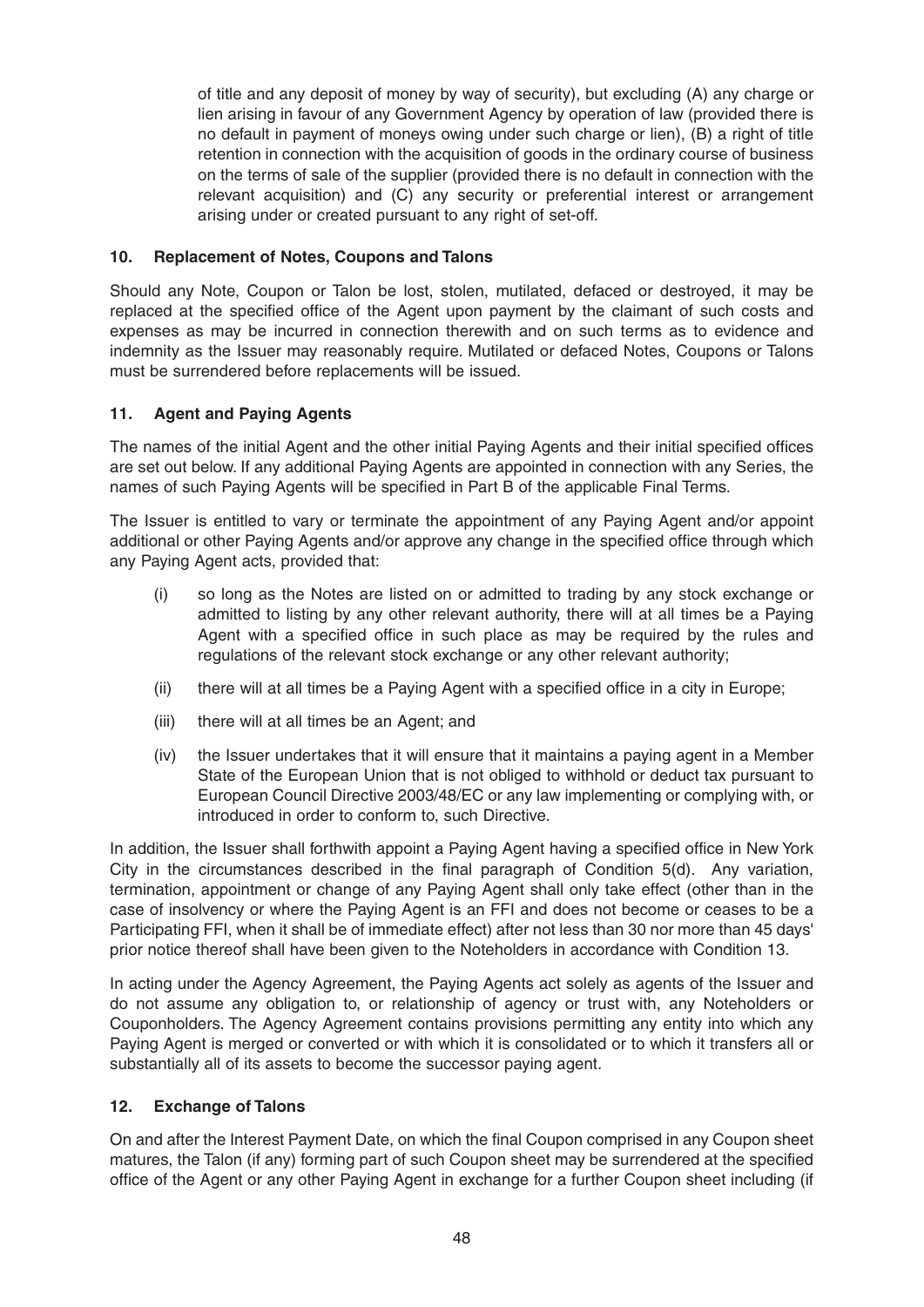of title and any deposit of money by way of security), but excluding (A) any charge or lien arising in favour of any Government Agency by operation of law (provided there is no default in payment of moneys owing under such charge or lien), (B) a right of title retention in connection with the acquisition of goods in the ordinary course of business on the terms of sale of the supplier (provided there is no default in connection with the relevant acquisition) and (C) any security or preferential interest or arrangement arising under or created pursuant to any right of set-off.

## 10. Replacement of Notes, Coupons and Talons

Should any Note, Coupon or Talon be lost, stolen, mutilated, defaced or destroyed, it may be replaced at the specified office of the Agent upon payment by the claimant of such costs and expenses as may be incurred in connection therewith and on such terms as to evidence and indemnity as the Issuer may reasonably require. Mutilated or defaced Notes, Coupons or Talons must be surrendered before replacements will be issued.

## 11. Agent and Paying Agents

The names of the initial Agent and the other initial Paying Agents and their initial specified offices are set out below. If any additional Paying Agents are appointed in connection with any Series, the names of such Paying Agents will be specified in Part B of the applicable Final Terms.

The Issuer is entitled to vary or terminate the appointment of any Paying Agent and/or appoint additional or other Paying Agents and/or approve any change in the specified office through which any Paying Agent acts, provided that:

(i) so long as the Notes are listed on or admitted to trading by any stock exchange or admitted to listing by any other relevant authority, there will at all times be a Paying Agent with a specified office in such place as may be required by the rules and regulations of the relevant stock exchange or any other relevant authority;

(ii) there will at all times be a Paying Agent with a specified office in a city in Europe;

(iii) there will at all times be an Agent; and

(iv) the Issuer undertakes that it will ensure that it maintains a paying agent in a Member State of the European Union that is not obliged to withhold or deduct tax pursuant to European Council Directive 2003/48/EC or any law implementing or complying with, or introduced in order to conform to, such Directive.

In addition, the Issuer shall forthwith appoint a Paying Agent having a specified office in New York City in the circumstances described in the final paragraph of Condition 5(d). Any variation, termination, appointment or change of any Paying Agent shall only take effect (other than in the case of insolvency or where the Paying Agent is an FFI and does not become or ceases to be a Participating FFI, when it shall be of immediate effect) after not less than 30 nor more than 45 days' prior notice thereof shall have been given to the Noteholders in accordance with Condition 13.

In acting under the Agency Agreement, the Paying Agents act solely as agents of the Issuer and do not assume any obligation to, or relationship of agency or trust with, any Noteholders or Couponholders. The Agency Agreement contains provisions permitting any entity into which any Paying Agent is merged or converted or with which it is consolidated or to which it transfers all or substantially all of its assets to become the successor paying agent.

## 12. Exchange of Talons

On and after the Interest Payment Date, on which the final Coupon comprised in any Coupon sheet matures, the Talon (if any) forming part of such Coupon sheet may be surrendered at the specified office of the Agent or any other Paying Agent in exchange for a further Coupon sheet including (if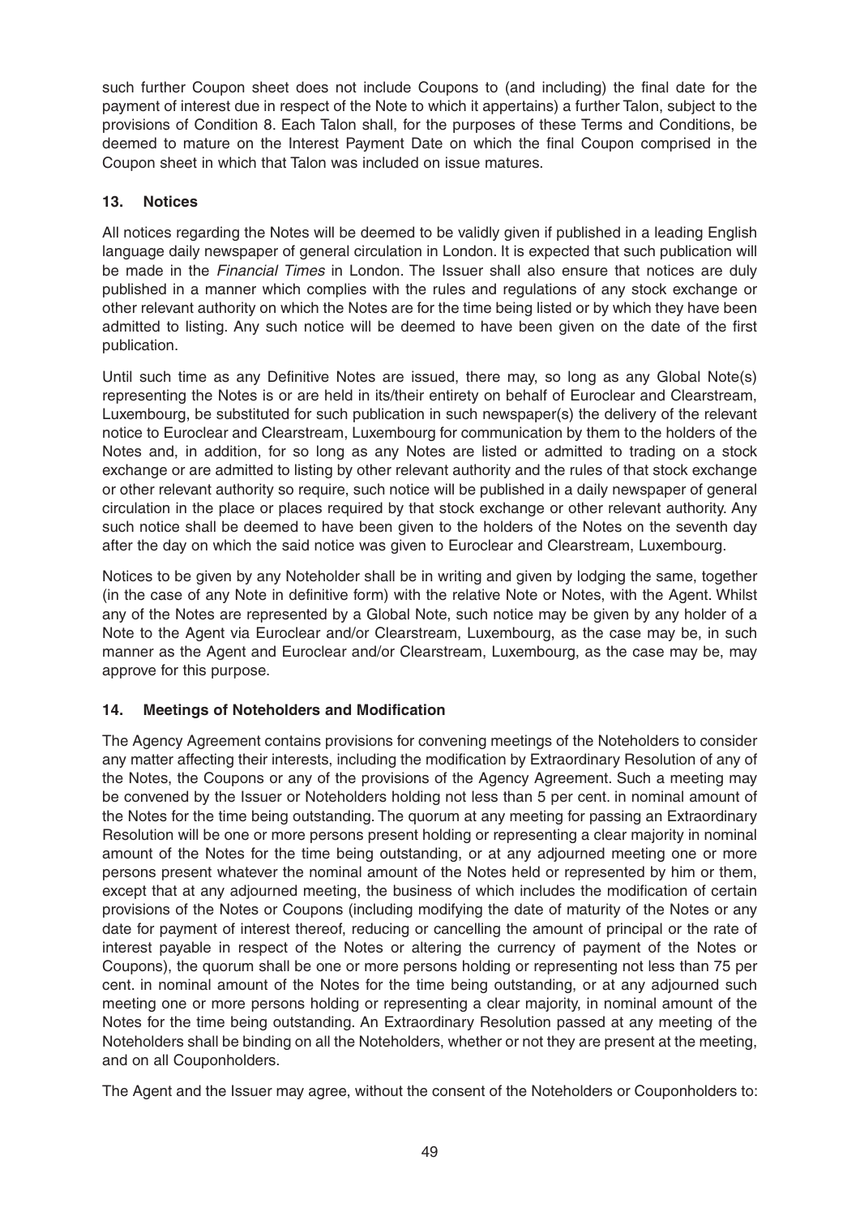such further Coupon sheet does not include Coupons to (and including) the final date for the payment of interest due in respect of the Note to which it appertains) a further Talon, subject to the provisions of Condition 8. Each Talon shall, for the purposes of these Terms and Conditions, be deemed to mature on the Interest Payment Date on which the final Coupon comprised in the Coupon sheet in which that Talon was included on issue matures.

## 13. Notices

All notices regarding the Notes will be deemed to be validly given if published in a leading English language daily newspaper of general circulation in London. It is expected that such publication will be made in the *Financial Times* in London. The Issuer shall also ensure that notices are duly published in a manner which complies with the rules and regulations of any stock exchange or other relevant authority on which the Notes are for the time being listed or by which they have been admitted to listing. Any such notice will be deemed to have been given on the date of the first publication.

Until such time as any Definitive Notes are issued, there may, so long as any Global Note(s) representing the Notes is or are held in its/their entirety on behalf of Euroclear and Clearstream, Luxembourg, be substituted for such publication in such newspaper(s) the delivery of the relevant notice to Euroclear and Clearstream, Luxembourg for communication by them to the holders of the Notes and, in addition, for so long as any Notes are listed or admitted to trading on a stock exchange or are admitted to listing by other relevant authority and the rules of that stock exchange or other relevant authority so require, such notice will be published in a daily newspaper of general circulation in the place or places required by that stock exchange or other relevant authority. Any such notice shall be deemed to have been given to the holders of the Notes on the seventh day after the day on which the said notice was given to Euroclear and Clearstream, Luxembourg.

Notices to be given by any Noteholder shall be in writing and given by lodging the same, together (in the case of any Note in definitive form) with the relative Note or Notes, with the Agent. Whilst any of the Notes are represented by a Global Note, such notice may be given by any holder of a Note to the Agent via Euroclear and/or Clearstream, Luxembourg, as the case may be, in such manner as the Agent and Euroclear and/or Clearstream, Luxembourg, as the case may be, may approve for this purpose.

## 14. Meetings of Noteholders and Modification

The Agency Agreement contains provisions for convening meetings of the Noteholders to consider any matter affecting their interests, including the modification by Extraordinary Resolution of any of the Notes, the Coupons or any of the provisions of the Agency Agreement. Such a meeting may be convened by the Issuer or Noteholders holding not less than 5 per cent. in nominal amount of the Notes for the time being outstanding. The quorum at any meeting for passing an Extraordinary Resolution will be one or more persons present holding or representing a clear majority in nominal amount of the Notes for the time being outstanding, or at any adjourned meeting one or more persons present whatever the nominal amount of the Notes held or represented by him or them, except that at any adjourned meeting, the business of which includes the modification of certain provisions of the Notes or Coupons (including modifying the date of maturity of the Notes or any date for payment of interest thereof, reducing or cancelling the amount of principal or the rate of interest payable in respect of the Notes or altering the currency of payment of the Notes or Coupons), the quorum shall be one or more persons holding or representing not less than 75 per cent. in nominal amount of the Notes for the time being outstanding, or at any adjourned such meeting one or more persons holding or representing a clear majority, in nominal amount of the Notes for the time being outstanding. An Extraordinary Resolution passed at any meeting of the Noteholders shall be binding on all the Noteholders, whether or not they are present at the meeting, and on all Couponholders.

The Agent and the Issuer may agree, without the consent of the Noteholders or Couponholders to: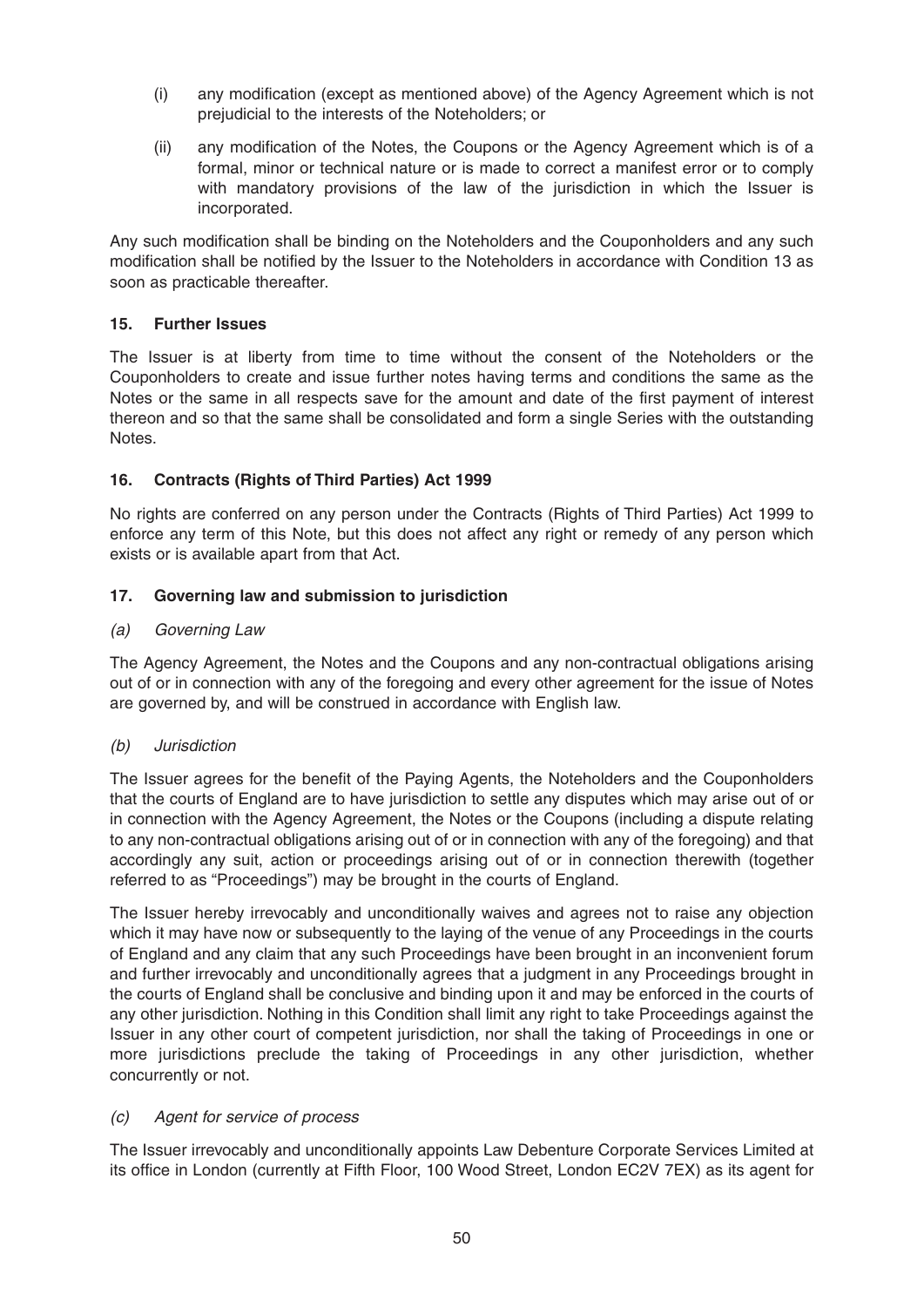(i) any modification (except as mentioned above) of the Agency Agreement which is not prejudicial to the interests of the Noteholders; or

(ii) any modification of the Notes, the Coupons or the Agency Agreement which is of a formal, minor or technical nature or is made to correct a manifest error or to comply with mandatory provisions of the law of the jurisdiction in which the Issuer is incorporated.

Any such modification shall be binding on the Noteholders and the Couponholders and any such modification shall be notified by the Issuer to the Noteholders in accordance with Condition 13 as soon as practicable thereafter.

## 15. Further Issues

The Issuer is at liberty from time to time without the consent of the Noteholders or the Couponholders to create and issue further notes having terms and conditions the same as the Notes or the same in all respects save for the amount and date of the first payment of interest thereon and so that the same shall be consolidated and form a single Series with the outstanding Notes.

## 16. Contracts (Rights of Third Parties) Act 1999

No rights are conferred on any person under the Contracts (Rights of Third Parties) Act 1999 to enforce any term of this Note, but this does not affect any right or remedy of any person which exists or is available apart from that Act.

## 17. Governing law and submission to jurisdiction

*(a) Governing Law*

The Agency Agreement, the Notes and the Coupons and any non-contractual obligations arising out of or in connection with any of the foregoing and every other agreement for the issue of Notes are governed by, and will be construed in accordance with English law.

*(b) Jurisdiction*

The Issuer agrees for the benefit of the Paying Agents, the Noteholders and the Couponholders that the courts of England are to have jurisdiction to settle any disputes which may arise out of or in connection with the Agency Agreement, the Notes or the Coupons (including a dispute relating to any non-contractual obligations arising out of or in connection with any of the foregoing) and that accordingly any suit, action or proceedings arising out of or in connection therewith (together referred to as "Proceedings") may be brought in the courts of England.

The Issuer hereby irrevocably and unconditionally waives and agrees not to raise any objection which it may have now or subsequently to the laying of the venue of any Proceedings in the courts of England and any claim that any such Proceedings have been brought in an inconvenient forum and further irrevocably and unconditionally agrees that a judgment in any Proceedings brought in the courts of England shall be conclusive and binding upon it and may be enforced in the courts of any other jurisdiction. Nothing in this Condition shall limit any right to take Proceedings against the Issuer in any other court of competent jurisdiction, nor shall the taking of Proceedings in one or more jurisdictions preclude the taking of Proceedings in any other jurisdiction, whether concurrently or not.

*(c) Agent for service of process*

The Issuer irrevocably and unconditionally appoints Law Debenture Corporate Services Limited at its office in London (currently at Fifth Floor, 100 Wood Street, London EC2V 7EX) as its agent for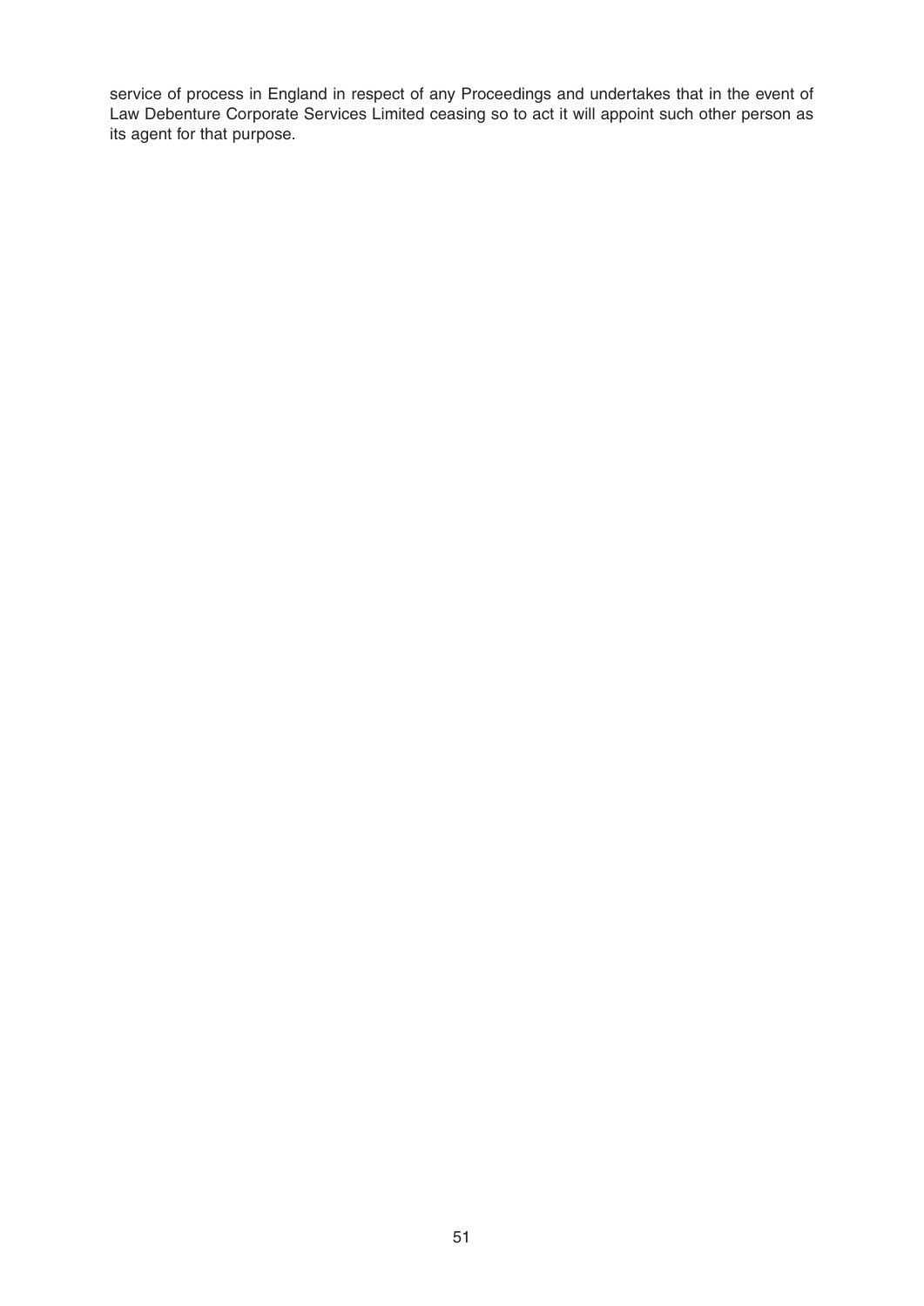service of process in England in respect of any Proceedings and undertakes that in the event of Law Debenture Corporate Services Limited ceasing so to act it will appoint such other person as its agent for that purpose.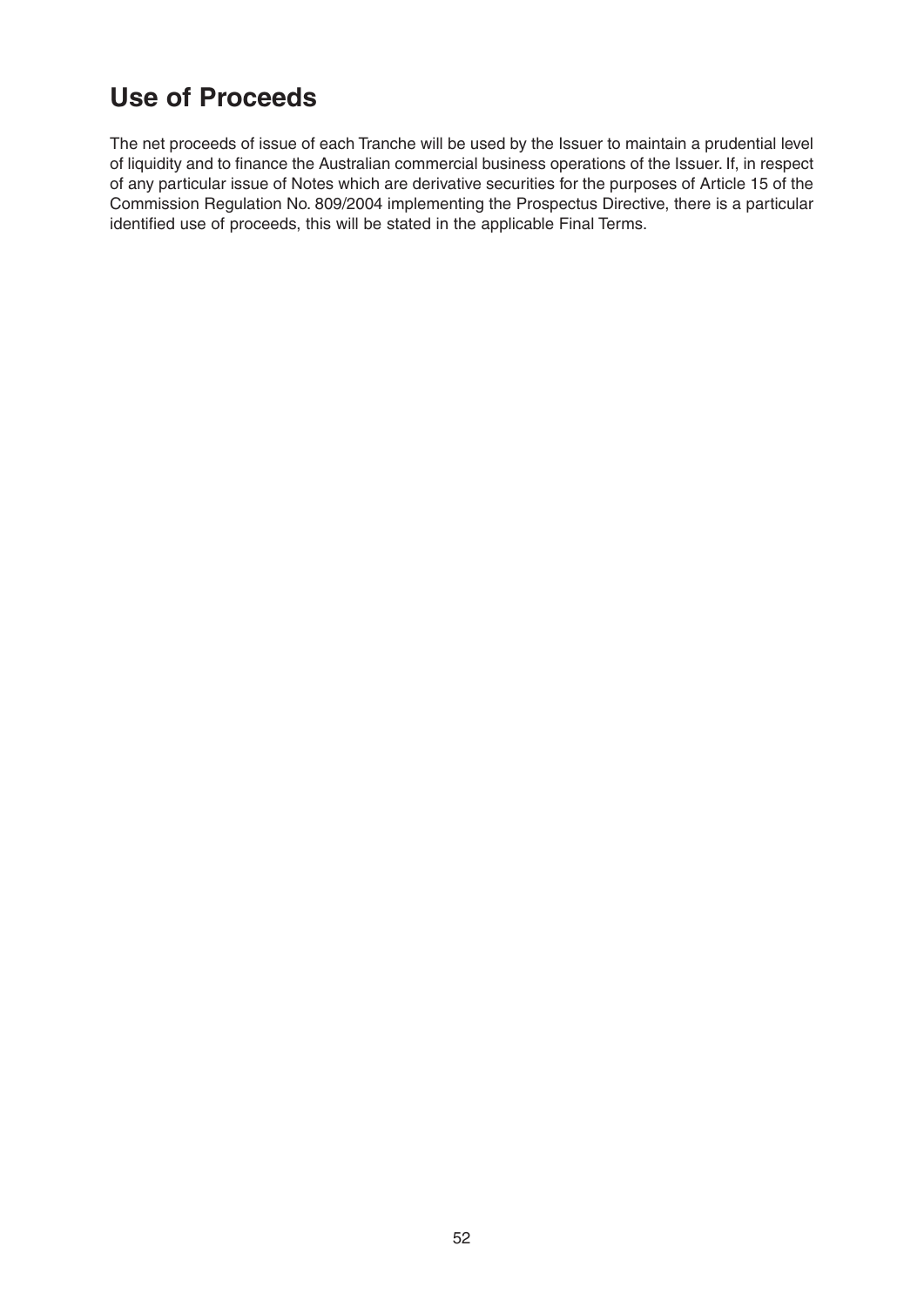# Use of Proceeds

The net proceeds of issue of each Tranche will be used by the Issuer to maintain a prudential level of liquidity and to finance the Australian commercial business operations of the Issuer. If, in respect of any particular issue of Notes which are derivative securities for the purposes of Article 15 of the Commission Regulation No. 809/2004 implementing the Prospectus Directive, there is a particular identified use of proceeds, this will be stated in the applicable Final Terms.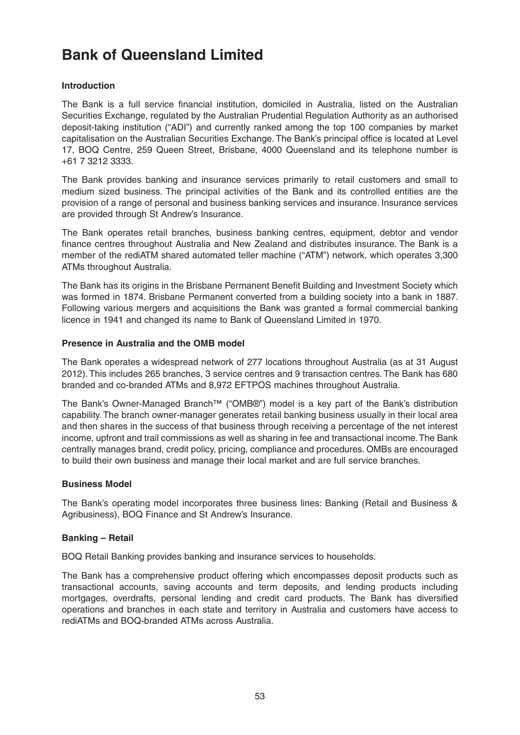# Bank of Queensland Limited

**Introduction**

The Bank is a full service financial institution, domiciled in Australia, listed on the Australian Securities Exchange, regulated by the Australian Prudential Regulation Authority as an authorised deposit-taking institution ("ADI") and currently ranked among the top 100 companies by market capitalisation on the Australian Securities Exchange. The Bank's principal office is located at Level 17, BOQ Centre, 259 Queen Street, Brisbane, 4000 Queensland and its telephone number is +61 7 3212 3333.

The Bank provides banking and insurance services primarily to retail customers and small to medium sized business. The principal activities of the Bank and its controlled entities are the provision of a range of personal and business banking services and insurance. Insurance services are provided through St Andrew's Insurance.

The Bank operates retail branches, business banking centres, equipment, debtor and vendor finance centres throughout Australia and New Zealand and distributes insurance. The Bank is a member of the rediATM shared automated teller machine ("ATM") network, which operates 3,300 ATMs throughout Australia.

The Bank has its origins in the Brisbane Permanent Benefit Building and Investment Society which was formed in 1874. Brisbane Permanent converted from a building society into a bank in 1887. Following various mergers and acquisitions the Bank was granted a formal commercial banking licence in 1941 and changed its name to Bank of Queensland Limited in 1970.

**Presence in Australia and the OMB model**

The Bank operates a widespread network of 277 locations throughout Australia (as at 31 August 2012). This includes 265 branches, 3 service centres and 9 transaction centres. The Bank has 680 branded and co-branded ATMs and 8,972 EFTPOS machines throughout Australia.

The Bank's Owner-Managed Branch™ ("OMB®") model is a key part of the Bank's distribution capability. The branch owner-manager generates retail banking business usually in their local area and then shares in the success of that business through receiving a percentage of the net interest income, upfront and trail commissions as well as sharing in fee and transactional income. The Bank centrally manages brand, credit policy, pricing, compliance and procedures. OMBs are encouraged to build their own business and manage their local market and are full service branches.

**Business Model**

The Bank's operating model incorporates three business lines: Banking (Retail and Business & Agribusiness), BOQ Finance and St Andrew's Insurance.

**Banking – Retail**

BOQ Retail Banking provides banking and insurance services to households.

The Bank has a comprehensive product offering which encompasses deposit products such as transactional accounts, saving accounts and term deposits, and lending products including mortgages, overdrafts, personal lending and credit card products. The Bank has diversified operations and branches in each state and territory in Australia and customers have access to rediATMs and BOQ-branded ATMs across Australia.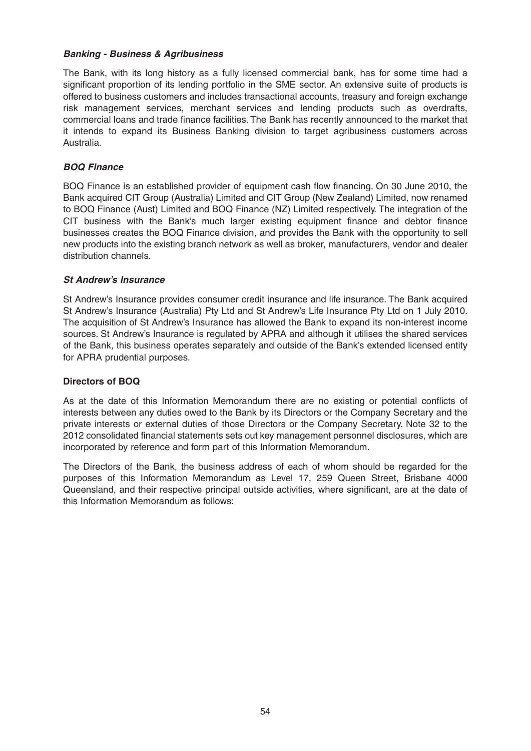### *Banking - Business & Agribusiness*

The Bank, with its long history as a fully licensed commercial bank, has for some time had a significant proportion of its lending portfolio in the SME sector. An extensive suite of products is offered to business customers and includes transactional accounts, treasury and foreign exchange risk management services, merchant services and lending products such as overdrafts, commercial loans and trade finance facilities. The Bank has recently announced to the market that it intends to expand its Business Banking division to target agribusiness customers across Australia.

### *BOQ Finance*

BOQ Finance is an established provider of equipment cash flow financing. On 30 June 2010, the Bank acquired CIT Group (Australia) Limited and CIT Group (New Zealand) Limited, now renamed to BOQ Finance (Aust) Limited and BOQ Finance (NZ) Limited respectively. The integration of the CIT business with the Bank's much larger existing equipment finance and debtor finance businesses creates the BOQ Finance division, and provides the Bank with the opportunity to sell new products into the existing branch network as well as broker, manufacturers, vendor and dealer distribution channels.

### *St Andrew's Insurance*

St Andrew's Insurance provides consumer credit insurance and life insurance. The Bank acquired St Andrew's Insurance (Australia) Pty Ltd and St Andrew's Life Insurance Pty Ltd on 1 July 2010. The acquisition of St Andrew's Insurance has allowed the Bank to expand its non-interest income sources. St Andrew's Insurance is regulated by APRA and although it utilises the shared services of the Bank, this business operates separately and outside of the Bank's extended licensed entity for APRA prudential purposes.

### Directors of BOQ

As at the date of this Information Memorandum there are no existing or potential conflicts of interests between any duties owed to the Bank by its Directors or the Company Secretary and the private interests or external duties of those Directors or the Company Secretary. Note 32 to the 2012 consolidated financial statements sets out key management personnel disclosures, which are incorporated by reference and form part of this Information Memorandum.

The Directors of the Bank, the business address of each of whom should be regarded for the purposes of this Information Memorandum as Level 17, 259 Queen Street, Brisbane 4000 Queensland, and their respective principal outside activities, where significant, are at the date of this Information Memorandum as follows: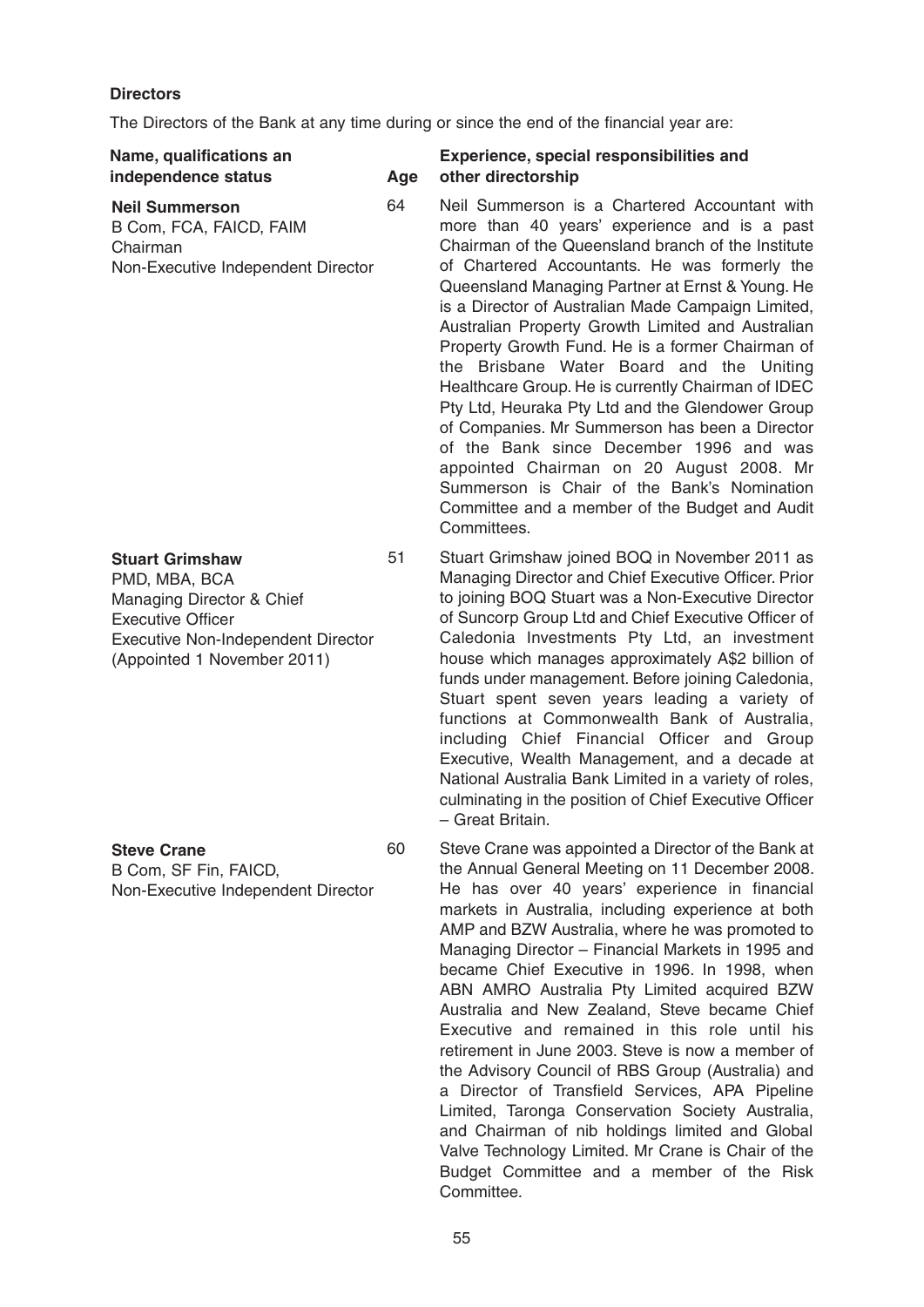**Directors**

The Directors of the Bank at any time during or since the end of the financial year are:

| Name, qualifications an independence status | Age | Experience, special responsibilities and other directorship |
|---|---|---|
| **Neil Summerson**<br>B Com, FCA, FAICD, FAIM<br>Chairman<br>Non-Executive Independent Director | 64 | Neil Summerson is a Chartered Accountant with more than 40 years' experience and is a past Chairman of the Queensland branch of the Institute of Chartered Accountants. He was formerly the Queensland Managing Partner at Ernst & Young. He is a Director of Australian Made Campaign Limited, Australian Property Growth Limited and Australian Property Growth Fund. He is a former Chairman of the Brisbane Water Board and the Uniting Healthcare Group. He is currently Chairman of IDEC Pty Ltd, Heuraka Pty Ltd and the Glendower Group of Companies. Mr Summerson has been a Director of the Bank since December 1996 and was appointed Chairman on 20 August 2008. Mr Summerson is Chair of the Bank's Nomination Committee and a member of the Budget and Audit Committees. |
| **Stuart Grimshaw**<br>PMD, MBA, BCA<br>Managing Director & Chief Executive Officer<br>Executive Non-Independent Director<br>(Appointed 1 November 2011) | 51 | Stuart Grimshaw joined BOQ in November 2011 as Managing Director and Chief Executive Officer. Prior to joining BOQ Stuart was a Non-Executive Director of Suncorp Group Ltd and Chief Executive Officer of Caledonia Investments Pty Ltd, an investment house which manages approximately A$2 billion of funds under management. Before joining Caledonia, Stuart spent seven years leading a variety of functions at Commonwealth Bank of Australia, including Chief Financial Officer and Group Executive, Wealth Management, and a decade at National Australia Bank Limited in a variety of roles, culminating in the position of Chief Executive Officer – Great Britain. |
| **Steve Crane**<br>B Com, SF Fin, FAICD,<br>Non-Executive Independent Director | 60 | Steve Crane was appointed a Director of the Bank at the Annual General Meeting on 11 December 2008. He has over 40 years' experience in financial markets in Australia, including experience at both AMP and BZW Australia, where he was promoted to Managing Director – Financial Markets in 1995 and became Chief Executive in 1996. In 1998, when ABN AMRO Australia Pty Limited acquired BZW Australia and New Zealand, Steve became Chief Executive and remained in this role until his retirement in June 2003. Steve is now a member of the Advisory Council of RBS Group (Australia) and a Director of Transfield Services, APA Pipeline Limited, Taronga Conservation Society Australia, and Chairman of nib holdings limited and Global Valve Technology Limited. Mr Crane is Chair of the Budget Committee and a member of the Risk Committee. |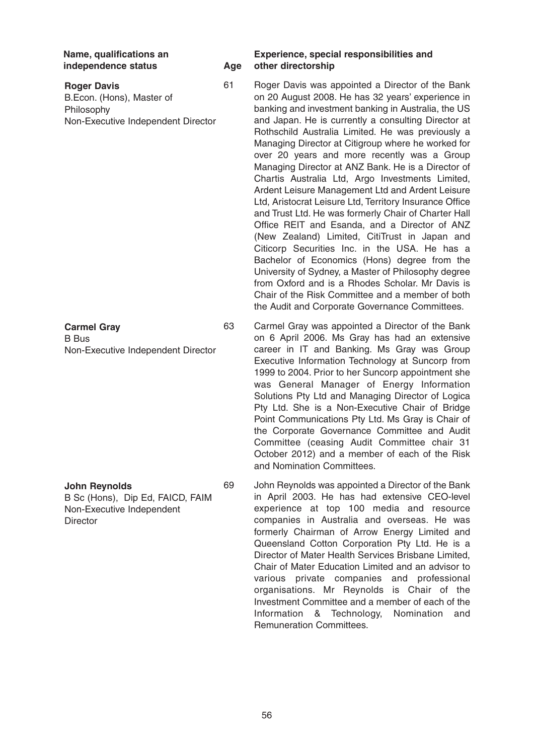| Name, qualifications an independence status | Age | Experience, special responsibilities and other directorship |
|---|---|---|
| **Roger Davis**<br>B.Econ. (Hons), Master of Philosophy<br>Non-Executive Independent Director | 61 | Roger Davis was appointed a Director of the Bank on 20 August 2008. He has 32 years' experience in banking and investment banking in Australia, the US and Japan. He is currently a consulting Director at Rothschild Australia Limited. He was previously a Managing Director at Citigroup where he worked for over 20 years and more recently was a Group Managing Director at ANZ Bank. He is a Director of Chartis Australia Ltd, Argo Investments Limited, Ardent Leisure Management Ltd and Ardent Leisure Ltd, Aristocrat Leisure Ltd, Territory Insurance Office and Trust Ltd. He was formerly Chair of Charter Hall Office REIT and Esanda, and a Director of ANZ (New Zealand) Limited, CitiTrust in Japan and Citicorp Securities Inc. in the USA. He has a Bachelor of Economics (Hons) degree from the University of Sydney, a Master of Philosophy degree from Oxford and is a Rhodes Scholar. Mr Davis is Chair of the Risk Committee and a member of both the Audit and Corporate Governance Committees. |
| **Carmel Gray**<br>B Bus<br>Non-Executive Independent Director | 63 | Carmel Gray was appointed a Director of the Bank on 6 April 2006. Ms Gray has had an extensive career in IT and Banking. Ms Gray was Group Executive Information Technology at Suncorp from 1999 to 2004. Prior to her Suncorp appointment she was General Manager of Energy Information Solutions Pty Ltd and Managing Director of Logica Pty Ltd. She is a Non-Executive Chair of Bridge Point Communications Pty Ltd. Ms Gray is Chair of the Corporate Governance Committee and Audit Committee (ceasing Audit Committee chair 31 October 2012) and a member of each of the Risk and Nomination Committees. |
| **John Reynolds**<br>B Sc (Hons), Dip Ed, FAICD, FAIM<br>Non-Executive Independent Director | 69 | John Reynolds was appointed a Director of the Bank in April 2003. He has had extensive CEO-level experience at top 100 media and resource companies in Australia and overseas. He was formerly Chairman of Arrow Energy Limited and Queensland Cotton Corporation Pty Ltd. He is a Director of Mater Health Services Brisbane Limited, Chair of Mater Education Limited and an advisor to various private companies and professional organisations. Mr Reynolds is Chair of the Investment Committee and a member of each of the Information & Technology, Nomination and Remuneration Committees. |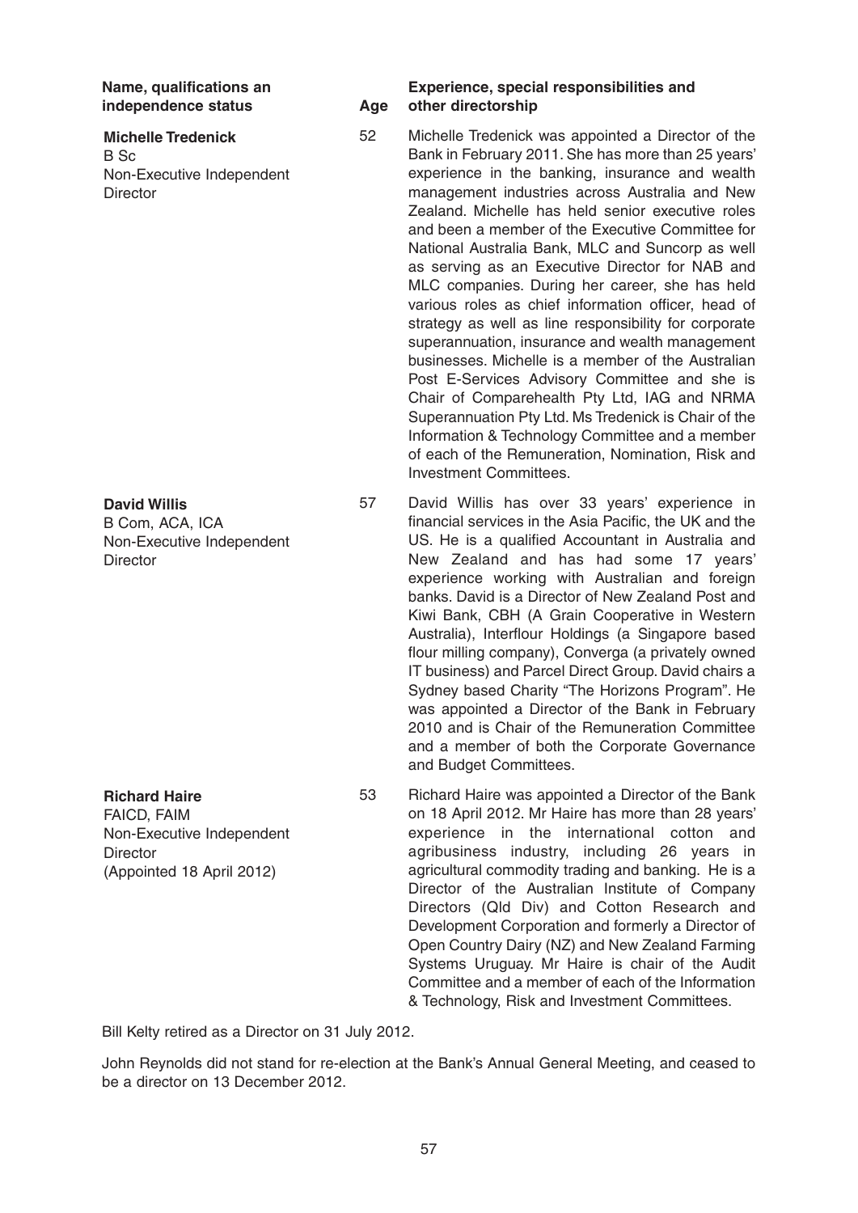| Name, qualifications an independence status | Age | Experience, special responsibilities and other directorship |
|---|---|---|
| **Michelle Tredenick**<br>B Sc<br>Non-Executive Independent Director | 52 | Michelle Tredenick was appointed a Director of the Bank in February 2011. She has more than 25 years' experience in the banking, insurance and wealth management industries across Australia and New Zealand. Michelle has held senior executive roles and been a member of the Executive Committee for National Australia Bank, MLC and Suncorp as well as serving as an Executive Director for NAB and MLC companies. During her career, she has held various roles as chief information officer, head of strategy as well as line responsibility for corporate superannuation, insurance and wealth management businesses. Michelle is a member of the Australian Post E-Services Advisory Committee and she is Chair of Comparehealth Pty Ltd, IAG and NRMA Superannuation Pty Ltd. Ms Tredenick is Chair of the Information & Technology Committee and a member of each of the Remuneration, Nomination, Risk and Investment Committees. |
| **David Willis**<br>B Com, ACA, ICA<br>Non-Executive Independent Director | 57 | David Willis has over 33 years' experience in financial services in the Asia Pacific, the UK and the US. He is a qualified Accountant in Australia and New Zealand and has had some 17 years' experience working with Australian and foreign banks. David is a Director of New Zealand Post and Kiwi Bank, CBH (A Grain Cooperative in Western Australia), Interflour Holdings (a Singapore based flour milling company), Converga (a privately owned IT business) and Parcel Direct Group. David chairs a Sydney based Charity "The Horizons Program". He was appointed a Director of the Bank in February 2010 and is Chair of the Remuneration Committee and a member of both the Corporate Governance and Budget Committees. |
| **Richard Haire**<br>FAICD, FAIM<br>Non-Executive Independent Director<br>(Appointed 18 April 2012) | 53 | Richard Haire was appointed a Director of the Bank on 18 April 2012. Mr Haire has more than 28 years' experience in the international cotton and agribusiness industry, including 26 years in agricultural commodity trading and banking. He is a Director of the Australian Institute of Company Directors (Qld Div) and Cotton Research and Development Corporation and formerly a Director of Open Country Dairy (NZ) and New Zealand Farming Systems Uruguay. Mr Haire is chair of the Audit Committee and a member of each of the Information & Technology, Risk and Investment Committees. |

Bill Kelty retired as a Director on 31 July 2012.

John Reynolds did not stand for re-election at the Bank's Annual General Meeting, and ceased to be a director on 13 December 2012.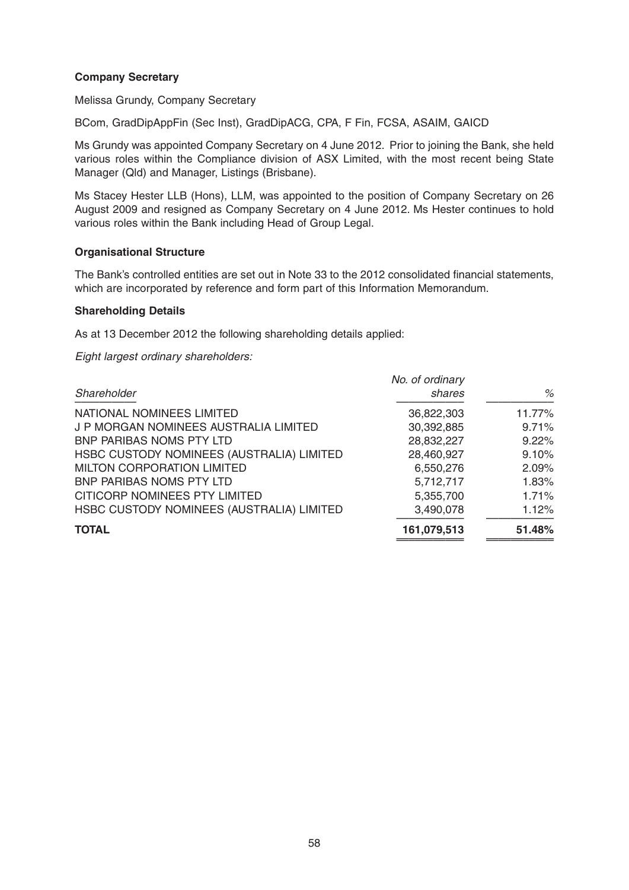**Company Secretary**

Melissa Grundy, Company Secretary

BCom, GradDipAppFin (Sec Inst), GradDipACG, CPA, F Fin, FCSA, ASAIM, GAICD

Ms Grundy was appointed Company Secretary on 4 June 2012. Prior to joining the Bank, she held various roles within the Compliance division of ASX Limited, with the most recent being State Manager (Qld) and Manager, Listings (Brisbane).

Ms Stacey Hester LLB (Hons), LLM, was appointed to the position of Company Secretary on 26 August 2009 and resigned as Company Secretary on 4 June 2012. Ms Hester continues to hold various roles within the Bank including Head of Group Legal.

**Organisational Structure**

The Bank's controlled entities are set out in Note 33 to the 2012 consolidated financial statements, which are incorporated by reference and form part of this Information Memorandum.

**Shareholding Details**

As at 13 December 2012 the following shareholding details applied:

*Eight largest ordinary shareholders:*

| *Shareholder* | *No. of ordinary shares* | *%* |
|---|---|---|
| NATIONAL NOMINEES LIMITED | 36,822,303 | 11.77% |
| J P MORGAN NOMINEES AUSTRALIA LIMITED | 30,392,885 | 9.71% |
| BNP PARIBAS NOMS PTY LTD | 28,832,227 | 9.22% |
| HSBC CUSTODY NOMINEES (AUSTRALIA) LIMITED | 28,460,927 | 9.10% |
| MILTON CORPORATION LIMITED | 6,550,276 | 2.09% |
| BNP PARIBAS NOMS PTY LTD | 5,712,717 | 1.83% |
| CITICORP NOMINEES PTY LIMITED | 5,355,700 | 1.71% |
| HSBC CUSTODY NOMINEES (AUSTRALIA) LIMITED | 3,490,078 | 1.12% |
| **TOTAL** | **161,079,513** | **51.48%** |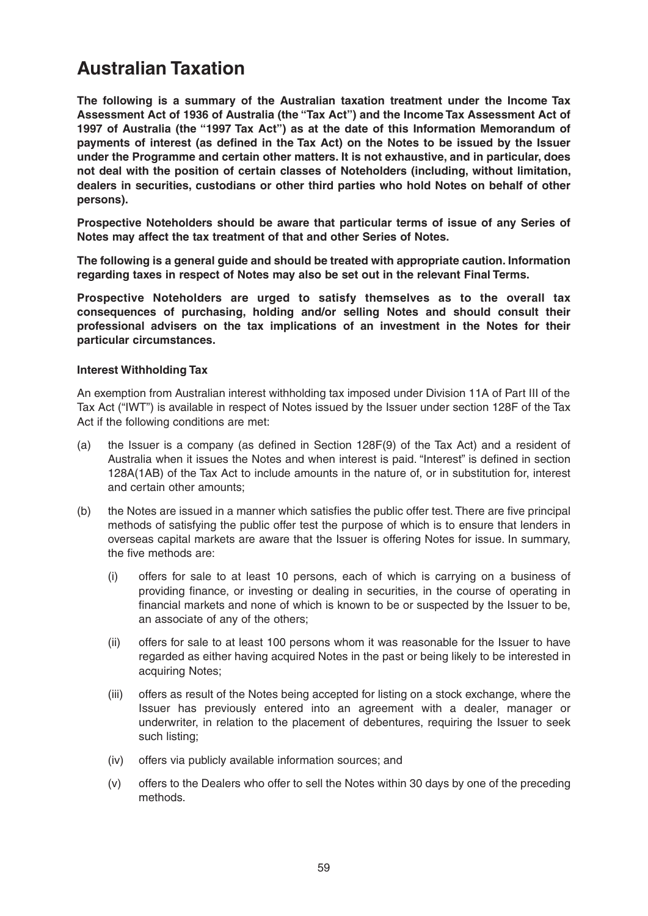# Australian Taxation

**The following is a summary of the Australian taxation treatment under the Income Tax Assessment Act of 1936 of Australia (the "Tax Act") and the Income Tax Assessment Act of 1997 of Australia (the "1997 Tax Act") as at the date of this Information Memorandum of payments of interest (as defined in the Tax Act) on the Notes to be issued by the Issuer under the Programme and certain other matters. It is not exhaustive, and in particular, does not deal with the position of certain classes of Noteholders (including, without limitation, dealers in securities, custodians or other third parties who hold Notes on behalf of other persons).**

**Prospective Noteholders should be aware that particular terms of issue of any Series of Notes may affect the tax treatment of that and other Series of Notes.**

**The following is a general guide and should be treated with appropriate caution. Information regarding taxes in respect of Notes may also be set out in the relevant Final Terms.**

**Prospective Noteholders are urged to satisfy themselves as to the overall tax consequences of purchasing, holding and/or selling Notes and should consult their professional advisers on the tax implications of an investment in the Notes for their particular circumstances.**

### Interest Withholding Tax

An exemption from Australian interest withholding tax imposed under Division 11A of Part III of the Tax Act ("IWT") is available in respect of Notes issued by the Issuer under section 128F of the Tax Act if the following conditions are met:

(a) the Issuer is a company (as defined in Section 128F(9) of the Tax Act) and a resident of Australia when it issues the Notes and when interest is paid. "Interest" is defined in section 128A(1AB) of the Tax Act to include amounts in the nature of, or in substitution for, interest and certain other amounts;

(b) the Notes are issued in a manner which satisfies the public offer test. There are five principal methods of satisfying the public offer test the purpose of which is to ensure that lenders in overseas capital markets are aware that the Issuer is offering Notes for issue. In summary, the five methods are:

   (i) offers for sale to at least 10 persons, each of which is carrying on a business of providing finance, or investing or dealing in securities, in the course of operating in financial markets and none of which is known to be or suspected by the Issuer to be, an associate of any of the others;

   (ii) offers for sale to at least 100 persons whom it was reasonable for the Issuer to have regarded as either having acquired Notes in the past or being likely to be interested in acquiring Notes;

   (iii) offers as result of the Notes being accepted for listing on a stock exchange, where the Issuer has previously entered into an agreement with a dealer, manager or underwriter, in relation to the placement of debentures, requiring the Issuer to seek such listing;

   (iv) offers via publicly available information sources; and

   (v) offers to the Dealers who offer to sell the Notes within 30 days by one of the preceding methods.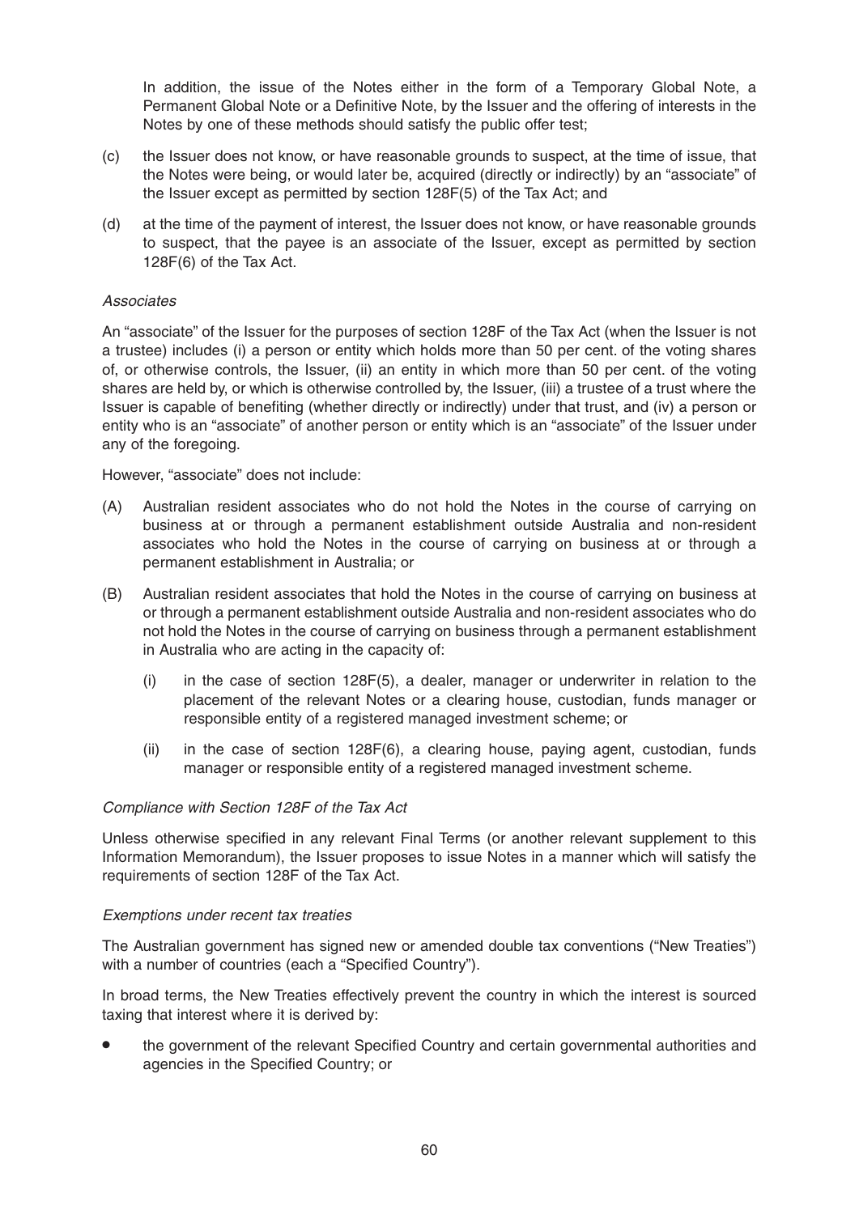In addition, the issue of the Notes either in the form of a Temporary Global Note, a Permanent Global Note or a Definitive Note, by the Issuer and the offering of interests in the Notes by one of these methods should satisfy the public offer test;

(c) the Issuer does not know, or have reasonable grounds to suspect, at the time of issue, that the Notes were being, or would later be, acquired (directly or indirectly) by an "associate" of the Issuer except as permitted by section 128F(5) of the Tax Act; and

(d) at the time of the payment of interest, the Issuer does not know, or have reasonable grounds to suspect, that the payee is an associate of the Issuer, except as permitted by section 128F(6) of the Tax Act.

*Associates*

An "associate" of the Issuer for the purposes of section 128F of the Tax Act (when the Issuer is not a trustee) includes (i) a person or entity which holds more than 50 per cent. of the voting shares of, or otherwise controls, the Issuer, (ii) an entity in which more than 50 per cent. of the voting shares are held by, or which is otherwise controlled by, the Issuer, (iii) a trustee of a trust where the Issuer is capable of benefiting (whether directly or indirectly) under that trust, and (iv) a person or entity who is an "associate" of another person or entity which is an "associate" of the Issuer under any of the foregoing.

However, "associate" does not include:

(A) Australian resident associates who do not hold the Notes in the course of carrying on business at or through a permanent establishment outside Australia and non-resident associates who hold the Notes in the course of carrying on business at or through a permanent establishment in Australia; or

(B) Australian resident associates that hold the Notes in the course of carrying on business at or through a permanent establishment outside Australia and non-resident associates who do not hold the Notes in the course of carrying on business through a permanent establishment in Australia who are acting in the capacity of:

  (i) in the case of section 128F(5), a dealer, manager or underwriter in relation to the placement of the relevant Notes or a clearing house, custodian, funds manager or responsible entity of a registered managed investment scheme; or

  (ii) in the case of section 128F(6), a clearing house, paying agent, custodian, funds manager or responsible entity of a registered managed investment scheme.

*Compliance with Section 128F of the Tax Act*

Unless otherwise specified in any relevant Final Terms (or another relevant supplement to this Information Memorandum), the Issuer proposes to issue Notes in a manner which will satisfy the requirements of section 128F of the Tax Act.

*Exemptions under recent tax treaties*

The Australian government has signed new or amended double tax conventions ("New Treaties") with a number of countries (each a "Specified Country").

In broad terms, the New Treaties effectively prevent the country in which the interest is sourced taxing that interest where it is derived by:

- the government of the relevant Specified Country and certain governmental authorities and agencies in the Specified Country; or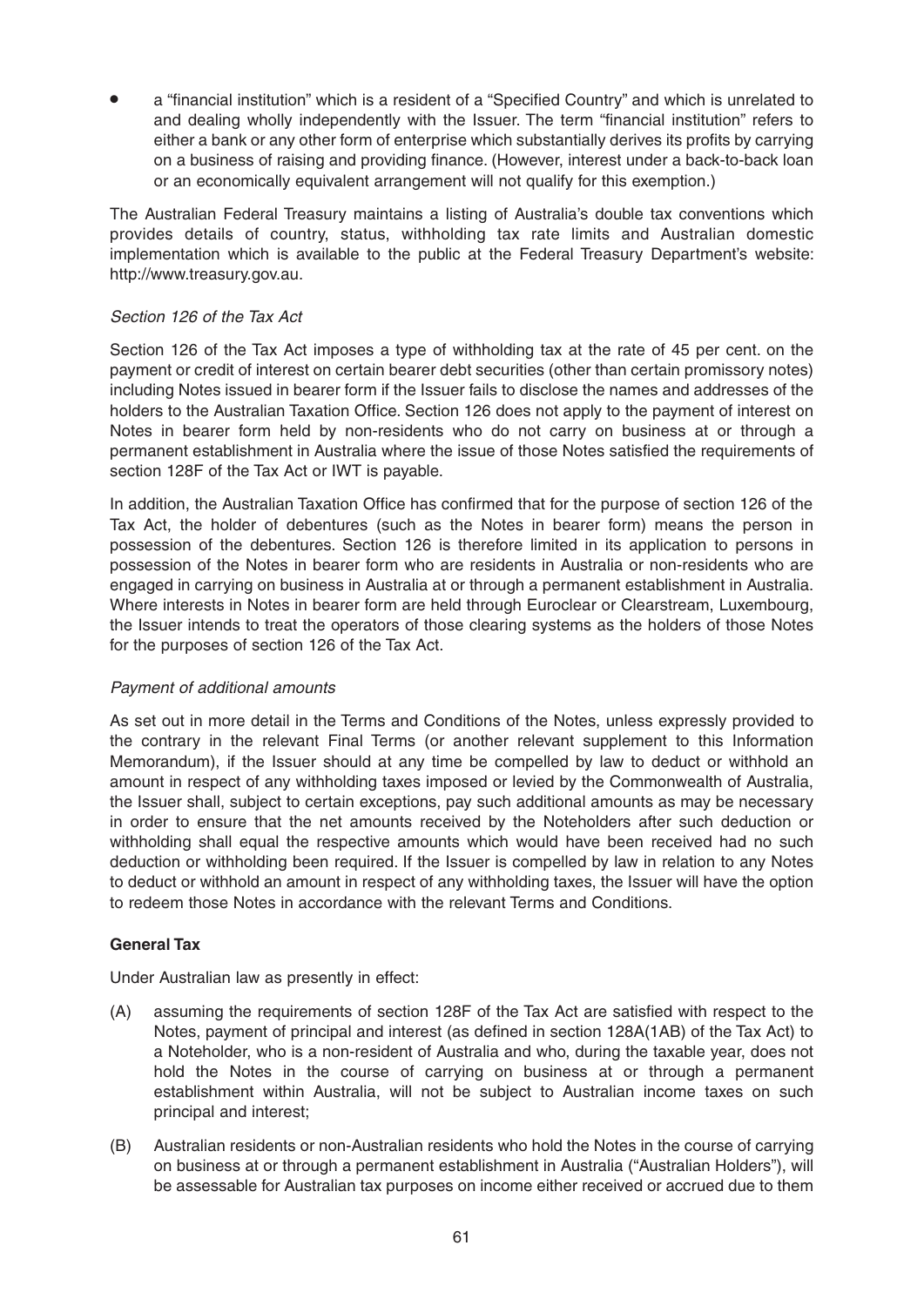- a "financial institution" which is a resident of a "Specified Country" and which is unrelated to and dealing wholly independently with the Issuer. The term "financial institution" refers to either a bank or any other form of enterprise which substantially derives its profits by carrying on a business of raising and providing finance. (However, interest under a back-to-back loan or an economically equivalent arrangement will not qualify for this exemption.)

The Australian Federal Treasury maintains a listing of Australia's double tax conventions which provides details of country, status, withholding tax rate limits and Australian domestic implementation which is available to the public at the Federal Treasury Department's website: http://www.treasury.gov.au.

*Section 126 of the Tax Act*

Section 126 of the Tax Act imposes a type of withholding tax at the rate of 45 per cent. on the payment or credit of interest on certain bearer debt securities (other than certain promissory notes) including Notes issued in bearer form if the Issuer fails to disclose the names and addresses of the holders to the Australian Taxation Office. Section 126 does not apply to the payment of interest on Notes in bearer form held by non-residents who do not carry on business at or through a permanent establishment in Australia where the issue of those Notes satisfied the requirements of section 128F of the Tax Act or IWT is payable.

In addition, the Australian Taxation Office has confirmed that for the purpose of section 126 of the Tax Act, the holder of debentures (such as the Notes in bearer form) means the person in possession of the debentures. Section 126 is therefore limited in its application to persons in possession of the Notes in bearer form who are residents in Australia or non-residents who are engaged in carrying on business in Australia at or through a permanent establishment in Australia. Where interests in Notes in bearer form are held through Euroclear or Clearstream, Luxembourg, the Issuer intends to treat the operators of those clearing systems as the holders of those Notes for the purposes of section 126 of the Tax Act.

*Payment of additional amounts*

As set out in more detail in the Terms and Conditions of the Notes, unless expressly provided to the contrary in the relevant Final Terms (or another relevant supplement to this Information Memorandum), if the Issuer should at any time be compelled by law to deduct or withhold an amount in respect of any withholding taxes imposed or levied by the Commonwealth of Australia, the Issuer shall, subject to certain exceptions, pay such additional amounts as may be necessary in order to ensure that the net amounts received by the Noteholders after such deduction or withholding shall equal the respective amounts which would have been received had no such deduction or withholding been required. If the Issuer is compelled by law in relation to any Notes to deduct or withhold an amount in respect of any withholding taxes, the Issuer will have the option to redeem those Notes in accordance with the relevant Terms and Conditions.

**General Tax**

Under Australian law as presently in effect:

(A) assuming the requirements of section 128F of the Tax Act are satisfied with respect to the Notes, payment of principal and interest (as defined in section 128A(1AB) of the Tax Act) to a Noteholder, who is a non-resident of Australia and who, during the taxable year, does not hold the Notes in the course of carrying on business at or through a permanent establishment within Australia, will not be subject to Australian income taxes on such principal and interest;

(B) Australian residents or non-Australian residents who hold the Notes in the course of carrying on business at or through a permanent establishment in Australia ("Australian Holders"), will be assessable for Australian tax purposes on income either received or accrued due to them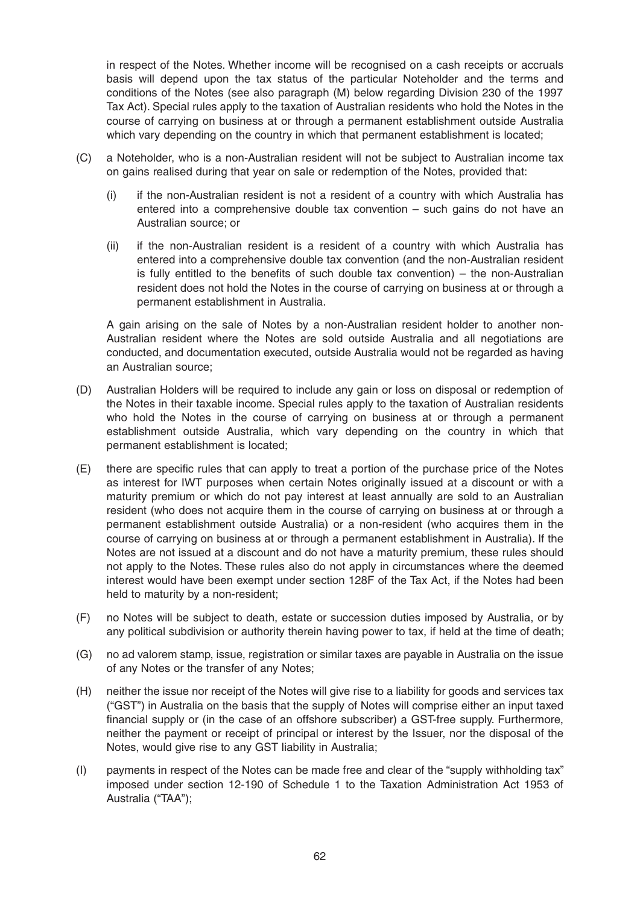in respect of the Notes. Whether income will be recognised on a cash receipts or accruals basis will depend upon the tax status of the particular Noteholder and the terms and conditions of the Notes (see also paragraph (M) below regarding Division 230 of the 1997 Tax Act). Special rules apply to the taxation of Australian residents who hold the Notes in the course of carrying on business at or through a permanent establishment outside Australia which vary depending on the country in which that permanent establishment is located;

(C) a Noteholder, who is a non-Australian resident will not be subject to Australian income tax on gains realised during that year on sale or redemption of the Notes, provided that:

 (i) if the non-Australian resident is not a resident of a country with which Australia has entered into a comprehensive double tax convention – such gains do not have an Australian source; or

 (ii) if the non-Australian resident is a resident of a country with which Australia has entered into a comprehensive double tax convention (and the non-Australian resident is fully entitled to the benefits of such double tax convention) – the non-Australian resident does not hold the Notes in the course of carrying on business at or through a permanent establishment in Australia.

 A gain arising on the sale of Notes by a non-Australian resident holder to another non-Australian resident where the Notes are sold outside Australia and all negotiations are conducted, and documentation executed, outside Australia would not be regarded as having an Australian source;

(D) Australian Holders will be required to include any gain or loss on disposal or redemption of the Notes in their taxable income. Special rules apply to the taxation of Australian residents who hold the Notes in the course of carrying on business at or through a permanent establishment outside Australia, which vary depending on the country in which that permanent establishment is located;

(E) there are specific rules that can apply to treat a portion of the purchase price of the Notes as interest for IWT purposes when certain Notes originally issued at a discount or with a maturity premium or which do not pay interest at least annually are sold to an Australian resident (who does not acquire them in the course of carrying on business at or through a permanent establishment outside Australia) or a non-resident (who acquires them in the course of carrying on business at or through a permanent establishment in Australia). If the Notes are not issued at a discount and do not have a maturity premium, these rules should not apply to the Notes. These rules also do not apply in circumstances where the deemed interest would have been exempt under section 128F of the Tax Act, if the Notes had been held to maturity by a non-resident;

(F) no Notes will be subject to death, estate or succession duties imposed by Australia, or by any political subdivision or authority therein having power to tax, if held at the time of death;

(G) no ad valorem stamp, issue, registration or similar taxes are payable in Australia on the issue of any Notes or the transfer of any Notes;

(H) neither the issue nor receipt of the Notes will give rise to a liability for goods and services tax ("GST") in Australia on the basis that the supply of Notes will comprise either an input taxed financial supply or (in the case of an offshore subscriber) a GST-free supply. Furthermore, neither the payment or receipt of principal or interest by the Issuer, nor the disposal of the Notes, would give rise to any GST liability in Australia;

(I) payments in respect of the Notes can be made free and clear of the "supply withholding tax" imposed under section 12-190 of Schedule 1 to the Taxation Administration Act 1953 of Australia ("TAA");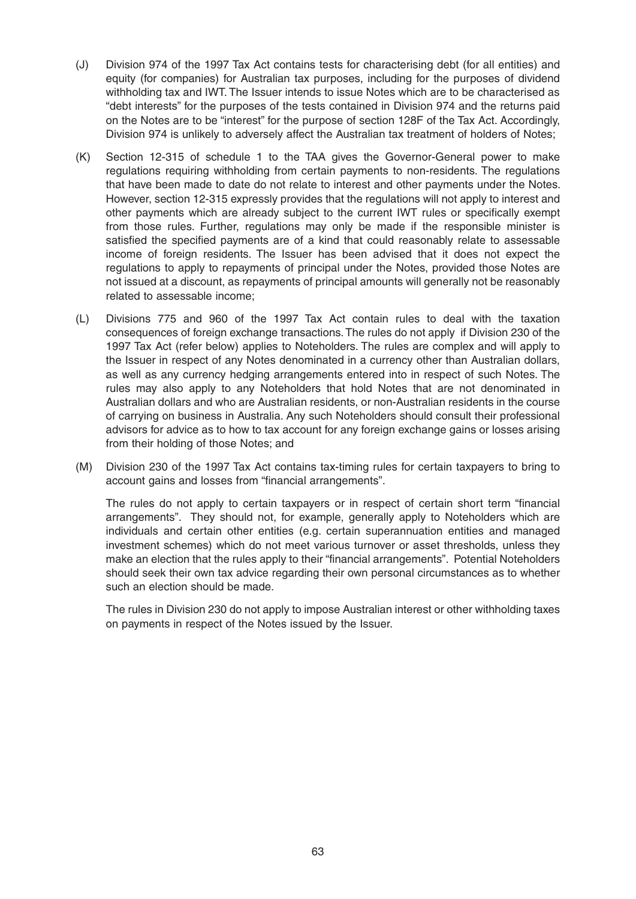(J) Division 974 of the 1997 Tax Act contains tests for characterising debt (for all entities) and equity (for companies) for Australian tax purposes, including for the purposes of dividend withholding tax and IWT. The Issuer intends to issue Notes which are to be characterised as "debt interests" for the purposes of the tests contained in Division 974 and the returns paid on the Notes are to be "interest" for the purpose of section 128F of the Tax Act. Accordingly, Division 974 is unlikely to adversely affect the Australian tax treatment of holders of Notes;

(K) Section 12-315 of schedule 1 to the TAA gives the Governor-General power to make regulations requiring withholding from certain payments to non-residents. The regulations that have been made to date do not relate to interest and other payments under the Notes. However, section 12-315 expressly provides that the regulations will not apply to interest and other payments which are already subject to the current IWT rules or specifically exempt from those rules. Further, regulations may only be made if the responsible minister is satisfied the specified payments are of a kind that could reasonably relate to assessable income of foreign residents. The Issuer has been advised that it does not expect the regulations to apply to repayments of principal under the Notes, provided those Notes are not issued at a discount, as repayments of principal amounts will generally not be reasonably related to assessable income;

(L) Divisions 775 and 960 of the 1997 Tax Act contain rules to deal with the taxation consequences of foreign exchange transactions. The rules do not apply if Division 230 of the 1997 Tax Act (refer below) applies to Noteholders. The rules are complex and will apply to the Issuer in respect of any Notes denominated in a currency other than Australian dollars, as well as any currency hedging arrangements entered into in respect of such Notes. The rules may also apply to any Noteholders that hold Notes that are not denominated in Australian dollars and who are Australian residents, or non-Australian residents in the course of carrying on business in Australia. Any such Noteholders should consult their professional advisors for advice as to how to tax account for any foreign exchange gains or losses arising from their holding of those Notes; and

(M) Division 230 of the 1997 Tax Act contains tax-timing rules for certain taxpayers to bring to account gains and losses from "financial arrangements".

The rules do not apply to certain taxpayers or in respect of certain short term "financial arrangements". They should not, for example, generally apply to Noteholders which are individuals and certain other entities (e.g. certain superannuation entities and managed investment schemes) which do not meet various turnover or asset thresholds, unless they make an election that the rules apply to their "financial arrangements". Potential Noteholders should seek their own tax advice regarding their own personal circumstances as to whether such an election should be made.

The rules in Division 230 do not apply to impose Australian interest or other withholding taxes on payments in respect of the Notes issued by the Issuer.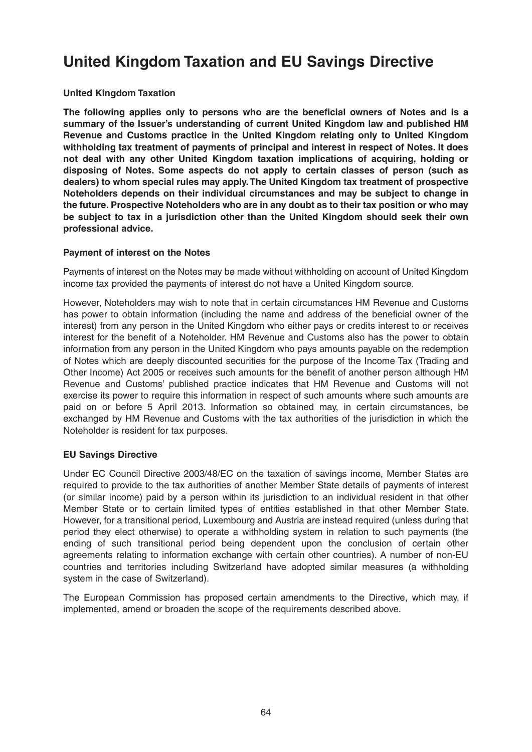# United Kingdom Taxation and EU Savings Directive

### United Kingdom Taxation

**The following applies only to persons who are the beneficial owners of Notes and is a summary of the Issuer's understanding of current United Kingdom law and published HM Revenue and Customs practice in the United Kingdom relating only to United Kingdom withholding tax treatment of payments of principal and interest in respect of Notes. It does not deal with any other United Kingdom taxation implications of acquiring, holding or disposing of Notes. Some aspects do not apply to certain classes of person (such as dealers) to whom special rules may apply. The United Kingdom tax treatment of prospective Noteholders depends on their individual circumstances and may be subject to change in the future. Prospective Noteholders who are in any doubt as to their tax position or who may be subject to tax in a jurisdiction other than the United Kingdom should seek their own professional advice.**

### Payment of interest on the Notes

Payments of interest on the Notes may be made without withholding on account of United Kingdom income tax provided the payments of interest do not have a United Kingdom source.

However, Noteholders may wish to note that in certain circumstances HM Revenue and Customs has power to obtain information (including the name and address of the beneficial owner of the interest) from any person in the United Kingdom who either pays or credits interest to or receives interest for the benefit of a Noteholder. HM Revenue and Customs also has the power to obtain information from any person in the United Kingdom who pays amounts payable on the redemption of Notes which are deeply discounted securities for the purpose of the Income Tax (Trading and Other Income) Act 2005 or receives such amounts for the benefit of another person although HM Revenue and Customs' published practice indicates that HM Revenue and Customs will not exercise its power to require this information in respect of such amounts where such amounts are paid on or before 5 April 2013. Information so obtained may, in certain circumstances, be exchanged by HM Revenue and Customs with the tax authorities of the jurisdiction in which the Noteholder is resident for tax purposes.

### EU Savings Directive

Under EC Council Directive 2003/48/EC on the taxation of savings income, Member States are required to provide to the tax authorities of another Member State details of payments of interest (or similar income) paid by a person within its jurisdiction to an individual resident in that other Member State or to certain limited types of entities established in that other Member State. However, for a transitional period, Luxembourg and Austria are instead required (unless during that period they elect otherwise) to operate a withholding system in relation to such payments (the ending of such transitional period being dependent upon the conclusion of certain other agreements relating to information exchange with certain other countries). A number of non-EU countries and territories including Switzerland have adopted similar measures (a withholding system in the case of Switzerland).

The European Commission has proposed certain amendments to the Directive, which may, if implemented, amend or broaden the scope of the requirements described above.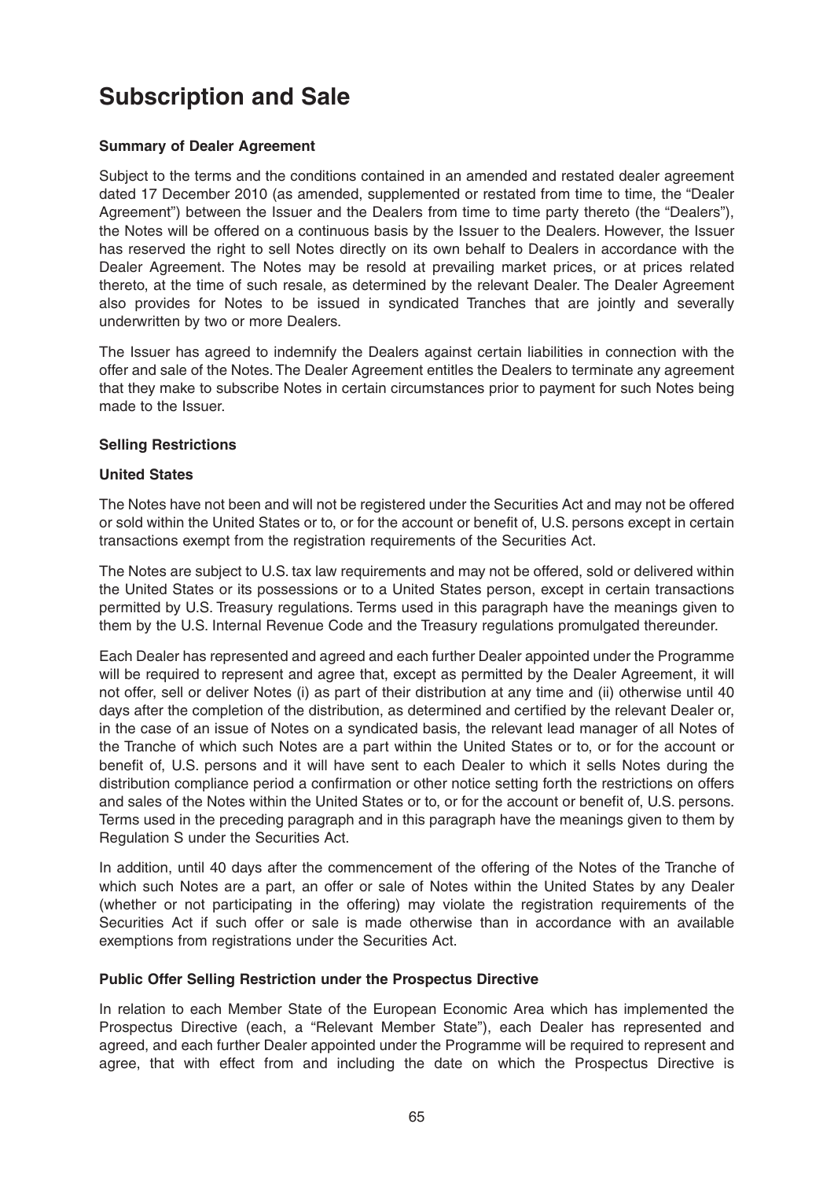# Subscription and Sale

**Summary of Dealer Agreement**

Subject to the terms and the conditions contained in an amended and restated dealer agreement dated 17 December 2010 (as amended, supplemented or restated from time to time, the "Dealer Agreement") between the Issuer and the Dealers from time to time party thereto (the "Dealers"), the Notes will be offered on a continuous basis by the Issuer to the Dealers. However, the Issuer has reserved the right to sell Notes directly on its own behalf to Dealers in accordance with the Dealer Agreement. The Notes may be resold at prevailing market prices, or at prices related thereto, at the time of such resale, as determined by the relevant Dealer. The Dealer Agreement also provides for Notes to be issued in syndicated Tranches that are jointly and severally underwritten by two or more Dealers.

The Issuer has agreed to indemnify the Dealers against certain liabilities in connection with the offer and sale of the Notes. The Dealer Agreement entitles the Dealers to terminate any agreement that they make to subscribe Notes in certain circumstances prior to payment for such Notes being made to the Issuer.

**Selling Restrictions**

**United States**

The Notes have not been and will not be registered under the Securities Act and may not be offered or sold within the United States or to, or for the account or benefit of, U.S. persons except in certain transactions exempt from the registration requirements of the Securities Act.

The Notes are subject to U.S. tax law requirements and may not be offered, sold or delivered within the United States or its possessions or to a United States person, except in certain transactions permitted by U.S. Treasury regulations. Terms used in this paragraph have the meanings given to them by the U.S. Internal Revenue Code and the Treasury regulations promulgated thereunder.

Each Dealer has represented and agreed and each further Dealer appointed under the Programme will be required to represent and agree that, except as permitted by the Dealer Agreement, it will not offer, sell or deliver Notes (i) as part of their distribution at any time and (ii) otherwise until 40 days after the completion of the distribution, as determined and certified by the relevant Dealer or, in the case of an issue of Notes on a syndicated basis, the relevant lead manager of all Notes of the Tranche of which such Notes are a part within the United States or to, or for the account or benefit of, U.S. persons and it will have sent to each Dealer to which it sells Notes during the distribution compliance period a confirmation or other notice setting forth the restrictions on offers and sales of the Notes within the United States or to, or for the account or benefit of, U.S. persons. Terms used in the preceding paragraph and in this paragraph have the meanings given to them by Regulation S under the Securities Act.

In addition, until 40 days after the commencement of the offering of the Notes of the Tranche of which such Notes are a part, an offer or sale of Notes within the United States by any Dealer (whether or not participating in the offering) may violate the registration requirements of the Securities Act if such offer or sale is made otherwise than in accordance with an available exemptions from registrations under the Securities Act.

**Public Offer Selling Restriction under the Prospectus Directive**

In relation to each Member State of the European Economic Area which has implemented the Prospectus Directive (each, a "Relevant Member State"), each Dealer has represented and agreed, and each further Dealer appointed under the Programme will be required to represent and agree, that with effect from and including the date on which the Prospectus Directive is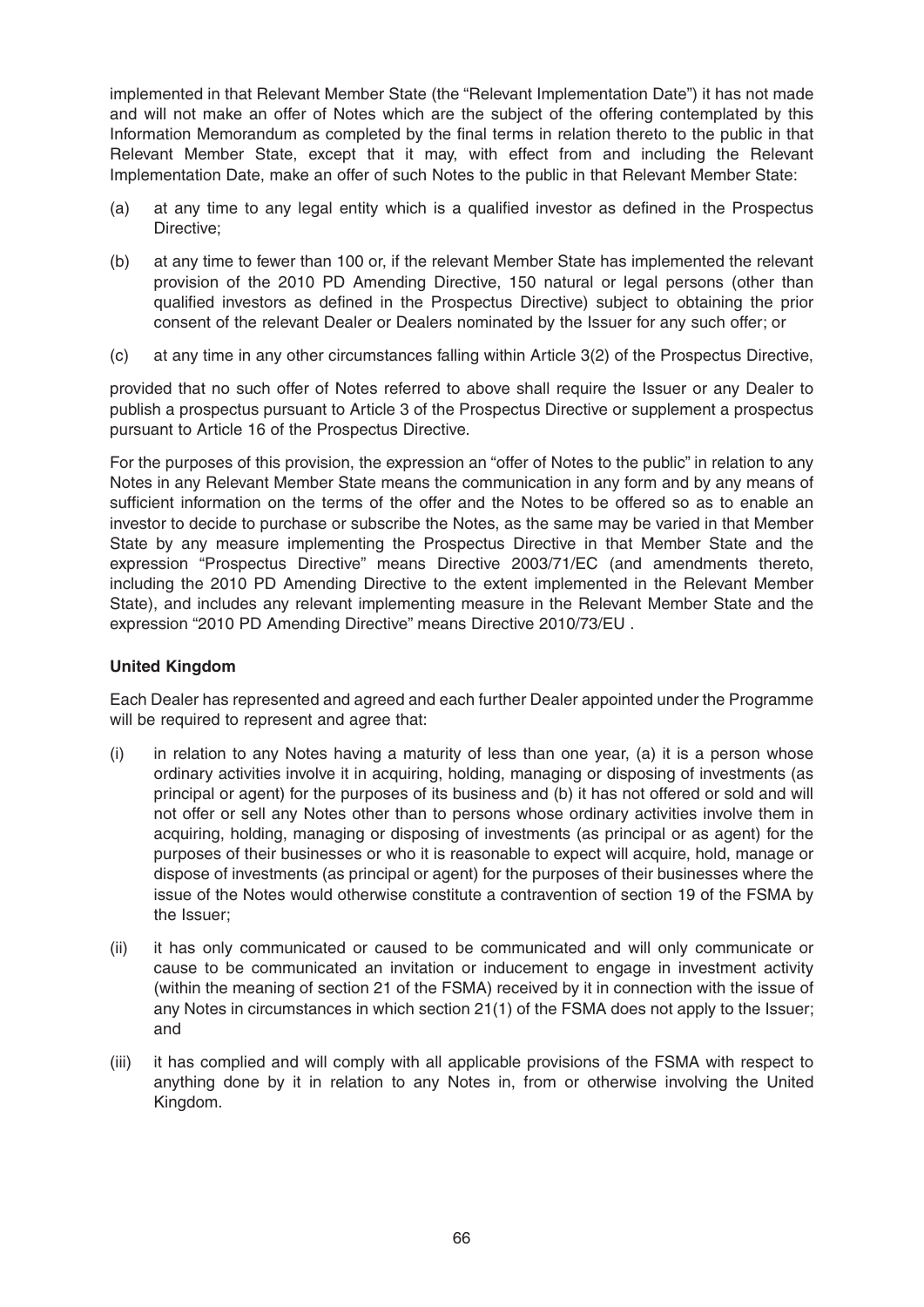implemented in that Relevant Member State (the "Relevant Implementation Date") it has not made and will not make an offer of Notes which are the subject of the offering contemplated by this Information Memorandum as completed by the final terms in relation thereto to the public in that Relevant Member State, except that it may, with effect from and including the Relevant Implementation Date, make an offer of such Notes to the public in that Relevant Member State:

(a) at any time to any legal entity which is a qualified investor as defined in the Prospectus Directive;

(b) at any time to fewer than 100 or, if the relevant Member State has implemented the relevant provision of the 2010 PD Amending Directive, 150 natural or legal persons (other than qualified investors as defined in the Prospectus Directive) subject to obtaining the prior consent of the relevant Dealer or Dealers nominated by the Issuer for any such offer; or

(c) at any time in any other circumstances falling within Article 3(2) of the Prospectus Directive,

provided that no such offer of Notes referred to above shall require the Issuer or any Dealer to publish a prospectus pursuant to Article 3 of the Prospectus Directive or supplement a prospectus pursuant to Article 16 of the Prospectus Directive.

For the purposes of this provision, the expression an "offer of Notes to the public" in relation to any Notes in any Relevant Member State means the communication in any form and by any means of sufficient information on the terms of the offer and the Notes to be offered so as to enable an investor to decide to purchase or subscribe the Notes, as the same may be varied in that Member State by any measure implementing the Prospectus Directive in that Member State and the expression "Prospectus Directive" means Directive 2003/71/EC (and amendments thereto, including the 2010 PD Amending Directive to the extent implemented in the Relevant Member State), and includes any relevant implementing measure in the Relevant Member State and the expression "2010 PD Amending Directive" means Directive 2010/73/EU .

**United Kingdom**

Each Dealer has represented and agreed and each further Dealer appointed under the Programme will be required to represent and agree that:

(i) in relation to any Notes having a maturity of less than one year, (a) it is a person whose ordinary activities involve it in acquiring, holding, managing or disposing of investments (as principal or agent) for the purposes of its business and (b) it has not offered or sold and will not offer or sell any Notes other than to persons whose ordinary activities involve them in acquiring, holding, managing or disposing of investments (as principal or as agent) for the purposes of their businesses or who it is reasonable to expect will acquire, hold, manage or dispose of investments (as principal or agent) for the purposes of their businesses where the issue of the Notes would otherwise constitute a contravention of section 19 of the FSMA by the Issuer;

(ii) it has only communicated or caused to be communicated and will only communicate or cause to be communicated an invitation or inducement to engage in investment activity (within the meaning of section 21 of the FSMA) received by it in connection with the issue of any Notes in circumstances in which section 21(1) of the FSMA does not apply to the Issuer; and

(iii) it has complied and will comply with all applicable provisions of the FSMA with respect to anything done by it in relation to any Notes in, from or otherwise involving the United Kingdom.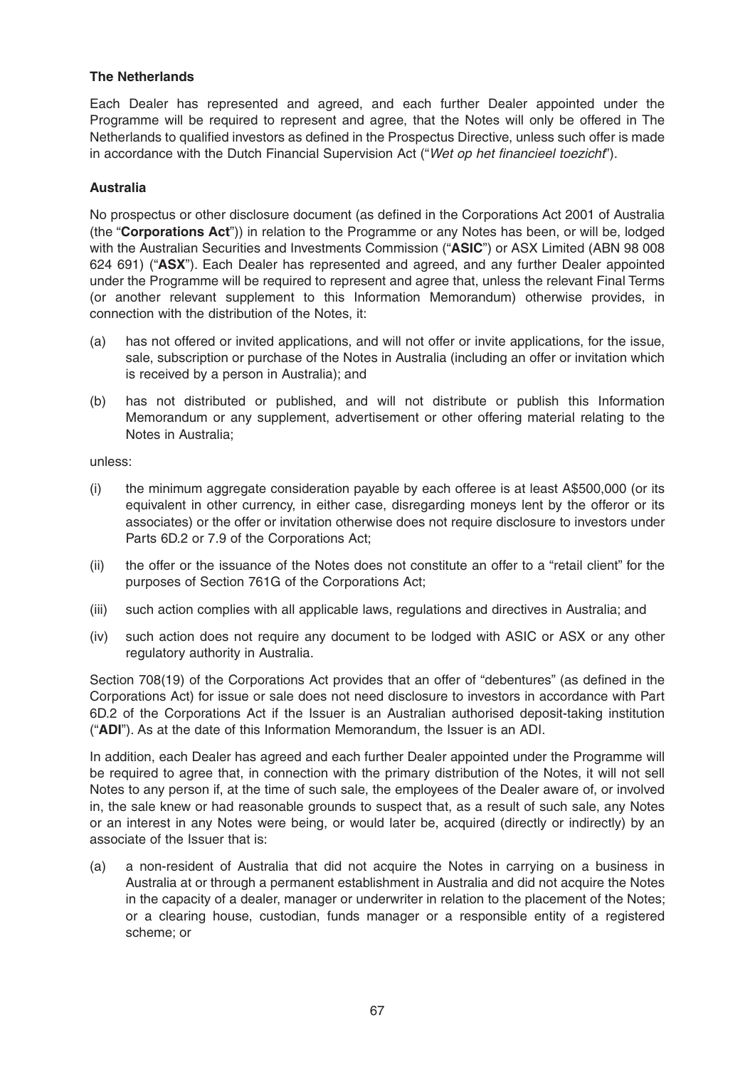**The Netherlands**

Each Dealer has represented and agreed, and each further Dealer appointed under the Programme will be required to represent and agree, that the Notes will only be offered in The Netherlands to qualified investors as defined in the Prospectus Directive, unless such offer is made in accordance with the Dutch Financial Supervision Act ("*Wet op het financieel toezicht*").

**Australia**

No prospectus or other disclosure document (as defined in the Corporations Act 2001 of Australia (the "**Corporations Act**")) in relation to the Programme or any Notes has been, or will be, lodged with the Australian Securities and Investments Commission ("**ASIC**") or ASX Limited (ABN 98 008 624 691) ("**ASX**"). Each Dealer has represented and agreed, and any further Dealer appointed under the Programme will be required to represent and agree that, unless the relevant Final Terms (or another relevant supplement to this Information Memorandum) otherwise provides, in connection with the distribution of the Notes, it:

(a) has not offered or invited applications, and will not offer or invite applications, for the issue, sale, subscription or purchase of the Notes in Australia (including an offer or invitation which is received by a person in Australia); and

(b) has not distributed or published, and will not distribute or publish this Information Memorandum or any supplement, advertisement or other offering material relating to the Notes in Australia;

unless:

(i) the minimum aggregate consideration payable by each offeree is at least A$500,000 (or its equivalent in other currency, in either case, disregarding moneys lent by the offeror or its associates) or the offer or invitation otherwise does not require disclosure to investors under Parts 6D.2 or 7.9 of the Corporations Act;

(ii) the offer or the issuance of the Notes does not constitute an offer to a "retail client" for the purposes of Section 761G of the Corporations Act;

(iii) such action complies with all applicable laws, regulations and directives in Australia; and

(iv) such action does not require any document to be lodged with ASIC or ASX or any other regulatory authority in Australia.

Section 708(19) of the Corporations Act provides that an offer of "debentures" (as defined in the Corporations Act) for issue or sale does not need disclosure to investors in accordance with Part 6D.2 of the Corporations Act if the Issuer is an Australian authorised deposit-taking institution ("**ADI**"). As at the date of this Information Memorandum, the Issuer is an ADI.

In addition, each Dealer has agreed and each further Dealer appointed under the Programme will be required to agree that, in connection with the primary distribution of the Notes, it will not sell Notes to any person if, at the time of such sale, the employees of the Dealer aware of, or involved in, the sale knew or had reasonable grounds to suspect that, as a result of such sale, any Notes or an interest in any Notes were being, or would later be, acquired (directly or indirectly) by an associate of the Issuer that is:

(a) a non-resident of Australia that did not acquire the Notes in carrying on a business in Australia at or through a permanent establishment in Australia and did not acquire the Notes in the capacity of a dealer, manager or underwriter in relation to the placement of the Notes; or a clearing house, custodian, funds manager or a responsible entity of a registered scheme; or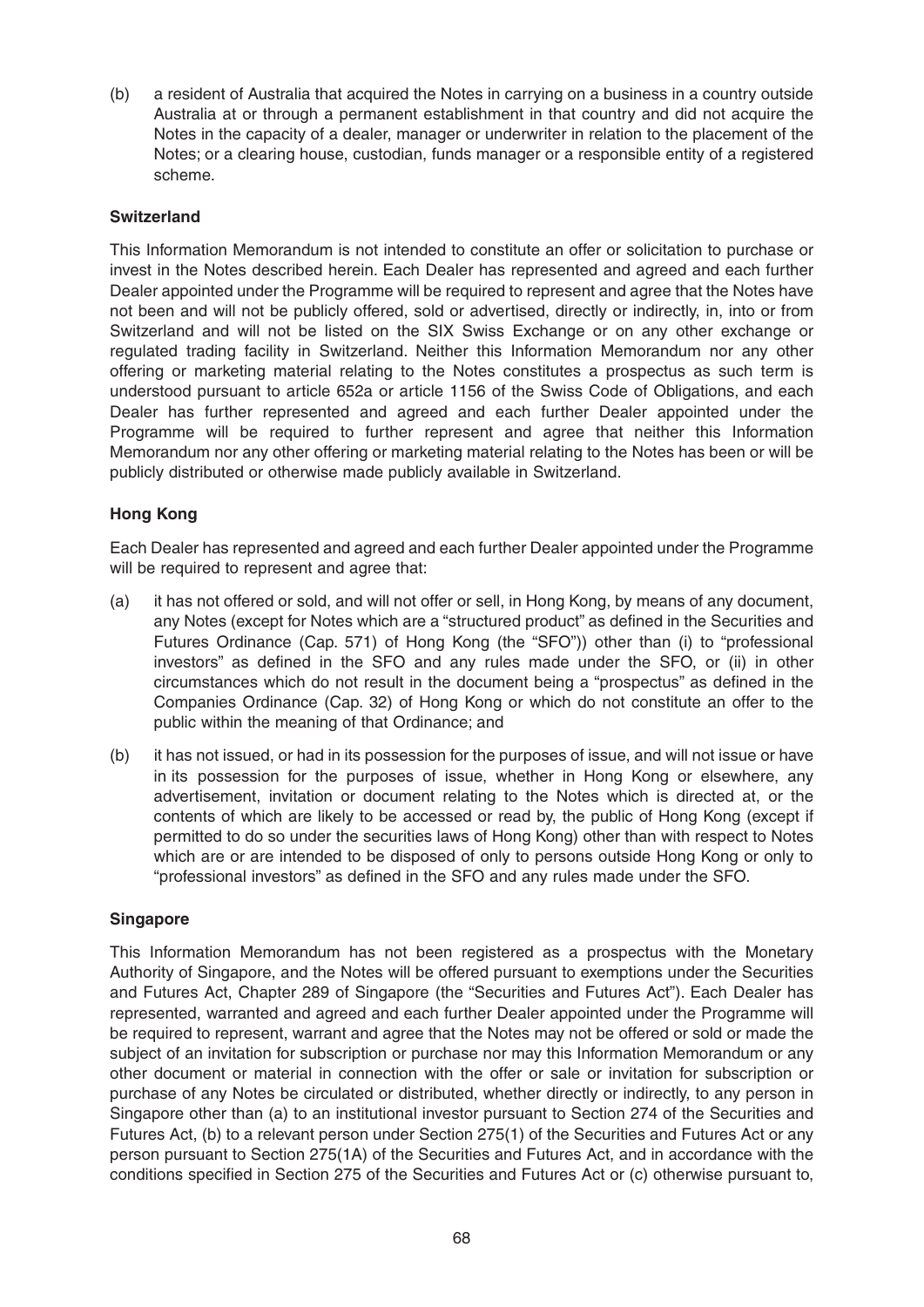(b) a resident of Australia that acquired the Notes in carrying on a business in a country outside Australia at or through a permanent establishment in that country and did not acquire the Notes in the capacity of a dealer, manager or underwriter in relation to the placement of the Notes; or a clearing house, custodian, funds manager or a responsible entity of a registered scheme.

**Switzerland**

This Information Memorandum is not intended to constitute an offer or solicitation to purchase or invest in the Notes described herein. Each Dealer has represented and agreed and each further Dealer appointed under the Programme will be required to represent and agree that the Notes have not been and will not be publicly offered, sold or advertised, directly or indirectly, in, into or from Switzerland and will not be listed on the SIX Swiss Exchange or on any other exchange or regulated trading facility in Switzerland. Neither this Information Memorandum nor any other offering or marketing material relating to the Notes constitutes a prospectus as such term is understood pursuant to article 652a or article 1156 of the Swiss Code of Obligations, and each Dealer has further represented and agreed and each further Dealer appointed under the Programme will be required to further represent and agree that neither this Information Memorandum nor any other offering or marketing material relating to the Notes has been or will be publicly distributed or otherwise made publicly available in Switzerland.

**Hong Kong**

Each Dealer has represented and agreed and each further Dealer appointed under the Programme will be required to represent and agree that:

(a) it has not offered or sold, and will not offer or sell, in Hong Kong, by means of any document, any Notes (except for Notes which are a "structured product" as defined in the Securities and Futures Ordinance (Cap. 571) of Hong Kong (the "SFO")) other than (i) to "professional investors" as defined in the SFO and any rules made under the SFO, or (ii) in other circumstances which do not result in the document being a "prospectus" as defined in the Companies Ordinance (Cap. 32) of Hong Kong or which do not constitute an offer to the public within the meaning of that Ordinance; and

(b) it has not issued, or had in its possession for the purposes of issue, and will not issue or have in its possession for the purposes of issue, whether in Hong Kong or elsewhere, any advertisement, invitation or document relating to the Notes which is directed at, or the contents of which are likely to be accessed or read by, the public of Hong Kong (except if permitted to do so under the securities laws of Hong Kong) other than with respect to Notes which are or are intended to be disposed of only to persons outside Hong Kong or only to "professional investors" as defined in the SFO and any rules made under the SFO.

**Singapore**

This Information Memorandum has not been registered as a prospectus with the Monetary Authority of Singapore, and the Notes will be offered pursuant to exemptions under the Securities and Futures Act, Chapter 289 of Singapore (the "Securities and Futures Act"). Each Dealer has represented, warranted and agreed and each further Dealer appointed under the Programme will be required to represent, warrant and agree that the Notes may not be offered or sold or made the subject of an invitation for subscription or purchase nor may this Information Memorandum or any other document or material in connection with the offer or sale or invitation for subscription or purchase of any Notes be circulated or distributed, whether directly or indirectly, to any person in Singapore other than (a) to an institutional investor pursuant to Section 274 of the Securities and Futures Act, (b) to a relevant person under Section 275(1) of the Securities and Futures Act or any person pursuant to Section 275(1A) of the Securities and Futures Act, and in accordance with the conditions specified in Section 275 of the Securities and Futures Act or (c) otherwise pursuant to,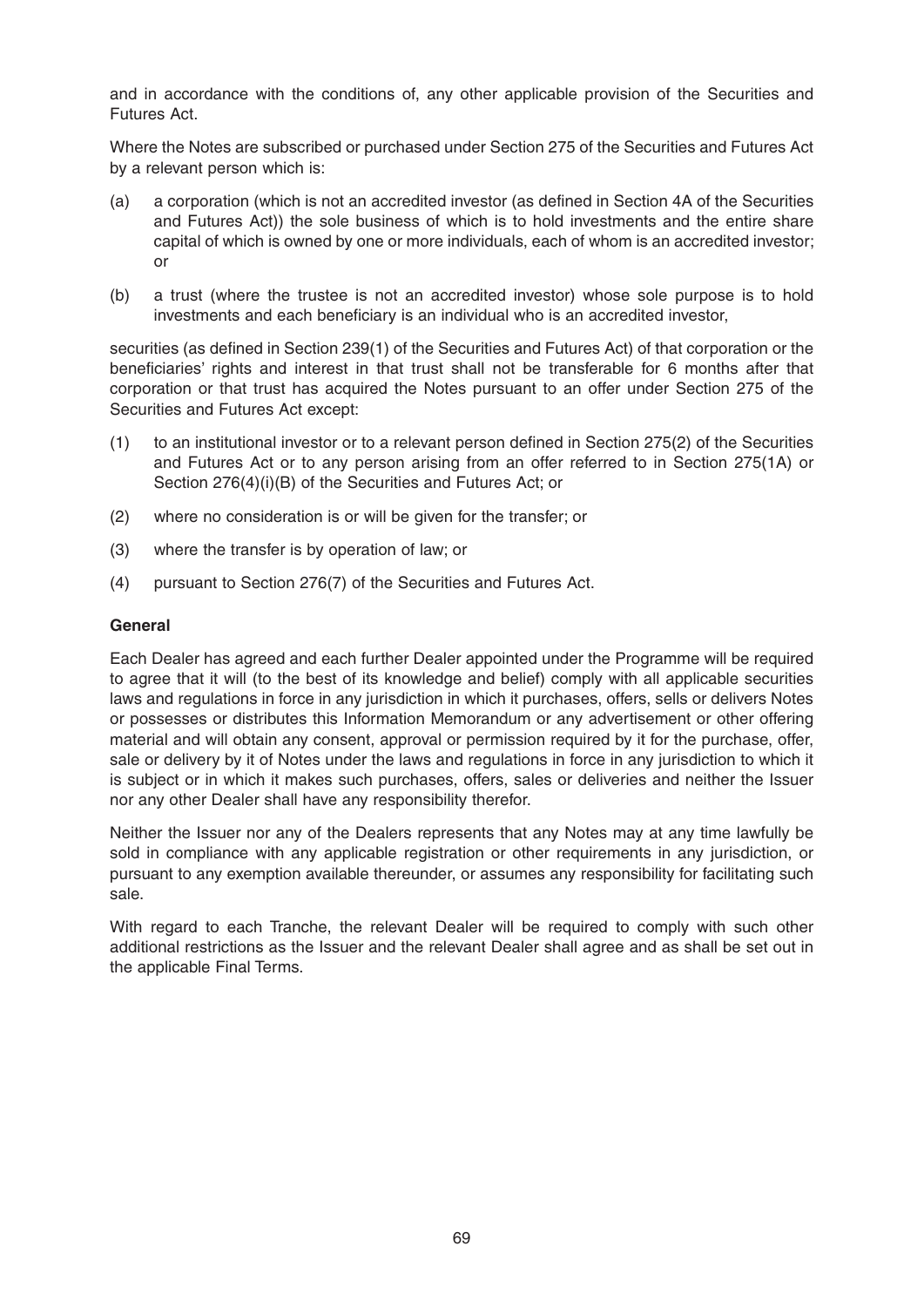and in accordance with the conditions of, any other applicable provision of the Securities and Futures Act.

Where the Notes are subscribed or purchased under Section 275 of the Securities and Futures Act by a relevant person which is:

(a) a corporation (which is not an accredited investor (as defined in Section 4A of the Securities and Futures Act)) the sole business of which is to hold investments and the entire share capital of which is owned by one or more individuals, each of whom is an accredited investor; or

(b) a trust (where the trustee is not an accredited investor) whose sole purpose is to hold investments and each beneficiary is an individual who is an accredited investor,

securities (as defined in Section 239(1) of the Securities and Futures Act) of that corporation or the beneficiaries' rights and interest in that trust shall not be transferable for 6 months after that corporation or that trust has acquired the Notes pursuant to an offer under Section 275 of the Securities and Futures Act except:

(1) to an institutional investor or to a relevant person defined in Section 275(2) of the Securities and Futures Act or to any person arising from an offer referred to in Section 275(1A) or Section 276(4)(i)(B) of the Securities and Futures Act; or

(2) where no consideration is or will be given for the transfer; or

(3) where the transfer is by operation of law; or

(4) pursuant to Section 276(7) of the Securities and Futures Act.

**General**

Each Dealer has agreed and each further Dealer appointed under the Programme will be required to agree that it will (to the best of its knowledge and belief) comply with all applicable securities laws and regulations in force in any jurisdiction in which it purchases, offers, sells or delivers Notes or possesses or distributes this Information Memorandum or any advertisement or other offering material and will obtain any consent, approval or permission required by it for the purchase, offer, sale or delivery by it of Notes under the laws and regulations in force in any jurisdiction to which it is subject or in which it makes such purchases, offers, sales or deliveries and neither the Issuer nor any other Dealer shall have any responsibility therefor.

Neither the Issuer nor any of the Dealers represents that any Notes may at any time lawfully be sold in compliance with any applicable registration or other requirements in any jurisdiction, or pursuant to any exemption available thereunder, or assumes any responsibility for facilitating such sale.

With regard to each Tranche, the relevant Dealer will be required to comply with such other additional restrictions as the Issuer and the relevant Dealer shall agree and as shall be set out in the applicable Final Terms.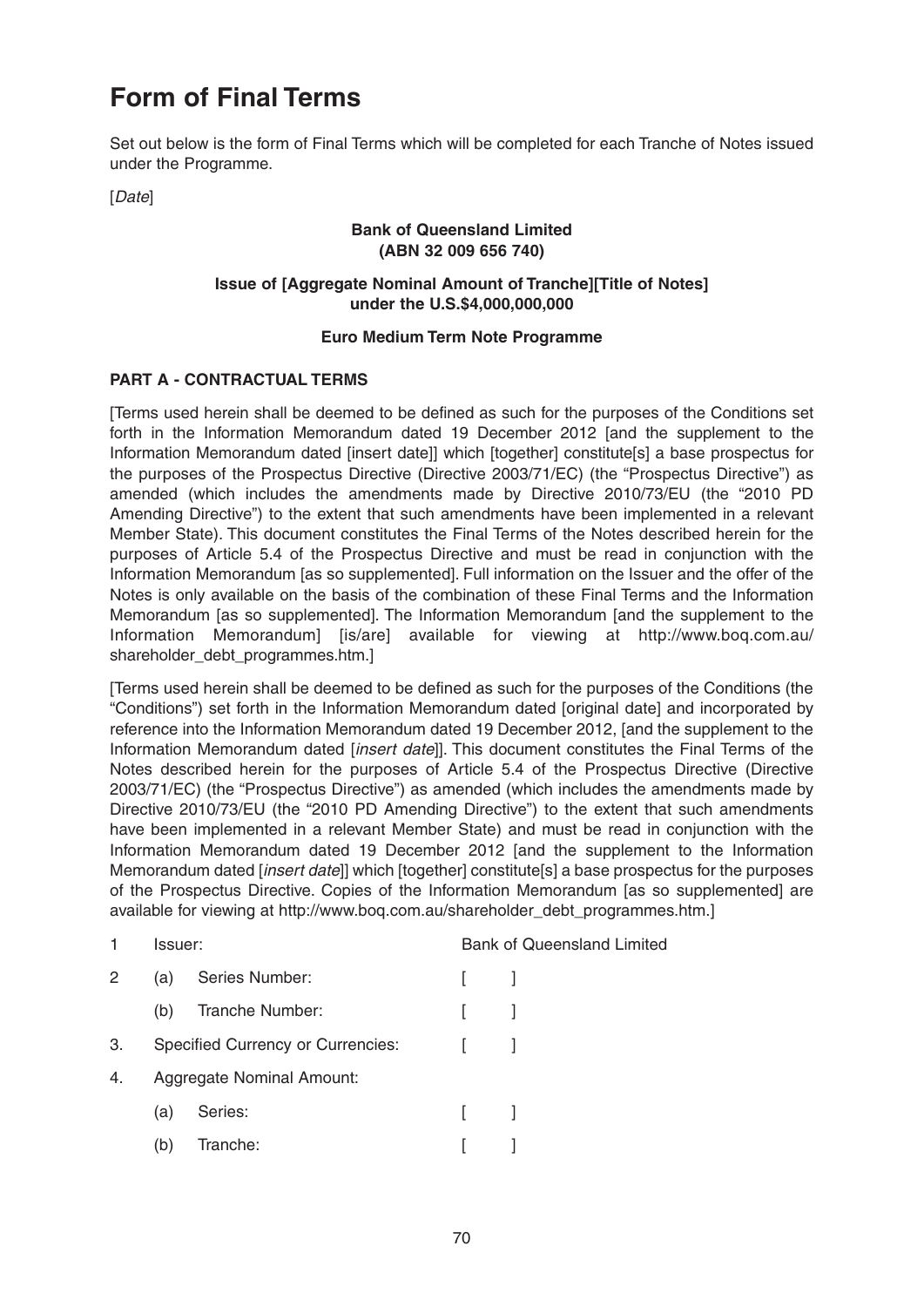# Form of Final Terms

Set out below is the form of Final Terms which will be completed for each Tranche of Notes issued under the Programme.

[*Date*]

**Bank of Queensland Limited**
**(ABN 32 009 656 740)**

**Issue of [Aggregate Nominal Amount of Tranche][Title of Notes]**
**under the U.S.$4,000,000,000**

**Euro Medium Term Note Programme**

## PART A - CONTRACTUAL TERMS

[Terms used herein shall be deemed to be defined as such for the purposes of the Conditions set forth in the Information Memorandum dated 19 December 2012 [and the supplement to the Information Memorandum dated [insert date]] which [together] constitute[s] a base prospectus for the purposes of the Prospectus Directive (Directive 2003/71/EC) (the "Prospectus Directive") as amended (which includes the amendments made by Directive 2010/73/EU (the "2010 PD Amending Directive") to the extent that such amendments have been implemented in a relevant Member State). This document constitutes the Final Terms of the Notes described herein for the purposes of Article 5.4 of the Prospectus Directive and must be read in conjunction with the Information Memorandum [as so supplemented]. Full information on the Issuer and the offer of the Notes is only available on the basis of the combination of these Final Terms and the Information Memorandum [as so supplemented]. The Information Memorandum [and the supplement to the Information Memorandum] [is/are] available for viewing at http://www.boq.com.au/shareholder_debt_programmes.htm.]

[Terms used herein shall be deemed to be defined as such for the purposes of the Conditions (the "Conditions") set forth in the Information Memorandum dated [original date] and incorporated by reference into the Information Memorandum dated 19 December 2012, [and the supplement to the Information Memorandum dated [*insert date*]]. This document constitutes the Final Terms of the Notes described herein for the purposes of Article 5.4 of the Prospectus Directive (Directive 2003/71/EC) (the "Prospectus Directive") as amended (which includes the amendments made by Directive 2010/73/EU (the "2010 PD Amending Directive") to the extent that such amendments have been implemented in a relevant Member State) and must be read in conjunction with the Information Memorandum dated 19 December 2012 [and the supplement to the Information Memorandum dated [*insert date*]] which [together] constitute[s] a base prospectus for the purposes of the Prospectus Directive. Copies of the Information Memorandum [as so supplemented] are available for viewing at http://www.boq.com.au/shareholder_debt_programmes.htm.]

| | | | |
|---|---|---|---|
| 1 | Issuer: | | Bank of Queensland Limited |
| 2 | (a) | Series Number: | [ ] |
| | (b) | Tranche Number: | [ ] |
| 3. | Specified Currency or Currencies: | | [ ] |
| 4. | Aggregate Nominal Amount: | | |
| | (a) | Series: | [ ] |
| | (b) | Tranche: | [ ] |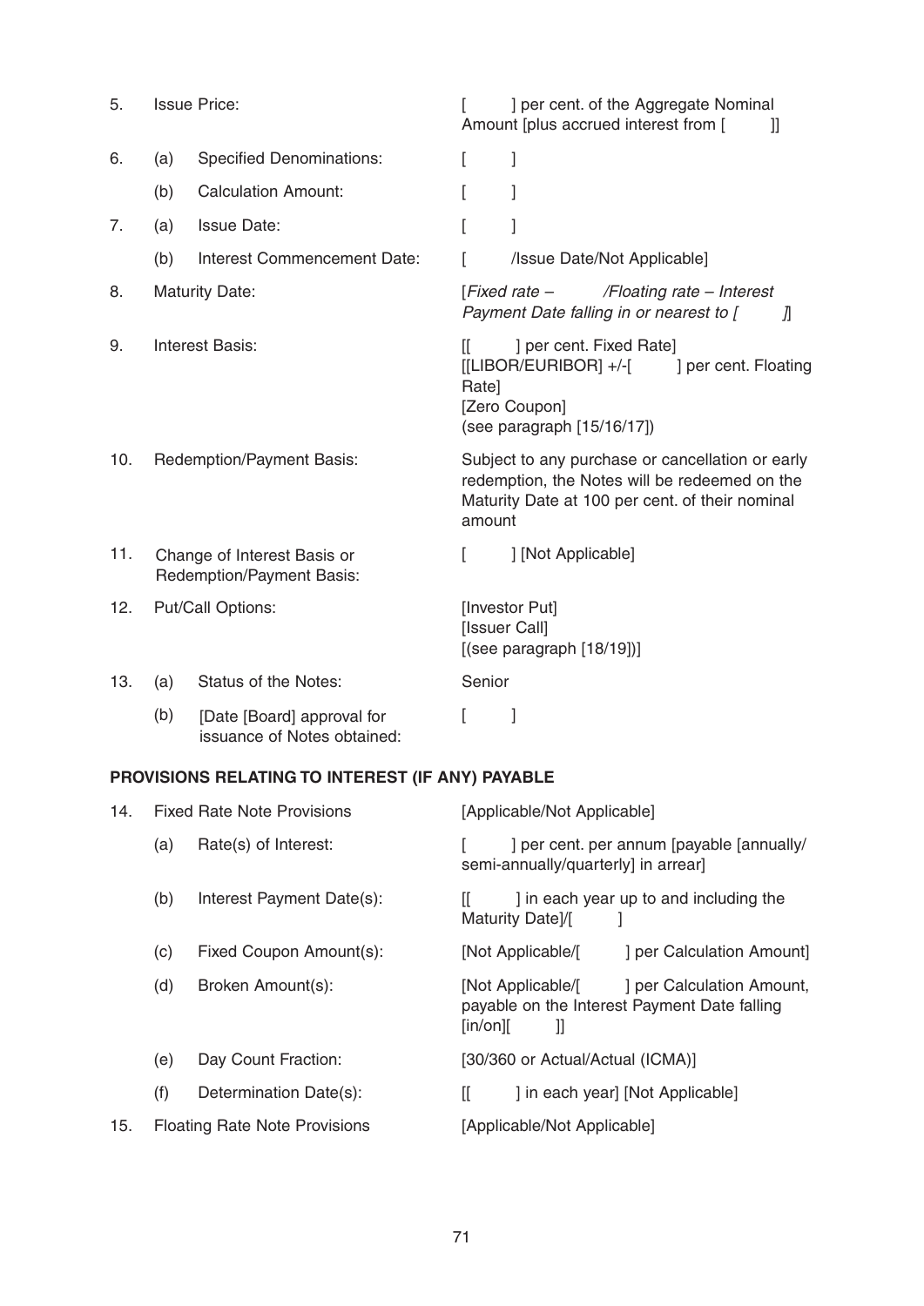| | | | |
|---|---|---|---|
| 5. | Issue Price: | | [ ] per cent. of the Aggregate Nominal Amount [plus accrued interest from [ ]] |
| 6. | (a) | Specified Denominations: | [ ] |
| | (b) | Calculation Amount: | [ ] |
| 7. | (a) | Issue Date: | [ ] |
| | (b) | Interest Commencement Date: | [ /Issue Date/Not Applicable] |
| 8. | Maturity Date: | | [*Fixed rate – /Floating rate – Interest Payment Date falling in or nearest to [ ]*] |
| 9. | Interest Basis: | | [[ ] per cent. Fixed Rate]<br>[[LIBOR/EURIBOR] +/-[ ] per cent. Floating Rate]<br>[Zero Coupon]<br>(see paragraph [15/16/17]) |
| 10. | Redemption/Payment Basis: | | Subject to any purchase or cancellation or early redemption, the Notes will be redeemed on the Maturity Date at 100 per cent. of their nominal amount |
| 11. | Change of Interest Basis or Redemption/Payment Basis: | | [ ] [Not Applicable] |
| 12. | Put/Call Options: | | [Investor Put]<br>[Issuer Call]<br>[(see paragraph [18/19])] |
| 13. | (a) | Status of the Notes: | Senior |
| | (b) | [Date [Board] approval for issuance of Notes obtained: | [ ] |

**PROVISIONS RELATING TO INTEREST (IF ANY) PAYABLE**

| | | | |
|---|---|---|---|
| 14. | Fixed Rate Note Provisions | | [Applicable/Not Applicable] |
| | (a) | Rate(s) of Interest: | [ ] per cent. per annum [payable [annually/semi-annually/quarterly] in arrear] |
| | (b) | Interest Payment Date(s): | [[ ] in each year up to and including the Maturity Date]/[ ] |
| | (c) | Fixed Coupon Amount(s): | [Not Applicable/[ ] per Calculation Amount] |
| | (d) | Broken Amount(s): | [Not Applicable/[ ] per Calculation Amount, payable on the Interest Payment Date falling [in/on][ ]] |
| | (e) | Day Count Fraction: | [30/360 or Actual/Actual (ICMA)] |
| | (f) | Determination Date(s): | [[ ] in each year] [Not Applicable] |
| 15. | Floating Rate Note Provisions | | [Applicable/Not Applicable] |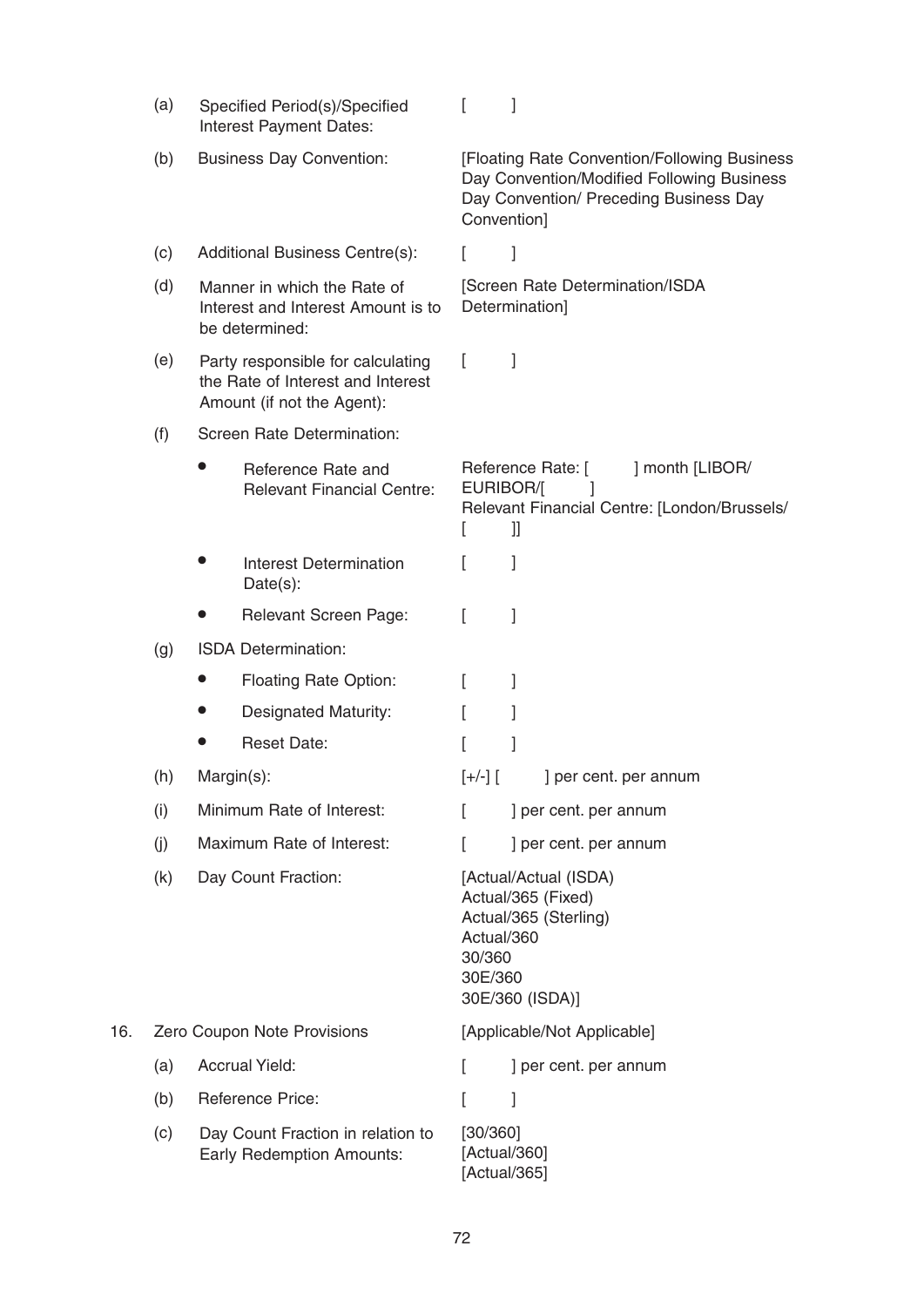| | | |
|---|---|---|
| (a) | Specified Period(s)/Specified Interest Payment Dates: | [ ] |
| (b) | Business Day Convention: | [Floating Rate Convention/Following Business Day Convention/Modified Following Business Day Convention/ Preceding Business Day Convention] |
| (c) | Additional Business Centre(s): | [ ] |
| (d) | Manner in which the Rate of Interest and Interest Amount is to be determined: | [Screen Rate Determination/ISDA Determination] |
| (e) | Party responsible for calculating the Rate of Interest and Interest Amount (if not the Agent): | [ ] |
| (f) | Screen Rate Determination: | |
| | • Reference Rate and Relevant Financial Centre: | Reference Rate: [ ] month [LIBOR/ EURIBOR/[ ] Relevant Financial Centre: [London/Brussels/ [ ]] |
| | • Interest Determination Date(s): | [ ] |
| | • Relevant Screen Page: | [ ] |
| (g) | ISDA Determination: | |
| | • Floating Rate Option: | [ ] |
| | • Designated Maturity: | [ ] |
| | • Reset Date: | [ ] |
| (h) | Margin(s): | [+/-] [ ] per cent. per annum |
| (i) | Minimum Rate of Interest: | [ ] per cent. per annum |
| (j) | Maximum Rate of Interest: | [ ] per cent. per annum |
| (k) | Day Count Fraction: | [Actual/Actual (ISDA) Actual/365 (Fixed) Actual/365 (Sterling) Actual/360 30/360 30E/360 30E/360 (ISDA)] |

| | | |
|---|---|---|
| 16. | Zero Coupon Note Provisions | [Applicable/Not Applicable] |
| (a) | Accrual Yield: | [ ] per cent. per annum |
| (b) | Reference Price: | [ ] |
| (c) | Day Count Fraction in relation to Early Redemption Amounts: | [30/360] [Actual/360] [Actual/365] |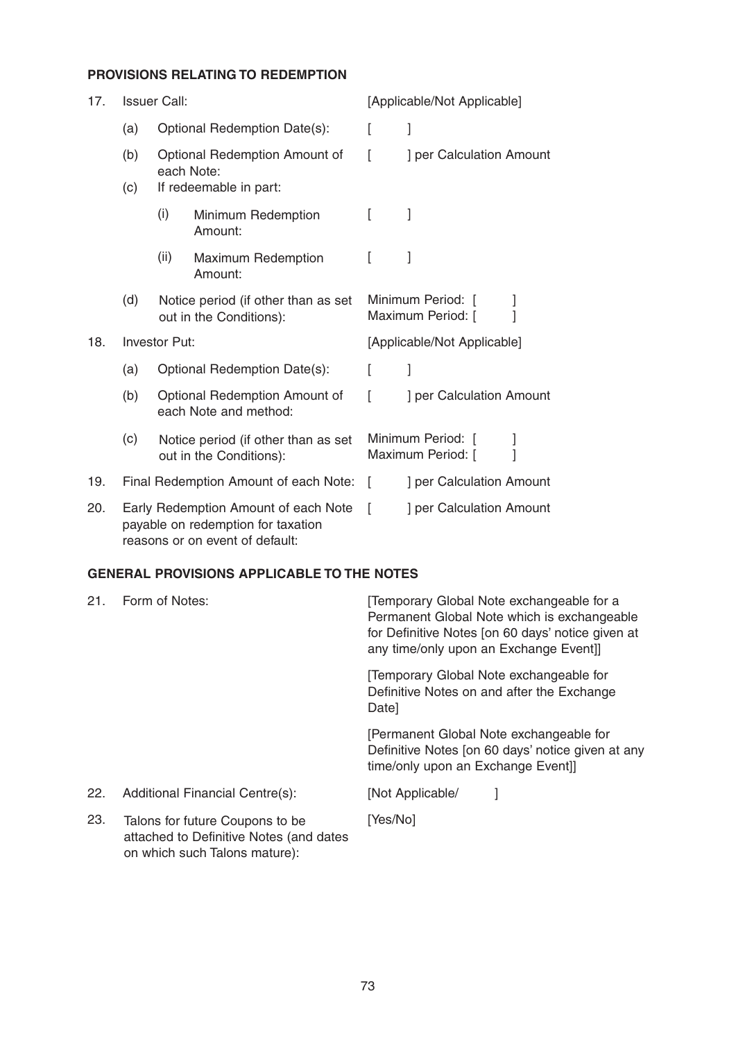**PROVISIONS RELATING TO REDEMPTION**

| | | | |
|---|---|---|---|
| 17. | Issuer Call: | | [Applicable/Not Applicable] |
| | (a) | Optional Redemption Date(s): | [ ] |
| | (b) | Optional Redemption Amount of each Note: | [ ] per Calculation Amount |
| | (c) | If redeemable in part: | |
| | | (i) Minimum Redemption Amount: | [ ] |
| | | (ii) Maximum Redemption Amount: | [ ] |
| | (d) | Notice period (if other than as set out in the Conditions): | Minimum Period: [ ]<br>Maximum Period: [ ] |
| 18. | Investor Put: | | [Applicable/Not Applicable] |
| | (a) | Optional Redemption Date(s): | [ ] |
| | (b) | Optional Redemption Amount of each Note and method: | [ ] per Calculation Amount |
| | (c) | Notice period (if other than as set out in the Conditions): | Minimum Period: [ ]<br>Maximum Period: [ ] |
| 19. | Final Redemption Amount of each Note: | | [ ] per Calculation Amount |
| 20. | Early Redemption Amount of each Note payable on redemption for taxation reasons or on event of default: | | [ ] per Calculation Amount |

**GENERAL PROVISIONS APPLICABLE TO THE NOTES**

| | | |
|---|---|---|
| 21. | Form of Notes: | [Temporary Global Note exchangeable for a Permanent Global Note which is exchangeable for Definitive Notes [on 60 days' notice given at any time/only upon an Exchange Event]]<br><br>[Temporary Global Note exchangeable for Definitive Notes on and after the Exchange Date]<br><br>[Permanent Global Note exchangeable for Definitive Notes [on 60 days' notice given at any time/only upon an Exchange Event]] |
| 22. | Additional Financial Centre(s): | [Not Applicable/ ] |
| 23. | Talons for future Coupons to be attached to Definitive Notes (and dates on which such Talons mature): | [Yes/No] |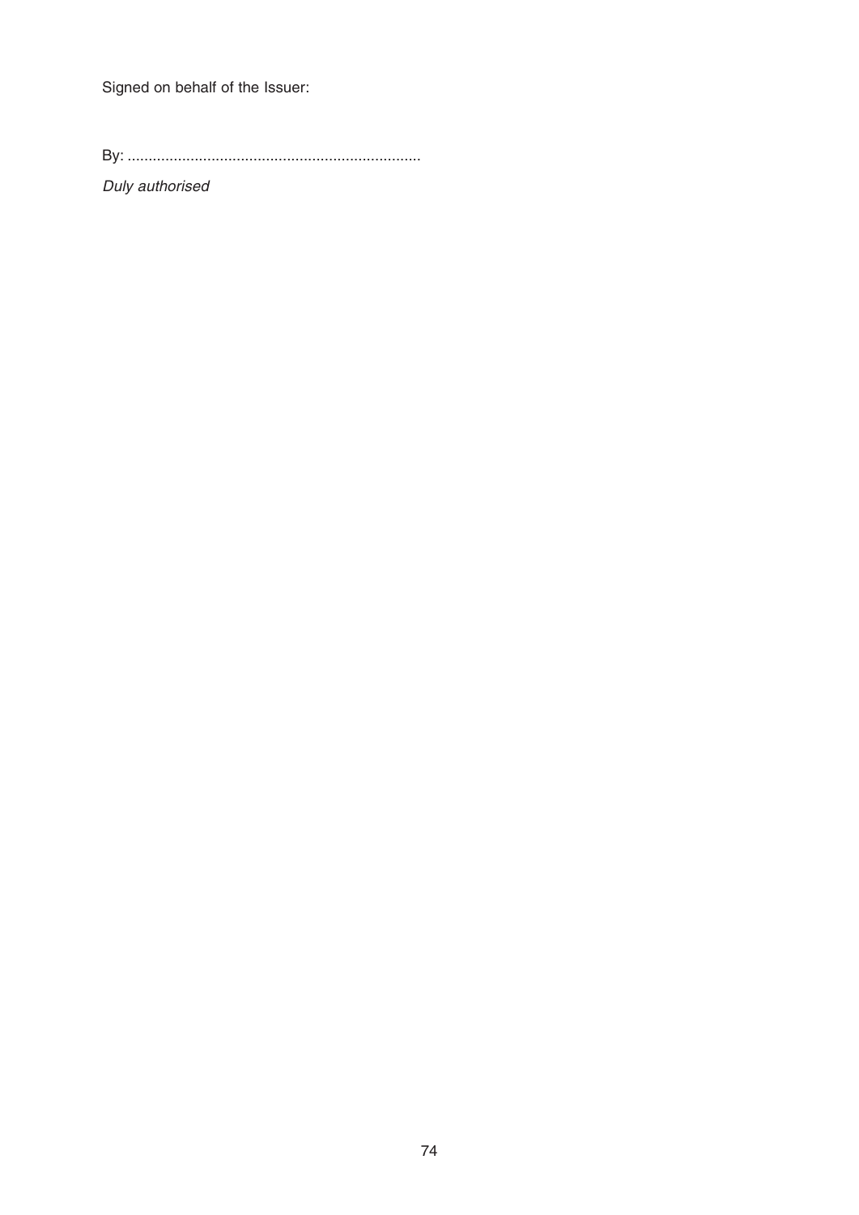Signed on behalf of the Issuer:

By: ......................................................................

*Duly authorised*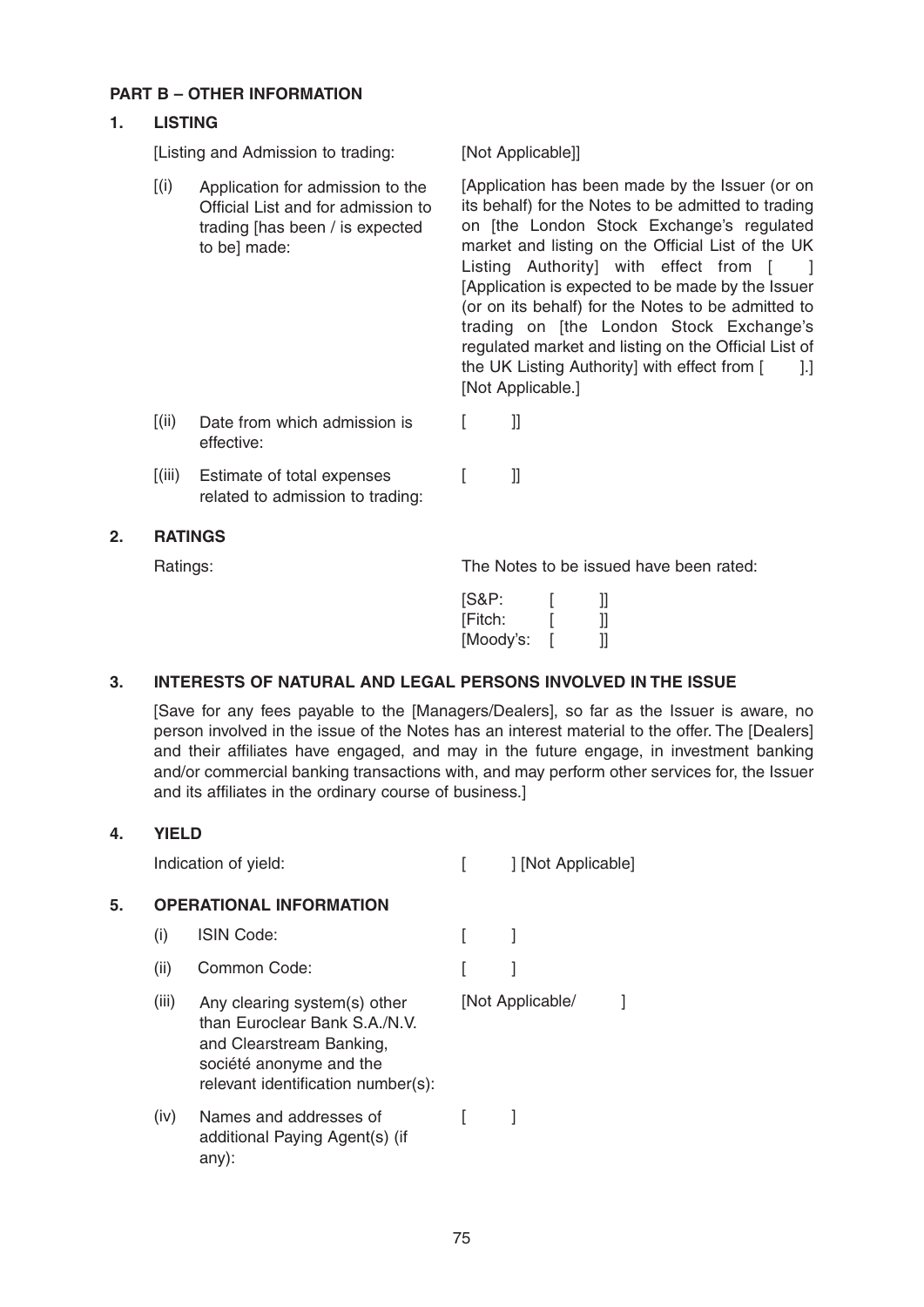## PART B – OTHER INFORMATION

### 1. LISTING

| | |
|---|---|
| [Listing and Admission to trading: | [Not Applicable]] |
| [(i) Application for admission to the Official List and for admission to trading [has been / is expected to be] made: | [Application has been made by the Issuer (or on its behalf) for the Notes to be admitted to trading on [the London Stock Exchange's regulated market and listing on the Official List of the UK Listing Authority] with effect from [ ] [Application is expected to be made by the Issuer (or on its behalf) for the Notes to be admitted to trading on [the London Stock Exchange's regulated market and listing on the Official List of the UK Listing Authority] with effect from [ ].] [Not Applicable.] |
| [(ii) Date from which admission is effective: | [ ]] |
| [(iii) Estimate of total expenses related to admission to trading: | [ ]] |

### 2. RATINGS

| | |
|---|---|
| Ratings: | The Notes to be issued have been rated: |
| | [S&P: [ ]]<br>[Fitch: [ ]]<br>[Moody's: [ ]] |

### 3. INTERESTS OF NATURAL AND LEGAL PERSONS INVOLVED IN THE ISSUE

[Save for any fees payable to the [Managers/Dealers], so far as the Issuer is aware, no person involved in the issue of the Notes has an interest material to the offer. The [Dealers] and their affiliates have engaged, and may in the future engage, in investment banking and/or commercial banking transactions with, and may perform other services for, the Issuer and its affiliates in the ordinary course of business.]

### 4. YIELD

| | |
|---|---|
| Indication of yield: | [ ] [Not Applicable] |

### 5. OPERATIONAL INFORMATION

| | |
|---|---|
| (i) ISIN Code: | [ ] |
| (ii) Common Code: | [ ] |
| (iii) Any clearing system(s) other than Euroclear Bank S.A./N.V. and Clearstream Banking, société anonyme and the relevant identification number(s): | [Not Applicable/ ] |
| (iv) Names and addresses of additional Paying Agent(s) (if any): | [ ] |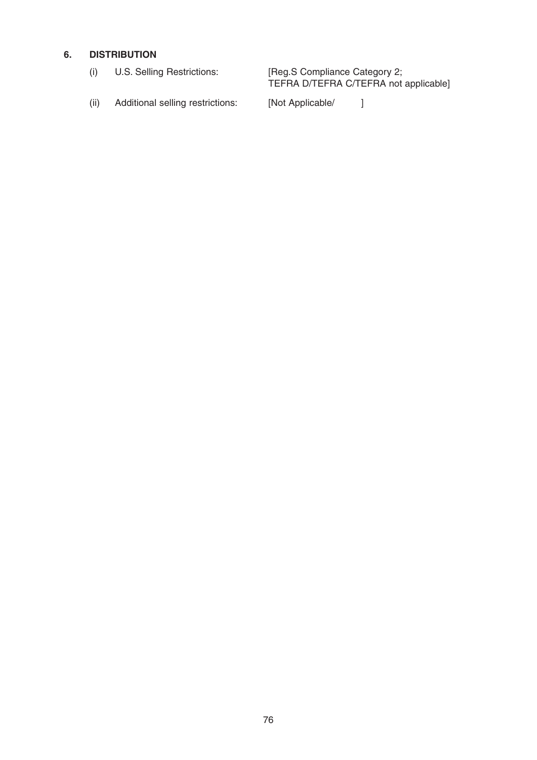## 6. DISTRIBUTION

| | | |
|---|---|---|
| (i) | U.S. Selling Restrictions: | [Reg.S Compliance Category 2; TEFRA D/TEFRA C/TEFRA not applicable] |
| (ii) | Additional selling restrictions: | [Not Applicable/ ] |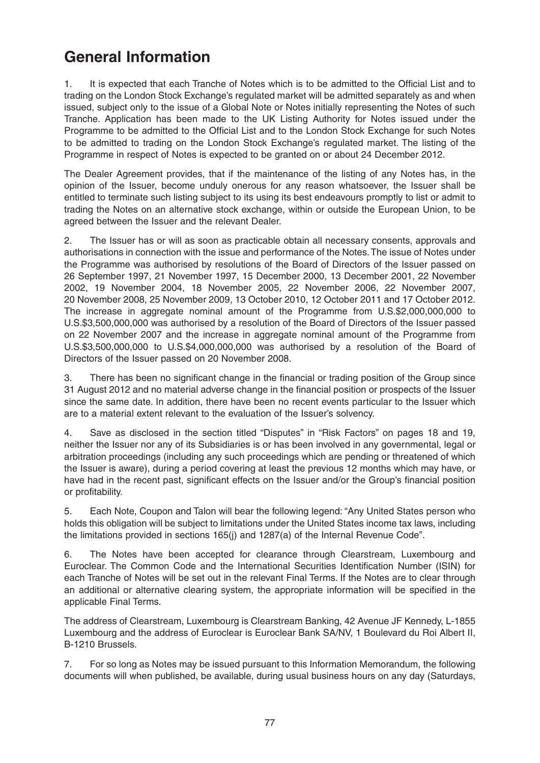# General Information

1. It is expected that each Tranche of Notes which is to be admitted to the Official List and to trading on the London Stock Exchange's regulated market will be admitted separately as and when issued, subject only to the issue of a Global Note or Notes initially representing the Notes of such Tranche. Application has been made to the UK Listing Authority for Notes issued under the Programme to be admitted to the Official List and to the London Stock Exchange for such Notes to be admitted to trading on the London Stock Exchange's regulated market. The listing of the Programme in respect of Notes is expected to be granted on or about 24 December 2012.

The Dealer Agreement provides, that if the maintenance of the listing of any Notes has, in the opinion of the Issuer, become unduly onerous for any reason whatsoever, the Issuer shall be entitled to terminate such listing subject to its using its best endeavours promptly to list or admit to trading the Notes on an alternative stock exchange, within or outside the European Union, to be agreed between the Issuer and the relevant Dealer.

2. The Issuer has or will as soon as practicable obtain all necessary consents, approvals and authorisations in connection with the issue and performance of the Notes. The issue of Notes under the Programme was authorised by resolutions of the Board of Directors of the Issuer passed on 26 September 1997, 21 November 1997, 15 December 2000, 13 December 2001, 22 November 2002, 19 November 2004, 18 November 2005, 22 November 2006, 22 November 2007, 20 November 2008, 25 November 2009, 13 October 2010, 12 October 2011 and 17 October 2012. The increase in aggregate nominal amount of the Programme from U.S.$2,000,000,000 to U.S.$3,500,000,000 was authorised by a resolution of the Board of Directors of the Issuer passed on 22 November 2007 and the increase in aggregate nominal amount of the Programme from U.S.$3,500,000,000 to U.S.$4,000,000,000 was authorised by a resolution of the Board of Directors of the Issuer passed on 20 November 2008.

3. There has been no significant change in the financial or trading position of the Group since 31 August 2012 and no material adverse change in the financial position or prospects of the Issuer since the same date. In addition, there have been no recent events particular to the Issuer which are to a material extent relevant to the evaluation of the Issuer's solvency.

4. Save as disclosed in the section titled "Disputes" in "Risk Factors" on pages 18 and 19, neither the Issuer nor any of its Subsidiaries is or has been involved in any governmental, legal or arbitration proceedings (including any such proceedings which are pending or threatened of which the Issuer is aware), during a period covering at least the previous 12 months which may have, or have had in the recent past, significant effects on the Issuer and/or the Group's financial position or profitability.

5. Each Note, Coupon and Talon will bear the following legend: "Any United States person who holds this obligation will be subject to limitations under the United States income tax laws, including the limitations provided in sections 165(j) and 1287(a) of the Internal Revenue Code".

6. The Notes have been accepted for clearance through Clearstream, Luxembourg and Euroclear. The Common Code and the International Securities Identification Number (ISIN) for each Tranche of Notes will be set out in the relevant Final Terms. If the Notes are to clear through an additional or alternative clearing system, the appropriate information will be specified in the applicable Final Terms.

The address of Clearstream, Luxembourg is Clearstream Banking, 42 Avenue JF Kennedy, L-1855 Luxembourg and the address of Euroclear is Euroclear Bank SA/NV, 1 Boulevard du Roi Albert II, B-1210 Brussels.

7. For so long as Notes may be issued pursuant to this Information Memorandum, the following documents will when published, be available, during usual business hours on any day (Saturdays,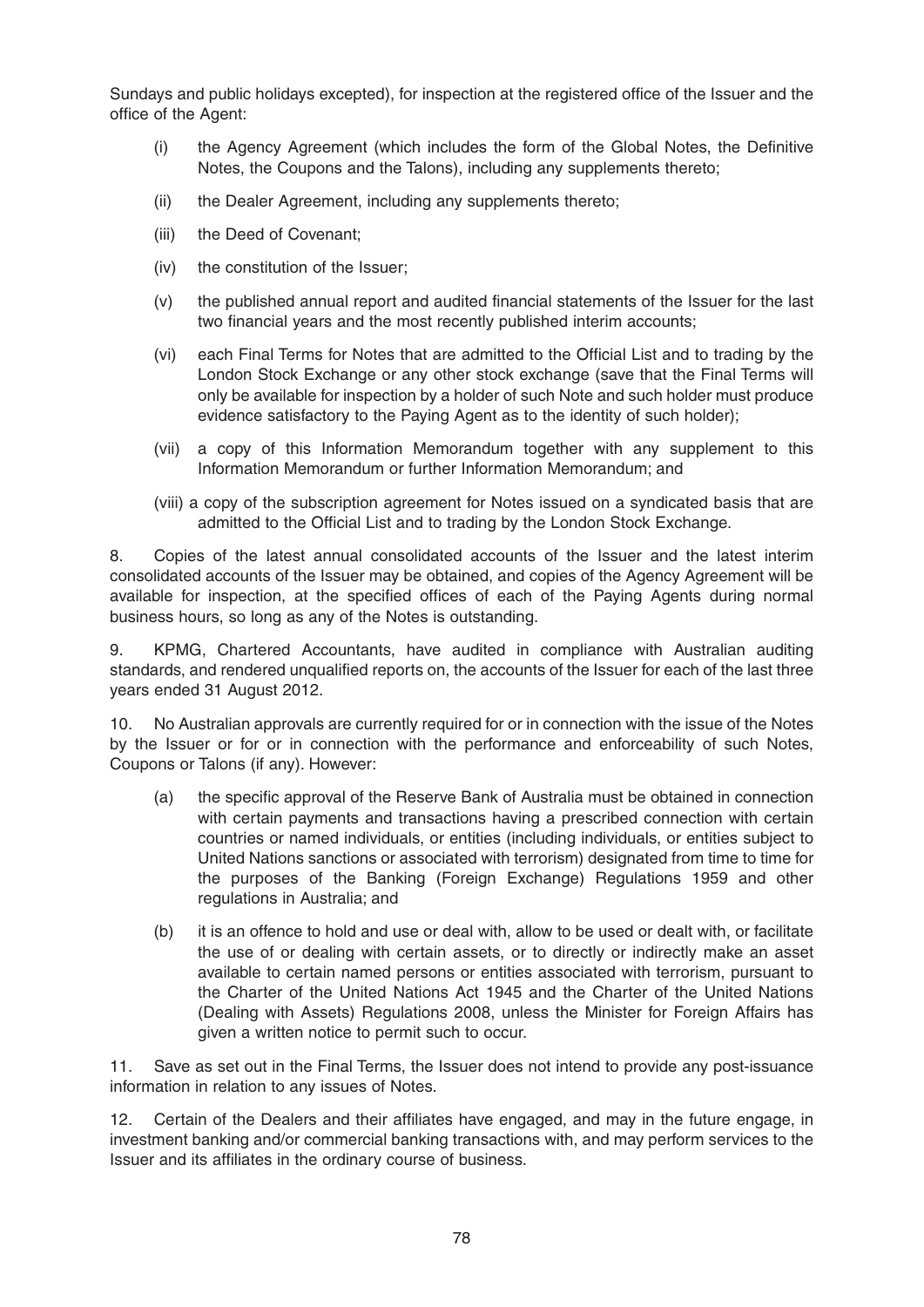Sundays and public holidays excepted), for inspection at the registered office of the Issuer and the office of the Agent:

(i) the Agency Agreement (which includes the form of the Global Notes, the Definitive Notes, the Coupons and the Talons), including any supplements thereto;

(ii) the Dealer Agreement, including any supplements thereto;

(iii) the Deed of Covenant;

(iv) the constitution of the Issuer;

(v) the published annual report and audited financial statements of the Issuer for the last two financial years and the most recently published interim accounts;

(vi) each Final Terms for Notes that are admitted to the Official List and to trading by the London Stock Exchange or any other stock exchange (save that the Final Terms will only be available for inspection by a holder of such Note and such holder must produce evidence satisfactory to the Paying Agent as to the identity of such holder);

(vii) a copy of this Information Memorandum together with any supplement to this Information Memorandum or further Information Memorandum; and

(viii) a copy of the subscription agreement for Notes issued on a syndicated basis that are admitted to the Official List and to trading by the London Stock Exchange.

8. Copies of the latest annual consolidated accounts of the Issuer and the latest interim consolidated accounts of the Issuer may be obtained, and copies of the Agency Agreement will be available for inspection, at the specified offices of each of the Paying Agents during normal business hours, so long as any of the Notes is outstanding.

9. KPMG, Chartered Accountants, have audited in compliance with Australian auditing standards, and rendered unqualified reports on, the accounts of the Issuer for each of the last three years ended 31 August 2012.

10. No Australian approvals are currently required for or in connection with the issue of the Notes by the Issuer or for or in connection with the performance and enforceability of such Notes, Coupons or Talons (if any). However:

(a) the specific approval of the Reserve Bank of Australia must be obtained in connection with certain payments and transactions having a prescribed connection with certain countries or named individuals, or entities (including individuals, or entities subject to United Nations sanctions or associated with terrorism) designated from time to time for the purposes of the Banking (Foreign Exchange) Regulations 1959 and other regulations in Australia; and

(b) it is an offence to hold and use or deal with, allow to be used or dealt with, or facilitate the use of or dealing with certain assets, or to directly or indirectly make an asset available to certain named persons or entities associated with terrorism, pursuant to the Charter of the United Nations Act 1945 and the Charter of the United Nations (Dealing with Assets) Regulations 2008, unless the Minister for Foreign Affairs has given a written notice to permit such to occur.

11. Save as set out in the Final Terms, the Issuer does not intend to provide any post-issuance information in relation to any issues of Notes.

12. Certain of the Dealers and their affiliates have engaged, and may in the future engage, in investment banking and/or commercial banking transactions with, and may perform services to the Issuer and its affiliates in the ordinary course of business.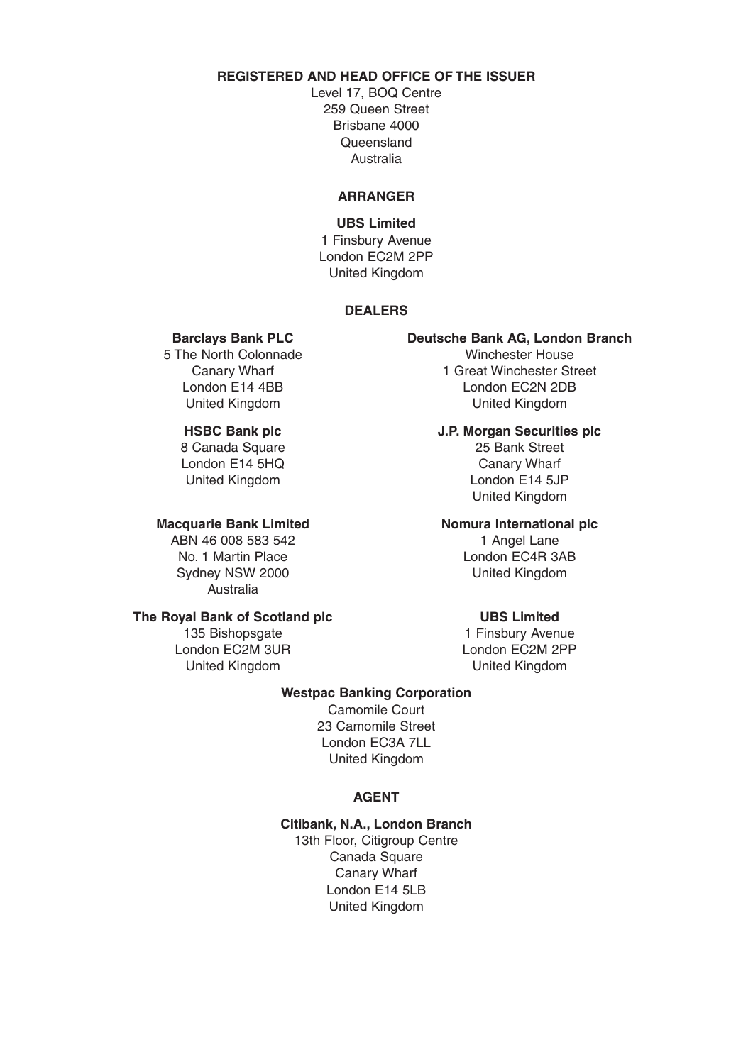**REGISTERED AND HEAD OFFICE OF THE ISSUER**

Level 17, BOQ Centre
259 Queen Street
Brisbane 4000
Queensland
Australia

**ARRANGER**

**UBS Limited**
1 Finsbury Avenue
London EC2M 2PP
United Kingdom

**DEALERS**

**Barclays Bank PLC**
5 The North Colonnade
Canary Wharf
London E14 4BB
United Kingdom

**Deutsche Bank AG, London Branch**
Winchester House
1 Great Winchester Street
London EC2N 2DB
United Kingdom

**HSBC Bank plc**
8 Canada Square
London E14 5HQ
United Kingdom

**J.P. Morgan Securities plc**
25 Bank Street
Canary Wharf
London E14 5JP
United Kingdom

**Macquarie Bank Limited**
ABN 46 008 583 542
No. 1 Martin Place
Sydney NSW 2000
Australia

**Nomura International plc**
1 Angel Lane
London EC4R 3AB
United Kingdom

**The Royal Bank of Scotland plc**
135 Bishopsgate
London EC2M 3UR
United Kingdom

**UBS Limited**
1 Finsbury Avenue
London EC2M 2PP
United Kingdom

**Westpac Banking Corporation**
Camomile Court
23 Camomile Street
London EC3A 7LL
United Kingdom

**AGENT**

**Citibank, N.A., London Branch**
13th Floor, Citigroup Centre
Canada Square
Canary Wharf
London E14 5LB
United Kingdom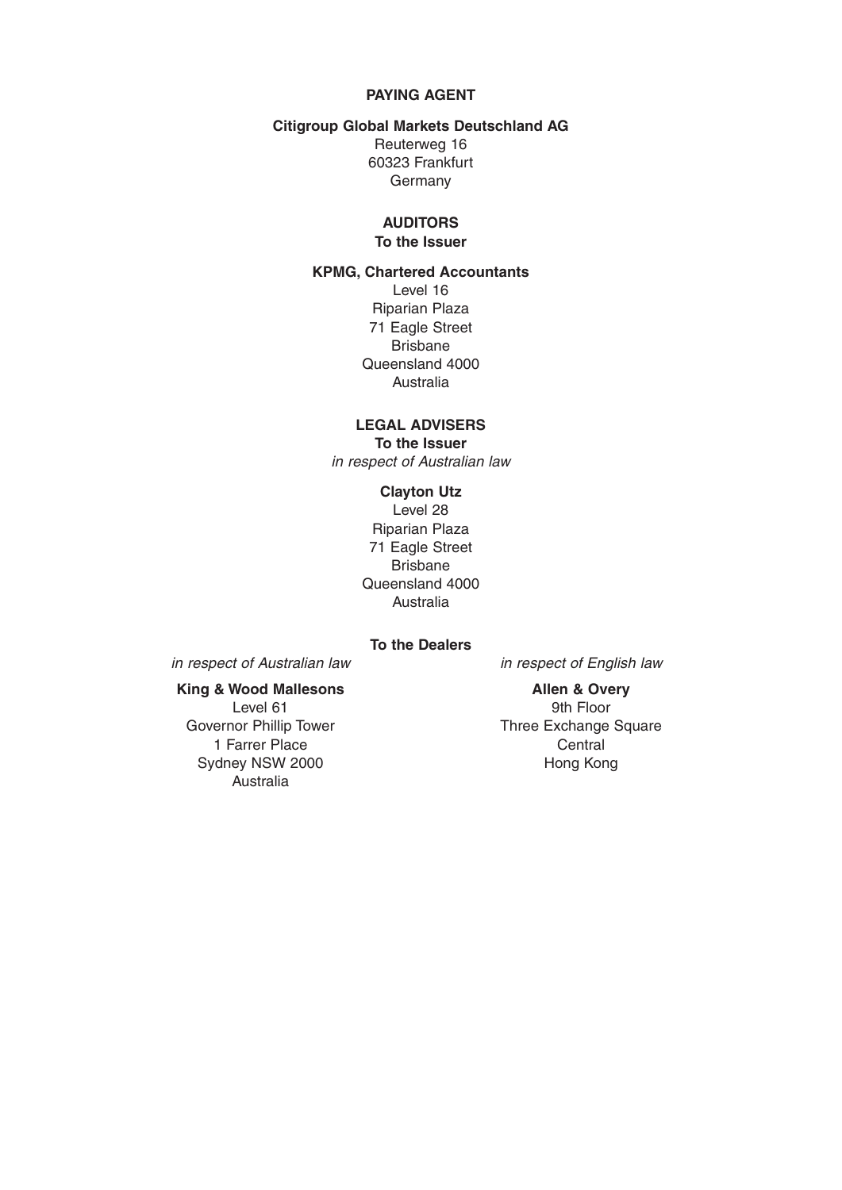**PAYING AGENT**

**Citigroup Global Markets Deutschland AG**
Reuterweg 16
60323 Frankfurt
Germany

**AUDITORS**
**To the Issuer**

**KPMG, Chartered Accountants**
Level 16
Riparian Plaza
71 Eagle Street
Brisbane
Queensland 4000
Australia

**LEGAL ADVISERS**
**To the Issuer**
*in respect of Australian law*

**Clayton Utz**
Level 28
Riparian Plaza
71 Eagle Street
Brisbane
Queensland 4000
Australia

**To the Dealers**

*in respect of Australian law*

**King & Wood Mallesons**
Level 61
Governor Phillip Tower
1 Farrer Place
Sydney NSW 2000
Australia

*in respect of English law*

**Allen & Overy**
9th Floor
Three Exchange Square
Central
Hong Kong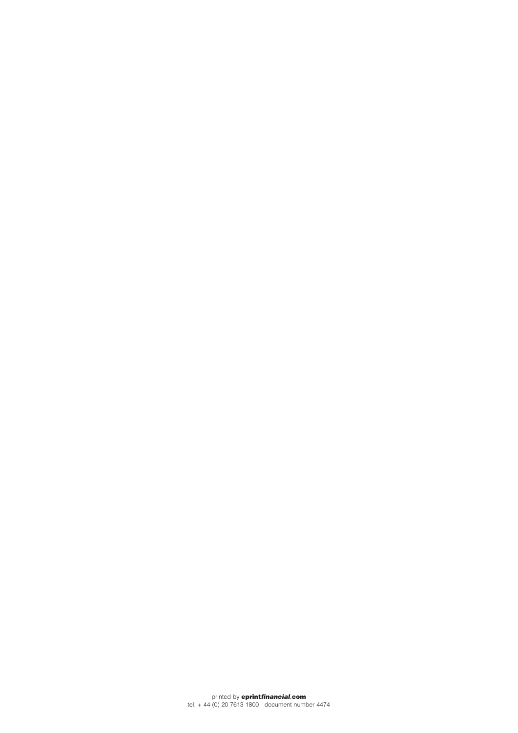printed by **eprint*financial*.com**
tel: + 44 (0) 20 7613 1800 document number 4474